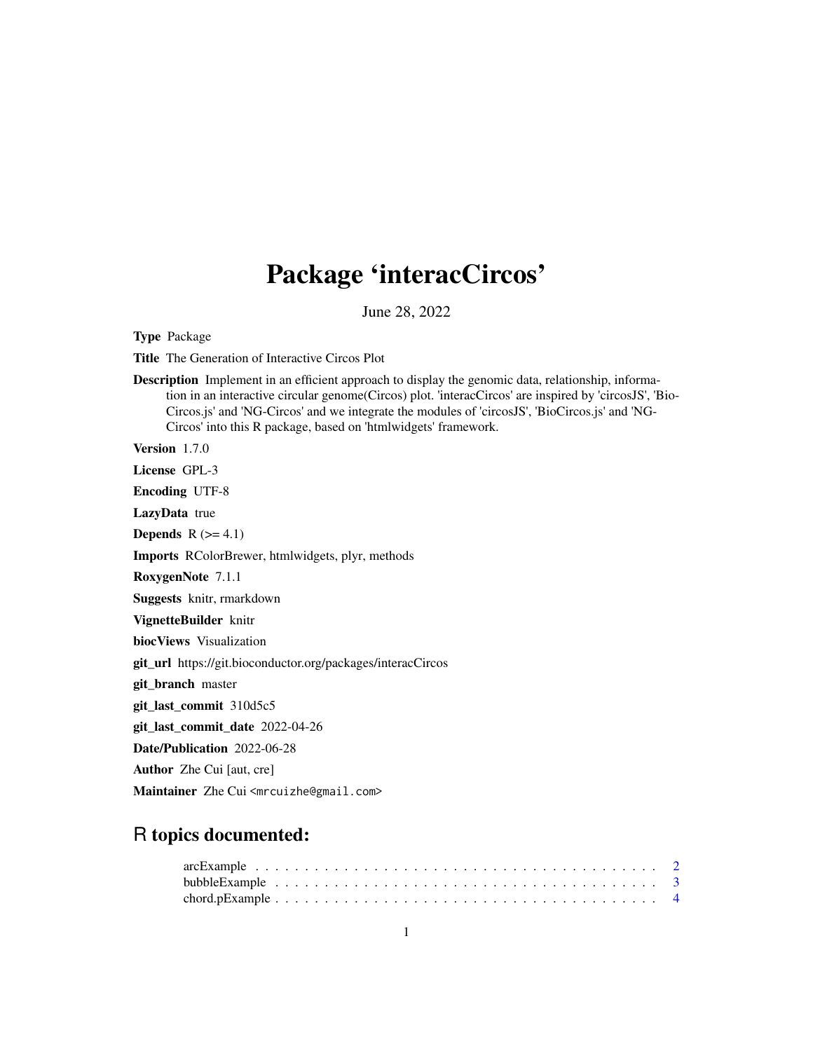# Package 'interacCircos'

June 28, 2022

**Type** Package

**Title** The Generation of Interactive Circos Plot

**Description** Implement in an efficient approach to display the genomic data, relationship, information in an interactive circular genome(Circos) plot. 'interacCircos' are inspired by 'circosJS', 'BioCircos.js' and 'NG-Circos' and we integrate the modules of 'circosJS', 'BioCircos.js' and 'NG-Circos' into this R package, based on 'htmlwidgets' framework.

**Version** 1.7.0

**License** GPL-3

**Encoding** UTF-8

**LazyData** true

**Depends** R (>= 4.1)

**Imports** RColorBrewer, htmlwidgets, plyr, methods

**RoxygenNote** 7.1.1

**Suggests** knitr, rmarkdown

**VignetteBuilder** knitr

**biocViews** Visualization

**git_url** https://git.bioconductor.org/packages/interacCircos

**git_branch** master

**git_last_commit** 310d5c5

**git_last_commit_date** 2022-04-26

**Date/Publication** 2022-06-28

**Author** Zhe Cui [aut, cre]

**Maintainer** Zhe Cui <mrcuizhe@gmail.com>

## R topics documented:

arcExample . . . . . . . . . . . . . . . . . . . . . . . . . . . . . . . . . . . . . . . 2
bubbleExample . . . . . . . . . . . . . . . . . . . . . . . . . . . . . . . . . . . . . 3
chord.pExample . . . . . . . . . . . . . . . . . . . . . . . . . . . . . . . . . . . . 4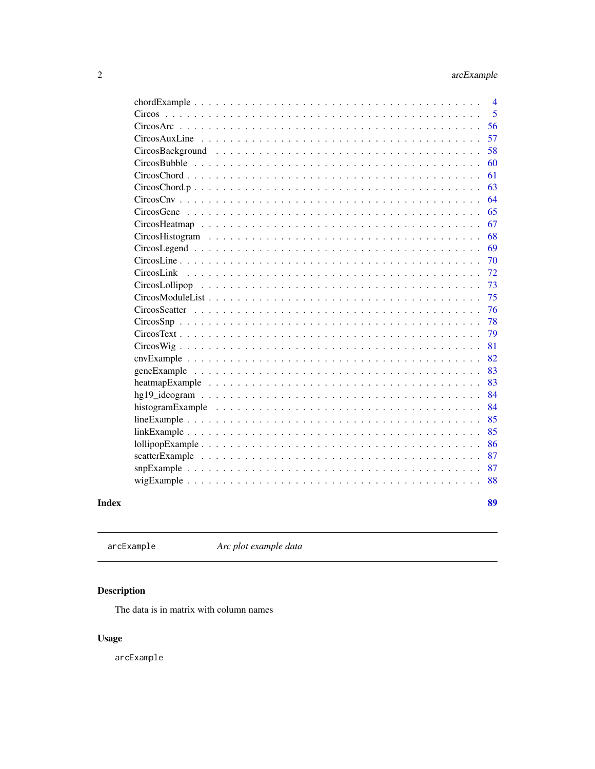chordExample . . . . . . . . . . . . . . . . . . . . . . . . . . . . . . . . . . . . 4
Circos . . . . . . . . . . . . . . . . . . . . . . . . . . . . . . . . . . . . . . . 5
CircosArc . . . . . . . . . . . . . . . . . . . . . . . . . . . . . . . . . . . . . 56
CircosAuxLine . . . . . . . . . . . . . . . . . . . . . . . . . . . . . . . . . . 57
CircosBackground . . . . . . . . . . . . . . . . . . . . . . . . . . . . . . . . 58
CircosBubble . . . . . . . . . . . . . . . . . . . . . . . . . . . . . . . . . . . 60
CircosChord . . . . . . . . . . . . . . . . . . . . . . . . . . . . . . . . . . . 61
CircosChord.p . . . . . . . . . . . . . . . . . . . . . . . . . . . . . . . . . . 63
CircosCnv . . . . . . . . . . . . . . . . . . . . . . . . . . . . . . . . . . . . 64
CircosGene . . . . . . . . . . . . . . . . . . . . . . . . . . . . . . . . . . . . 65
CircosHeatmap . . . . . . . . . . . . . . . . . . . . . . . . . . . . . . . . . . 67
CircosHistogram . . . . . . . . . . . . . . . . . . . . . . . . . . . . . . . . . 68
CircosLegend . . . . . . . . . . . . . . . . . . . . . . . . . . . . . . . . . . . 69
CircosLine . . . . . . . . . . . . . . . . . . . . . . . . . . . . . . . . . . . . 70
CircosLink . . . . . . . . . . . . . . . . . . . . . . . . . . . . . . . . . . . . 72
CircosLollipop . . . . . . . . . . . . . . . . . . . . . . . . . . . . . . . . . . 73
CircosModuleList . . . . . . . . . . . . . . . . . . . . . . . . . . . . . . . . . 75
CircosScatter . . . . . . . . . . . . . . . . . . . . . . . . . . . . . . . . . . . 76
CircosSnp . . . . . . . . . . . . . . . . . . . . . . . . . . . . . . . . . . . . 78
CircosText . . . . . . . . . . . . . . . . . . . . . . . . . . . . . . . . . . . . 79
CircosWig . . . . . . . . . . . . . . . . . . . . . . . . . . . . . . . . . . . . . 81
cnvExample . . . . . . . . . . . . . . . . . . . . . . . . . . . . . . . . . . . . 82
geneExample . . . . . . . . . . . . . . . . . . . . . . . . . . . . . . . . . . . 83
heatmapExample . . . . . . . . . . . . . . . . . . . . . . . . . . . . . . . . . 83
hg19_ideogram . . . . . . . . . . . . . . . . . . . . . . . . . . . . . . . . . . 84
histogramExample . . . . . . . . . . . . . . . . . . . . . . . . . . . . . . . . 84
lineExample . . . . . . . . . . . . . . . . . . . . . . . . . . . . . . . . . . . . 85
linkExample . . . . . . . . . . . . . . . . . . . . . . . . . . . . . . . . . . . . 85
lollipopExample . . . . . . . . . . . . . . . . . . . . . . . . . . . . . . . . . . 86
scatterExample . . . . . . . . . . . . . . . . . . . . . . . . . . . . . . . . . . 87
snpExample . . . . . . . . . . . . . . . . . . . . . . . . . . . . . . . . . . . . 87
wigExample . . . . . . . . . . . . . . . . . . . . . . . . . . . . . . . . . . . . 88

**Index** **89**

---

`arcExample` *Arc plot example data*

---

## Description

The data is in matrix with column names

## Usage

```
arcExample
```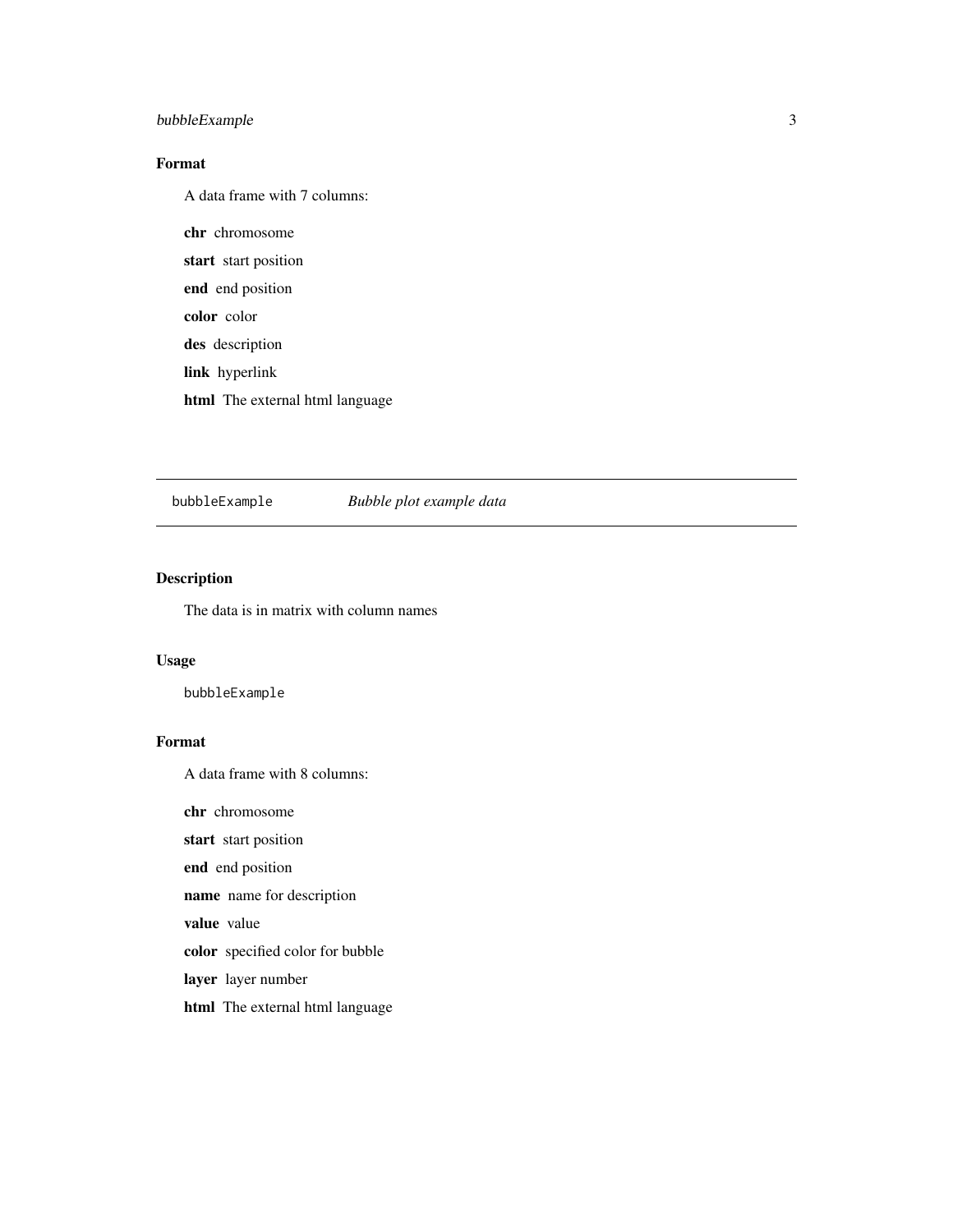## Format

A data frame with 7 columns:

**chr** chromosome

**start** start position

**end** end position

**color** color

**des** description

**link** hyperlink

**html** The external html language

---

`bubbleExample` *Bubble plot example data*

---

## Description

The data is in matrix with column names

## Usage

```
bubbleExample
```

## Format

A data frame with 8 columns:

**chr** chromosome

**start** start position

**end** end position

**name** name for description

**value** value

**color** specified color for bubble

**layer** layer number

**html** The external html language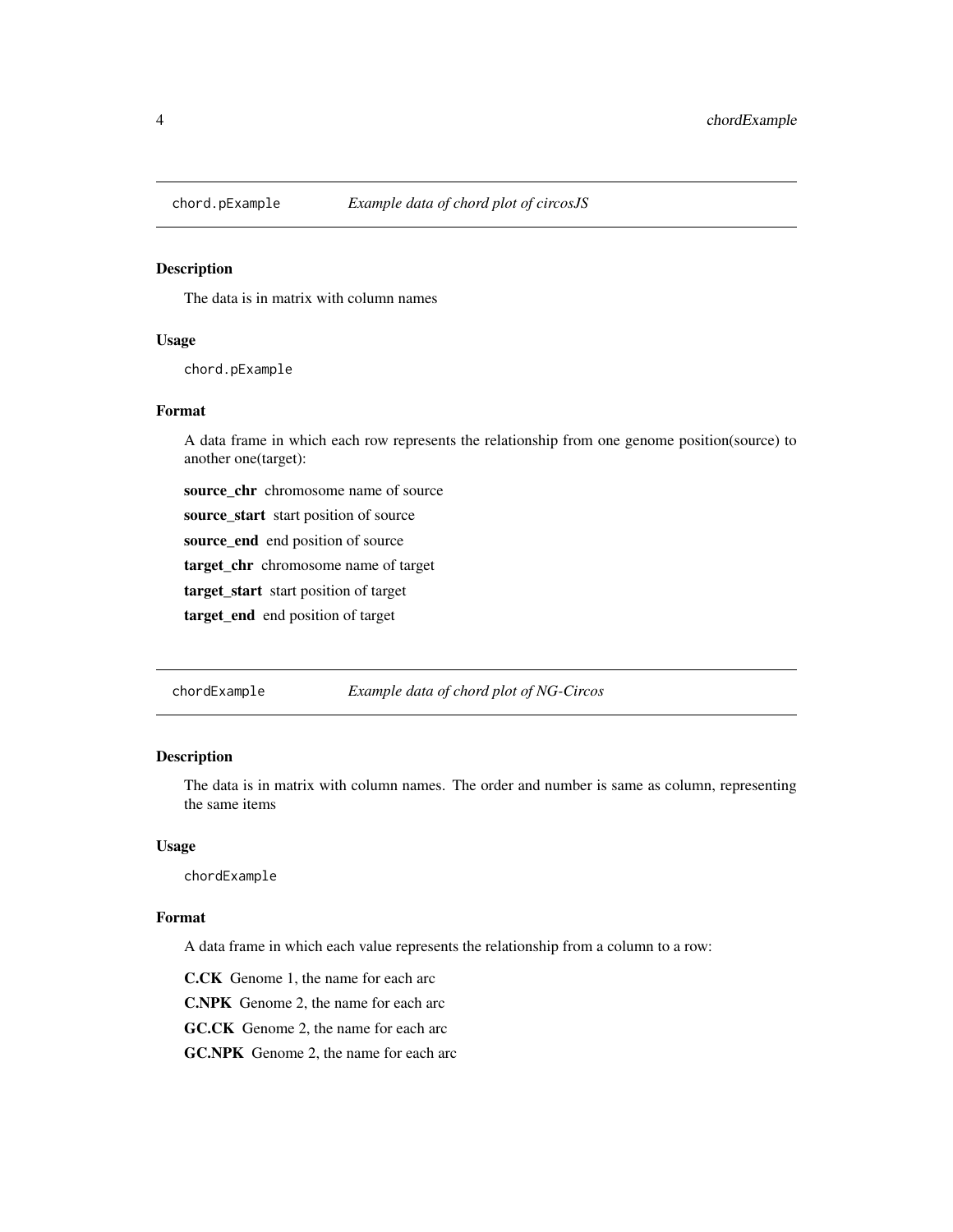## chord.pExample *Example data of chord plot of circosJS*

### Description

The data is in matrix with column names

### Usage

```
chord.pExample
```

### Format

A data frame in which each row represents the relationship from one genome position(source) to another one(target):

**source_chr** chromosome name of source

**source_start** start position of source

**source_end** end position of source

**target_chr** chromosome name of target

**target_start** start position of target

**target_end** end position of target

## chordExample *Example data of chord plot of NG-Circos*

### Description

The data is in matrix with column names. The order and number is same as column, representing the same items

### Usage

```
chordExample
```

### Format

A data frame in which each value represents the relationship from a column to a row:

**C.CK** Genome 1, the name for each arc

**C.NPK** Genome 2, the name for each arc

**GC.CK** Genome 2, the name for each arc

**GC.NPK** Genome 2, the name for each arc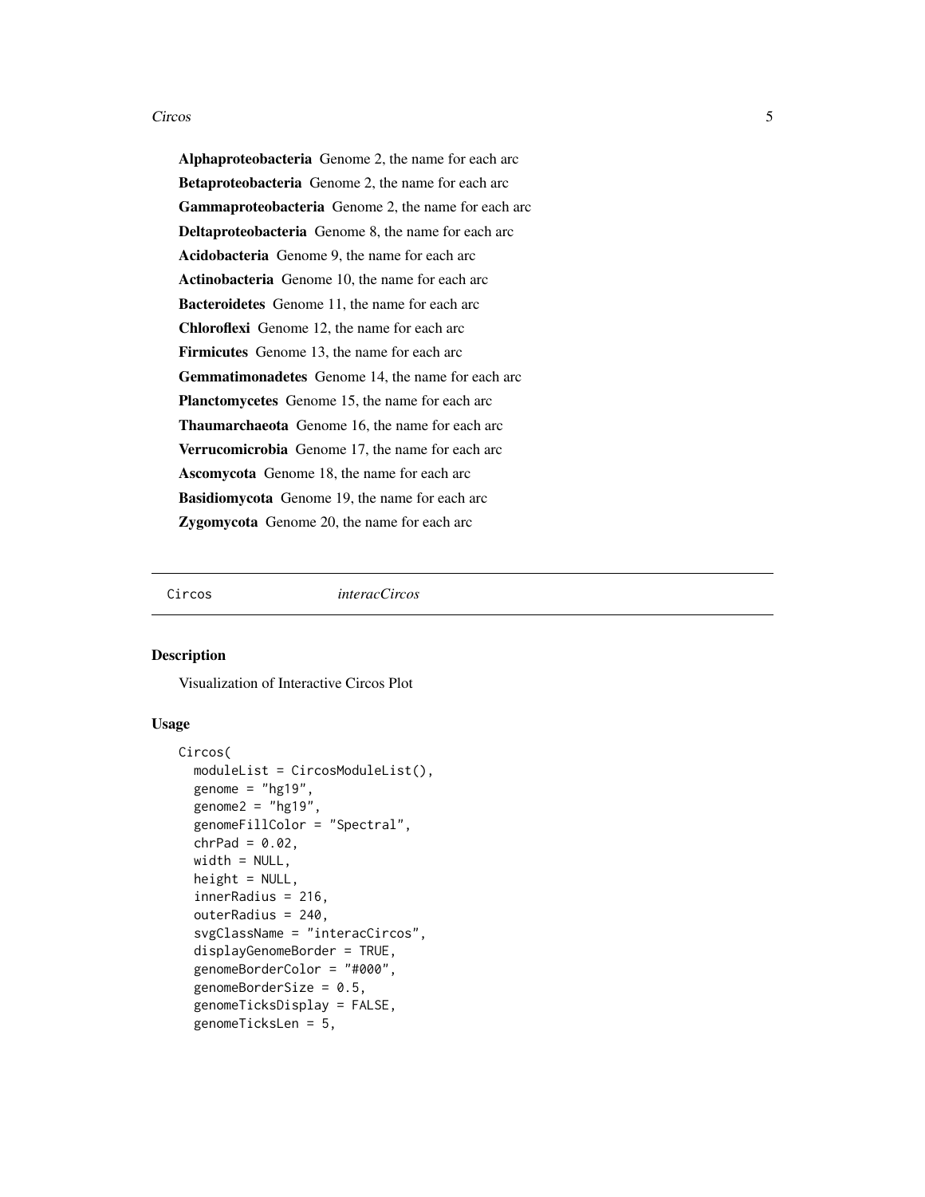**Alphaproteobacteria** Genome 2, the name for each arc

**Betaproteobacteria** Genome 2, the name for each arc

**Gammaproteobacteria** Genome 2, the name for each arc

**Deltaproteobacteria** Genome 8, the name for each arc

**Acidobacteria** Genome 9, the name for each arc

**Actinobacteria** Genome 10, the name for each arc

**Bacteroidetes** Genome 11, the name for each arc

**Chloroflexi** Genome 12, the name for each arc

**Firmicutes** Genome 13, the name for each arc

**Gemmatimonadetes** Genome 14, the name for each arc

**Planctomycetes** Genome 15, the name for each arc

**Thaumarchaeota** Genome 16, the name for each arc

**Verrucomicrobia** Genome 17, the name for each arc

**Ascomycota** Genome 18, the name for each arc

**Basidiomycota** Genome 19, the name for each arc

**Zygomycota** Genome 20, the name for each arc

---

`Circos` *interacCircos*

---

## Description

Visualization of Interactive Circos Plot

## Usage

```
Circos(
  moduleList = CircosModuleList(),
  genome = "hg19",
  genome2 = "hg19",
  genomeFillColor = "Spectral",
  chrPad = 0.02,
  width = NULL,
  height = NULL,
  innerRadius = 216,
  outerRadius = 240,
  svgClassName = "interacCircos",
  displayGenomeBorder = TRUE,
  genomeBorderColor = "#000",
  genomeBorderSize = 0.5,
  genomeTicksDisplay = FALSE,
  genomeTicksLen = 5,
```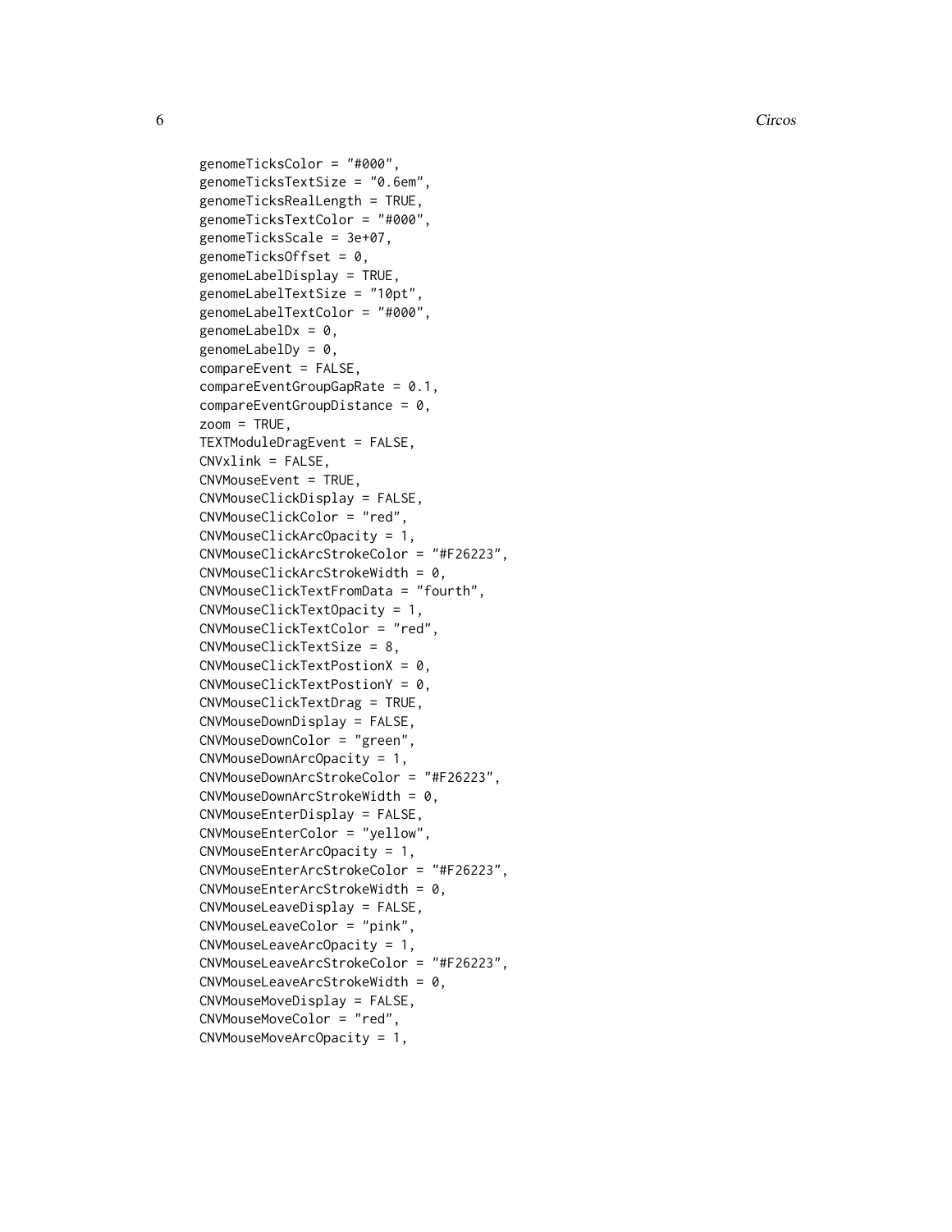```
genomeTicksColor = "#000",
genomeTicksTextSize = "0.6em",
genomeTicksRealLength = TRUE,
genomeTicksTextColor = "#000",
genomeTicksScale = 3e+07,
genomeTicksOffset = 0,
genomeLabelDisplay = TRUE,
genomeLabelTextSize = "10pt",
genomeLabelTextColor = "#000",
genomeLabelDx = 0,
genomeLabelDy = 0,
compareEvent = FALSE,
compareEventGroupGapRate = 0.1,
compareEventGroupDistance = 0,
zoom = TRUE,
TEXTModuleDragEvent = FALSE,
CNVxlink = FALSE,
CNVMouseEvent = TRUE,
CNVMouseClickDisplay = FALSE,
CNVMouseClickColor = "red",
CNVMouseClickArcOpacity = 1,
CNVMouseClickArcStrokeColor = "#F26223",
CNVMouseClickArcStrokeWidth = 0,
CNVMouseClickTextFromData = "fourth",
CNVMouseClickTextOpacity = 1,
CNVMouseClickTextColor = "red",
CNVMouseClickTextSize = 8,
CNVMouseClickTextPostionX = 0,
CNVMouseClickTextPostionY = 0,
CNVMouseClickTextDrag = TRUE,
CNVMouseDownDisplay = FALSE,
CNVMouseDownColor = "green",
CNVMouseDownArcOpacity = 1,
CNVMouseDownArcStrokeColor = "#F26223",
CNVMouseDownArcStrokeWidth = 0,
CNVMouseEnterDisplay = FALSE,
CNVMouseEnterColor = "yellow",
CNVMouseEnterArcOpacity = 1,
CNVMouseEnterArcStrokeColor = "#F26223",
CNVMouseEnterArcStrokeWidth = 0,
CNVMouseLeaveDisplay = FALSE,
CNVMouseLeaveColor = "pink",
CNVMouseLeaveArcOpacity = 1,
CNVMouseLeaveArcStrokeColor = "#F26223",
CNVMouseLeaveArcStrokeWidth = 0,
CNVMouseMoveDisplay = FALSE,
CNVMouseMoveColor = "red",
CNVMouseMoveArcOpacity = 1,
```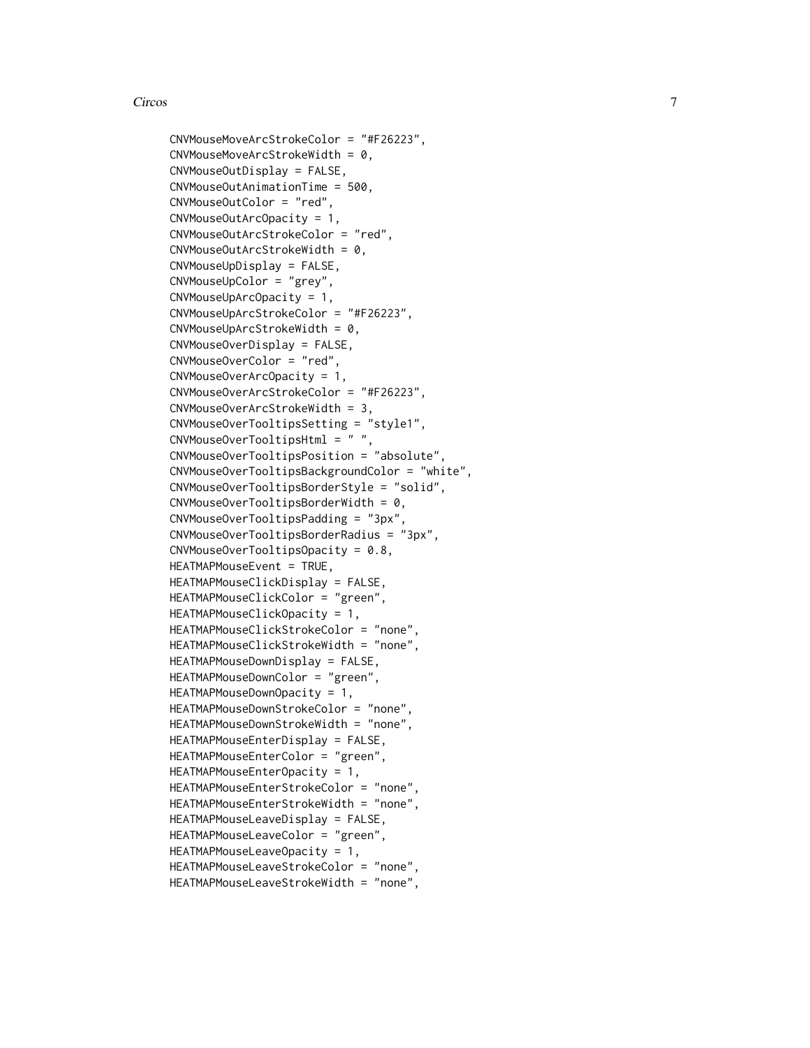```
CNVMouseMoveArcStrokeColor = "#F26223",
CNVMouseMoveArcStrokeWidth = 0,
CNVMouseOutDisplay = FALSE,
CNVMouseOutAnimationTime = 500,
CNVMouseOutColor = "red",
CNVMouseOutArcOpacity = 1,
CNVMouseOutArcStrokeColor = "red",
CNVMouseOutArcStrokeWidth = 0,
CNVMouseUpDisplay = FALSE,
CNVMouseUpColor = "grey",
CNVMouseUpArcOpacity = 1,
CNVMouseUpArcStrokeColor = "#F26223",
CNVMouseUpArcStrokeWidth = 0,
CNVMouseOverDisplay = FALSE,
CNVMouseOverColor = "red",
CNVMouseOverArcOpacity = 1,
CNVMouseOverArcStrokeColor = "#F26223",
CNVMouseOverArcStrokeWidth = 3,
CNVMouseOverTooltipsSetting = "style1",
CNVMouseOverTooltipsHtml = " ",
CNVMouseOverTooltipsPosition = "absolute",
CNVMouseOverTooltipsBackgroundColor = "white",
CNVMouseOverTooltipsBorderStyle = "solid",
CNVMouseOverTooltipsBorderWidth = 0,
CNVMouseOverTooltipsPadding = "3px",
CNVMouseOverTooltipsBorderRadius = "3px",
CNVMouseOverTooltipsOpacity = 0.8,
HEATMAPMouseEvent = TRUE,
HEATMAPMouseClickDisplay = FALSE,
HEATMAPMouseClickColor = "green",
HEATMAPMouseClickOpacity = 1,
HEATMAPMouseClickStrokeColor = "none",
HEATMAPMouseClickStrokeWidth = "none",
HEATMAPMouseDownDisplay = FALSE,
HEATMAPMouseDownColor = "green",
HEATMAPMouseDownOpacity = 1,
HEATMAPMouseDownStrokeColor = "none",
HEATMAPMouseDownStrokeWidth = "none",
HEATMAPMouseEnterDisplay = FALSE,
HEATMAPMouseEnterColor = "green",
HEATMAPMouseEnterOpacity = 1,
HEATMAPMouseEnterStrokeColor = "none",
HEATMAPMouseEnterStrokeWidth = "none",
HEATMAPMouseLeaveDisplay = FALSE,
HEATMAPMouseLeaveColor = "green",
HEATMAPMouseLeaveOpacity = 1,
HEATMAPMouseLeaveStrokeColor = "none",
HEATMAPMouseLeaveStrokeWidth = "none",
```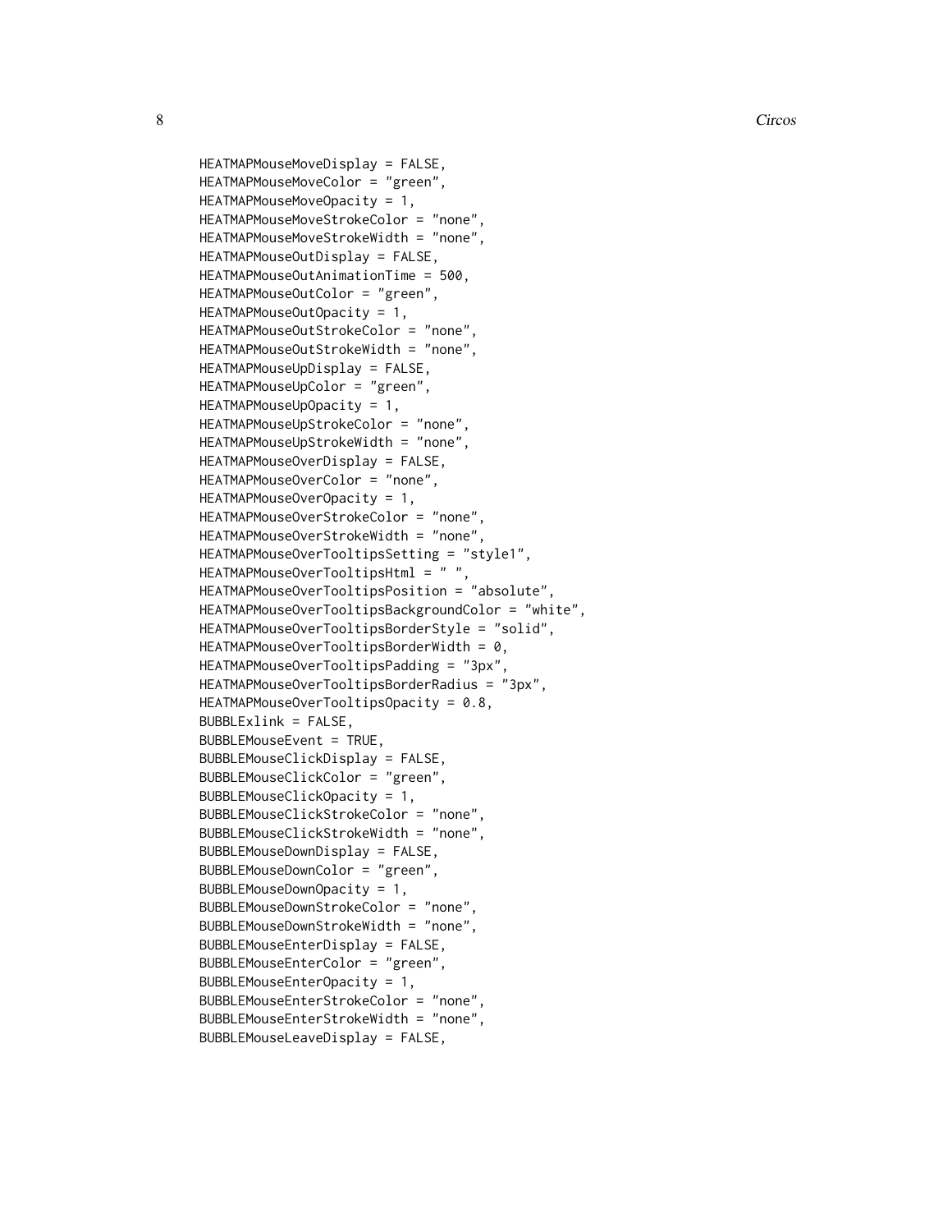```
HEATMAPMouseMoveDisplay = FALSE,
HEATMAPMouseMoveColor = "green",
HEATMAPMouseMoveOpacity = 1,
HEATMAPMouseMoveStrokeColor = "none",
HEATMAPMouseMoveStrokeWidth = "none",
HEATMAPMouseOutDisplay = FALSE,
HEATMAPMouseOutAnimationTime = 500,
HEATMAPMouseOutColor = "green",
HEATMAPMouseOutOpacity = 1,
HEATMAPMouseOutStrokeColor = "none",
HEATMAPMouseOutStrokeWidth = "none",
HEATMAPMouseUpDisplay = FALSE,
HEATMAPMouseUpColor = "green",
HEATMAPMouseUpOpacity = 1,
HEATMAPMouseUpStrokeColor = "none",
HEATMAPMouseUpStrokeWidth = "none",
HEATMAPMouseOverDisplay = FALSE,
HEATMAPMouseOverColor = "none",
HEATMAPMouseOverOpacity = 1,
HEATMAPMouseOverStrokeColor = "none",
HEATMAPMouseOverStrokeWidth = "none",
HEATMAPMouseOverTooltipsSetting = "style1",
HEATMAPMouseOverTooltipsHtml = " ",
HEATMAPMouseOverTooltipsPosition = "absolute",
HEATMAPMouseOverTooltipsBackgroundColor = "white",
HEATMAPMouseOverTooltipsBorderStyle = "solid",
HEATMAPMouseOverTooltipsBorderWidth = 0,
HEATMAPMouseOverTooltipsPadding = "3px",
HEATMAPMouseOverTooltipsBorderRadius = "3px",
HEATMAPMouseOverTooltipsOpacity = 0.8,
BUBBLExlink = FALSE,
BUBBLEMouseEvent = TRUE,
BUBBLEMouseClickDisplay = FALSE,
BUBBLEMouseClickColor = "green",
BUBBLEMouseClickOpacity = 1,
BUBBLEMouseClickStrokeColor = "none",
BUBBLEMouseClickStrokeWidth = "none",
BUBBLEMouseDownDisplay = FALSE,
BUBBLEMouseDownColor = "green",
BUBBLEMouseDownOpacity = 1,
BUBBLEMouseDownStrokeColor = "none",
BUBBLEMouseDownStrokeWidth = "none",
BUBBLEMouseEnterDisplay = FALSE,
BUBBLEMouseEnterColor = "green",
BUBBLEMouseEnterOpacity = 1,
BUBBLEMouseEnterStrokeColor = "none",
BUBBLEMouseEnterStrokeWidth = "none",
BUBBLEMouseLeaveDisplay = FALSE,
```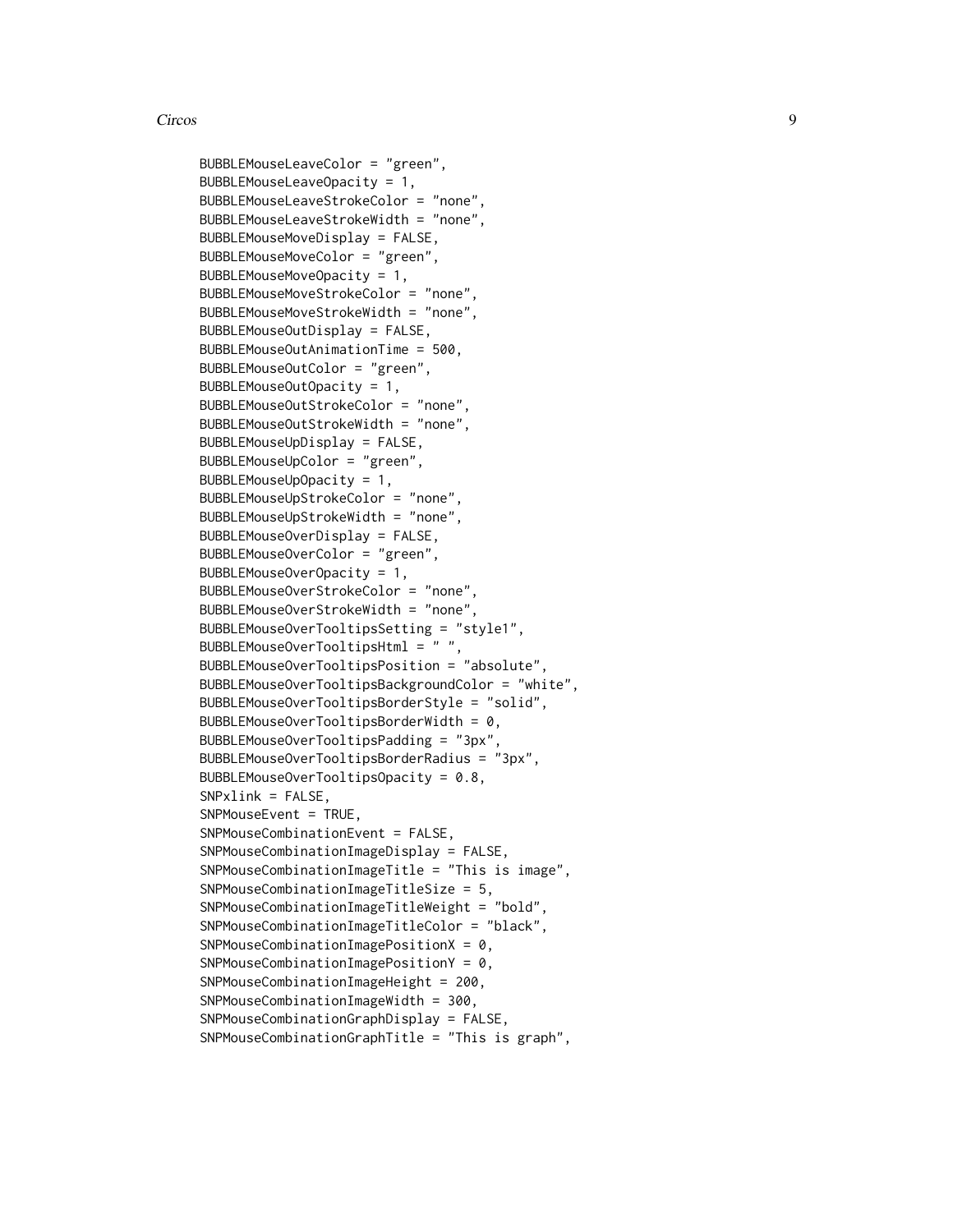```
BUBBLEMouseLeaveColor = "green",
BUBBLEMouseLeaveOpacity = 1,
BUBBLEMouseLeaveStrokeColor = "none",
BUBBLEMouseLeaveStrokeWidth = "none",
BUBBLEMouseMoveDisplay = FALSE,
BUBBLEMouseMoveColor = "green",
BUBBLEMouseMoveOpacity = 1,
BUBBLEMouseMoveStrokeColor = "none",
BUBBLEMouseMoveStrokeWidth = "none",
BUBBLEMouseOutDisplay = FALSE,
BUBBLEMouseOutAnimationTime = 500,
BUBBLEMouseOutColor = "green",
BUBBLEMouseOutOpacity = 1,
BUBBLEMouseOutStrokeColor = "none",
BUBBLEMouseOutStrokeWidth = "none",
BUBBLEMouseUpDisplay = FALSE,
BUBBLEMouseUpColor = "green",
BUBBLEMouseUpOpacity = 1,
BUBBLEMouseUpStrokeColor = "none",
BUBBLEMouseUpStrokeWidth = "none",
BUBBLEMouseOverDisplay = FALSE,
BUBBLEMouseOverColor = "green",
BUBBLEMouseOverOpacity = 1,
BUBBLEMouseOverStrokeColor = "none",
BUBBLEMouseOverStrokeWidth = "none",
BUBBLEMouseOverTooltipsSetting = "style1",
BUBBLEMouseOverTooltipsHtml = " ",
BUBBLEMouseOverTooltipsPosition = "absolute",
BUBBLEMouseOverTooltipsBackgroundColor = "white",
BUBBLEMouseOverTooltipsBorderStyle = "solid",
BUBBLEMouseOverTooltipsBorderWidth = 0,
BUBBLEMouseOverTooltipsPadding = "3px",
BUBBLEMouseOverTooltipsBorderRadius = "3px",
BUBBLEMouseOverTooltipsOpacity = 0.8,
SNPxlink = FALSE,
SNPMouseEvent = TRUE,
SNPMouseCombinationEvent = FALSE,
SNPMouseCombinationImageDisplay = FALSE,
SNPMouseCombinationImageTitle = "This is image",
SNPMouseCombinationImageTitleSize = 5,
SNPMouseCombinationImageTitleWeight = "bold",
SNPMouseCombinationImageTitleColor = "black",
SNPMouseCombinationImagePositionX = 0,
SNPMouseCombinationImagePositionY = 0,
SNPMouseCombinationImageHeight = 200,
SNPMouseCombinationImageWidth = 300,
SNPMouseCombinationGraphDisplay = FALSE,
SNPMouseCombinationGraphTitle = "This is graph",
```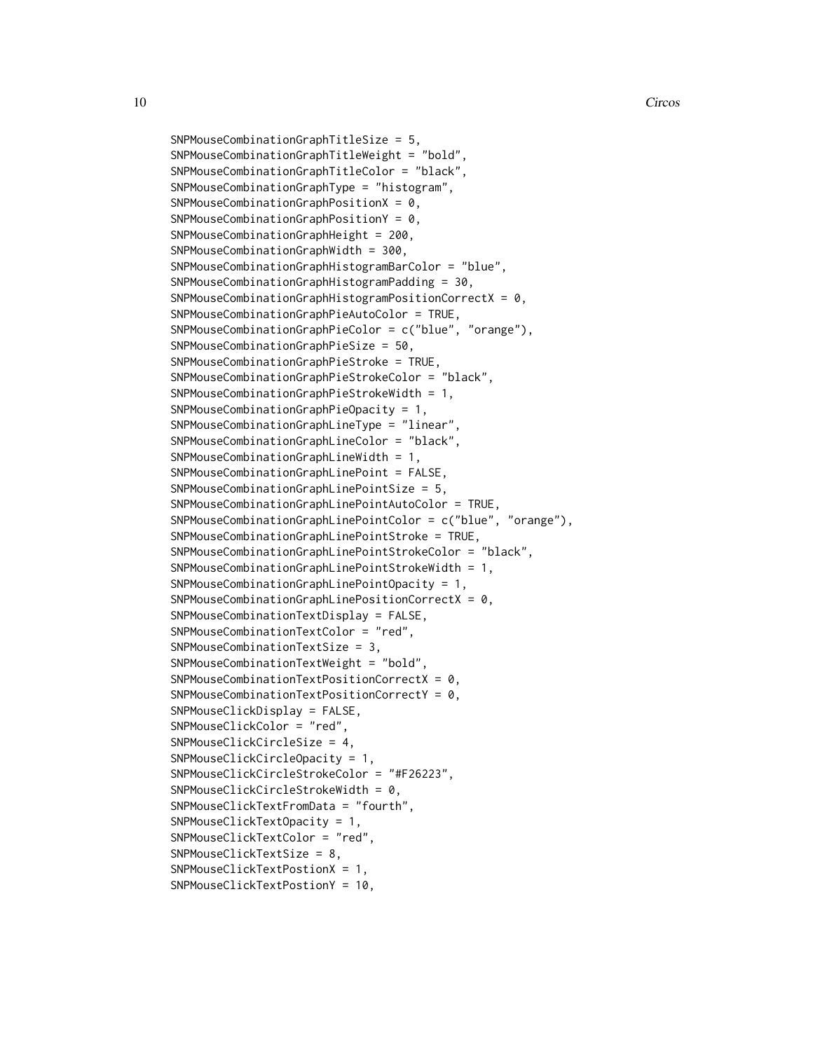```
SNPMouseCombinationGraphTitleSize = 5,
SNPMouseCombinationGraphTitleWeight = "bold",
SNPMouseCombinationGraphTitleColor = "black",
SNPMouseCombinationGraphType = "histogram",
SNPMouseCombinationGraphPositionX = 0,
SNPMouseCombinationGraphPositionY = 0,
SNPMouseCombinationGraphHeight = 200,
SNPMouseCombinationGraphWidth = 300,
SNPMouseCombinationGraphHistogramBarColor = "blue",
SNPMouseCombinationGraphHistogramPadding = 30,
SNPMouseCombinationGraphHistogramPositionCorrectX = 0,
SNPMouseCombinationGraphPieAutoColor = TRUE,
SNPMouseCombinationGraphPieColor = c("blue", "orange"),
SNPMouseCombinationGraphPieSize = 50,
SNPMouseCombinationGraphPieStroke = TRUE,
SNPMouseCombinationGraphPieStrokeColor = "black",
SNPMouseCombinationGraphPieStrokeWidth = 1,
SNPMouseCombinationGraphPieOpacity = 1,
SNPMouseCombinationGraphLineType = "linear",
SNPMouseCombinationGraphLineColor = "black",
SNPMouseCombinationGraphLineWidth = 1,
SNPMouseCombinationGraphLinePoint = FALSE,
SNPMouseCombinationGraphLinePointSize = 5,
SNPMouseCombinationGraphLinePointAutoColor = TRUE,
SNPMouseCombinationGraphLinePointColor = c("blue", "orange"),
SNPMouseCombinationGraphLinePointStroke = TRUE,
SNPMouseCombinationGraphLinePointStrokeColor = "black",
SNPMouseCombinationGraphLinePointStrokeWidth = 1,
SNPMouseCombinationGraphLinePointOpacity = 1,
SNPMouseCombinationGraphLinePositionCorrectX = 0,
SNPMouseCombinationTextDisplay = FALSE,
SNPMouseCombinationTextColor = "red",
SNPMouseCombinationTextSize = 3,
SNPMouseCombinationTextWeight = "bold",
SNPMouseCombinationTextPositionCorrectX = 0,
SNPMouseCombinationTextPositionCorrectY = 0,
SNPMouseClickDisplay = FALSE,
SNPMouseClickColor = "red",
SNPMouseClickCircleSize = 4,
SNPMouseClickCircleOpacity = 1,
SNPMouseClickCircleStrokeColor = "#F26223",
SNPMouseClickCircleStrokeWidth = 0,
SNPMouseClickTextFromData = "fourth",
SNPMouseClickTextOpacity = 1,
SNPMouseClickTextColor = "red",
SNPMouseClickTextSize = 8,
SNPMouseClickTextPostionX = 1,
SNPMouseClickTextPostionY = 10,
```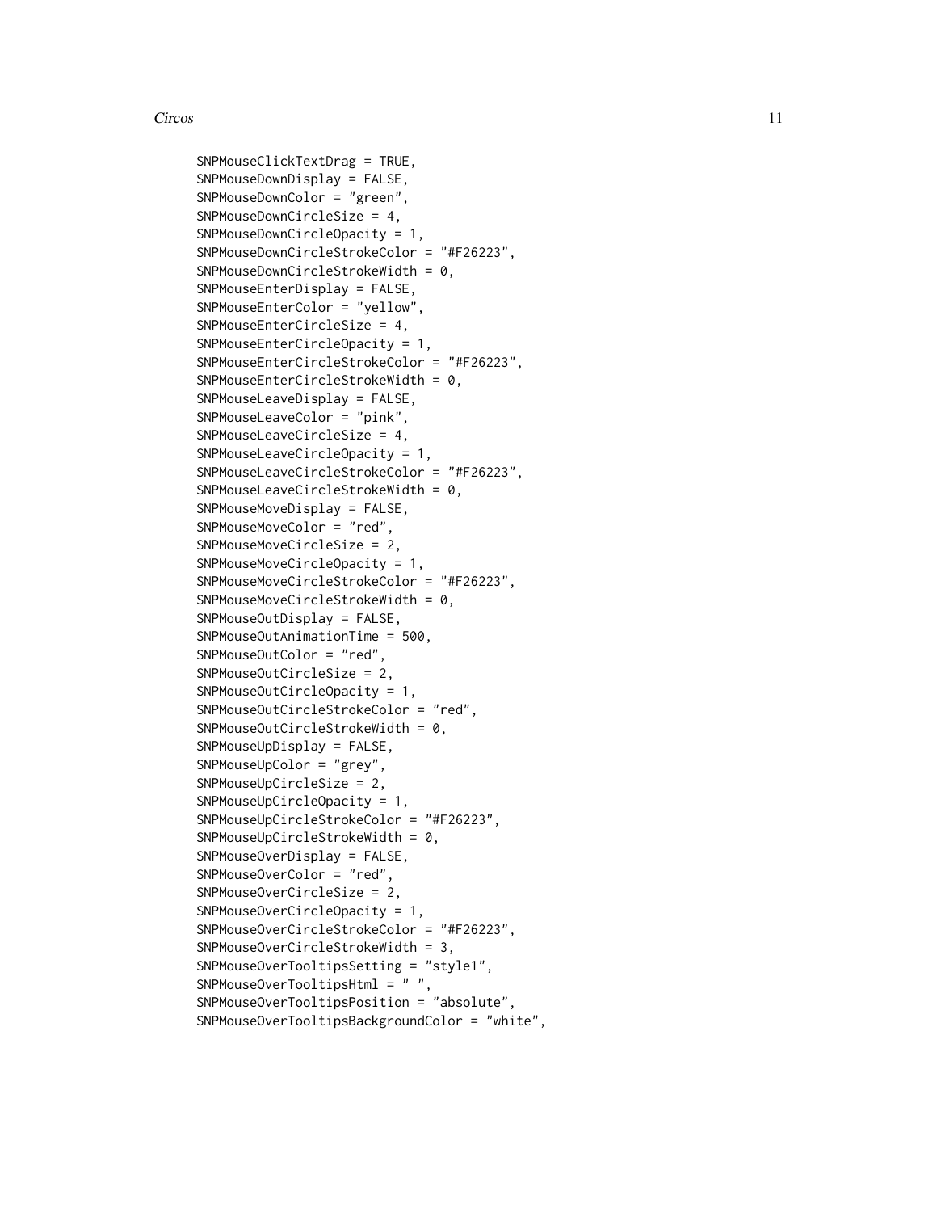```
SNPMouseClickTextDrag = TRUE,
SNPMouseDownDisplay = FALSE,
SNPMouseDownColor = "green",
SNPMouseDownCircleSize = 4,
SNPMouseDownCircleOpacity = 1,
SNPMouseDownCircleStrokeColor = "#F26223",
SNPMouseDownCircleStrokeWidth = 0,
SNPMouseEnterDisplay = FALSE,
SNPMouseEnterColor = "yellow",
SNPMouseEnterCircleSize = 4,
SNPMouseEnterCircleOpacity = 1,
SNPMouseEnterCircleStrokeColor = "#F26223",
SNPMouseEnterCircleStrokeWidth = 0,
SNPMouseLeaveDisplay = FALSE,
SNPMouseLeaveColor = "pink",
SNPMouseLeaveCircleSize = 4,
SNPMouseLeaveCircleOpacity = 1,
SNPMouseLeaveCircleStrokeColor = "#F26223",
SNPMouseLeaveCircleStrokeWidth = 0,
SNPMouseMoveDisplay = FALSE,
SNPMouseMoveColor = "red",
SNPMouseMoveCircleSize = 2,
SNPMouseMoveCircleOpacity = 1,
SNPMouseMoveCircleStrokeColor = "#F26223",
SNPMouseMoveCircleStrokeWidth = 0,
SNPMouseOutDisplay = FALSE,
SNPMouseOutAnimationTime = 500,
SNPMouseOutColor = "red",
SNPMouseOutCircleSize = 2,
SNPMouseOutCircleOpacity = 1,
SNPMouseOutCircleStrokeColor = "red",
SNPMouseOutCircleStrokeWidth = 0,
SNPMouseUpDisplay = FALSE,
SNPMouseUpColor = "grey",
SNPMouseUpCircleSize = 2,
SNPMouseUpCircleOpacity = 1,
SNPMouseUpCircleStrokeColor = "#F26223",
SNPMouseUpCircleStrokeWidth = 0,
SNPMouseOverDisplay = FALSE,
SNPMouseOverColor = "red",
SNPMouseOverCircleSize = 2,
SNPMouseOverCircleOpacity = 1,
SNPMouseOverCircleStrokeColor = "#F26223",
SNPMouseOverCircleStrokeWidth = 3,
SNPMouseOverTooltipsSetting = "style1",
SNPMouseOverTooltipsHtml = " ",
SNPMouseOverTooltipsPosition = "absolute",
SNPMouseOverTooltipsBackgroundColor = "white",
```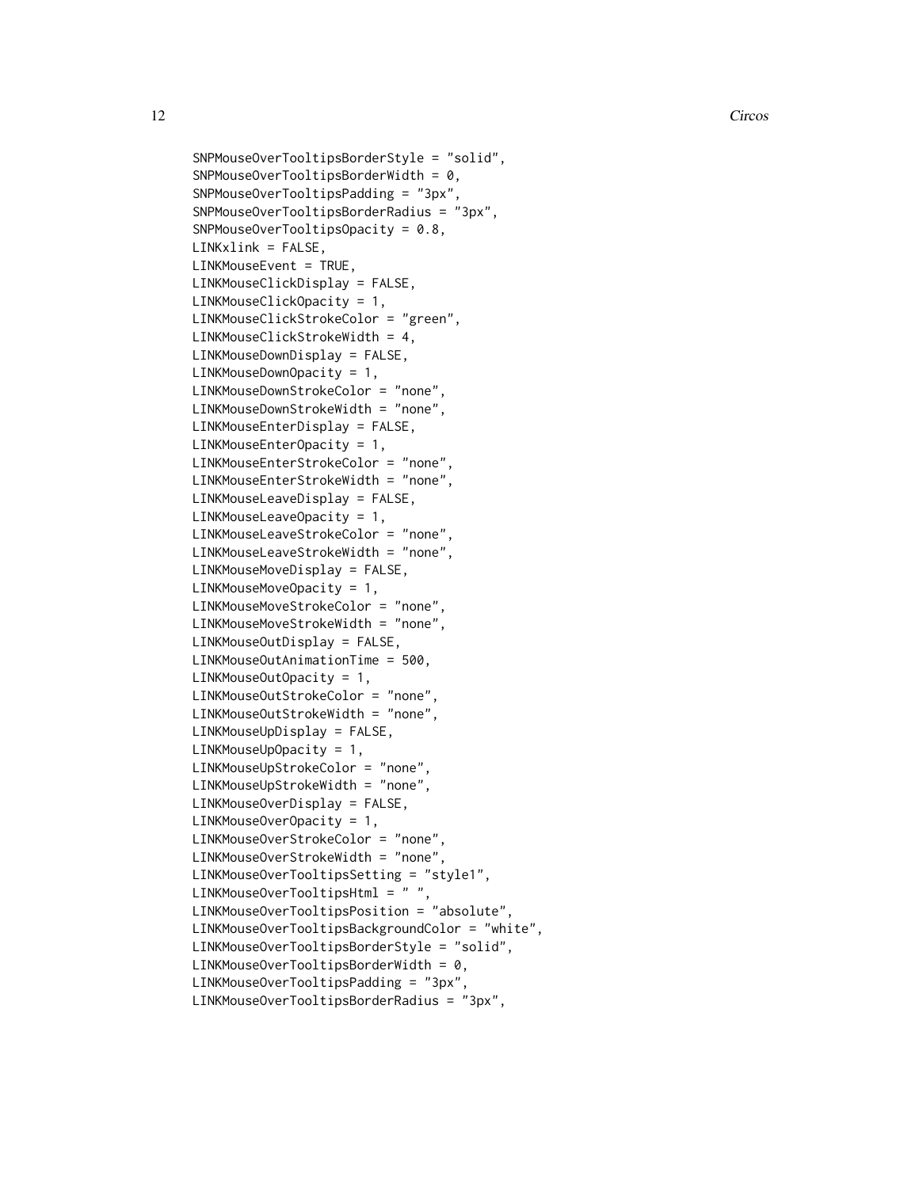```
SNPMouseOverTooltipsBorderStyle = "solid",
SNPMouseOverTooltipsBorderWidth = 0,
SNPMouseOverTooltipsPadding = "3px",
SNPMouseOverTooltipsBorderRadius = "3px",
SNPMouseOverTooltipsOpacity = 0.8,
LINKxlink = FALSE,
LINKMouseEvent = TRUE,
LINKMouseClickDisplay = FALSE,
LINKMouseClickOpacity = 1,
LINKMouseClickStrokeColor = "green",
LINKMouseClickStrokeWidth = 4,
LINKMouseDownDisplay = FALSE,
LINKMouseDownOpacity = 1,
LINKMouseDownStrokeColor = "none",
LINKMouseDownStrokeWidth = "none",
LINKMouseEnterDisplay = FALSE,
LINKMouseEnterOpacity = 1,
LINKMouseEnterStrokeColor = "none",
LINKMouseEnterStrokeWidth = "none",
LINKMouseLeaveDisplay = FALSE,
LINKMouseLeaveOpacity = 1,
LINKMouseLeaveStrokeColor = "none",
LINKMouseLeaveStrokeWidth = "none",
LINKMouseMoveDisplay = FALSE,
LINKMouseMoveOpacity = 1,
LINKMouseMoveStrokeColor = "none",
LINKMouseMoveStrokeWidth = "none",
LINKMouseOutDisplay = FALSE,
LINKMouseOutAnimationTime = 500,
LINKMouseOutOpacity = 1,
LINKMouseOutStrokeColor = "none",
LINKMouseOutStrokeWidth = "none",
LINKMouseUpDisplay = FALSE,
LINKMouseUpOpacity = 1,
LINKMouseUpStrokeColor = "none",
LINKMouseUpStrokeWidth = "none",
LINKMouseOverDisplay = FALSE,
LINKMouseOverOpacity = 1,
LINKMouseOverStrokeColor = "none",
LINKMouseOverStrokeWidth = "none",
LINKMouseOverTooltipsSetting = "style1",
LINKMouseOverTooltipsHtml = " ",
LINKMouseOverTooltipsPosition = "absolute",
LINKMouseOverTooltipsBackgroundColor = "white",
LINKMouseOverTooltipsBorderStyle = "solid",
LINKMouseOverTooltipsBorderWidth = 0,
LINKMouseOverTooltipsPadding = "3px",
LINKMouseOverTooltipsBorderRadius = "3px",
```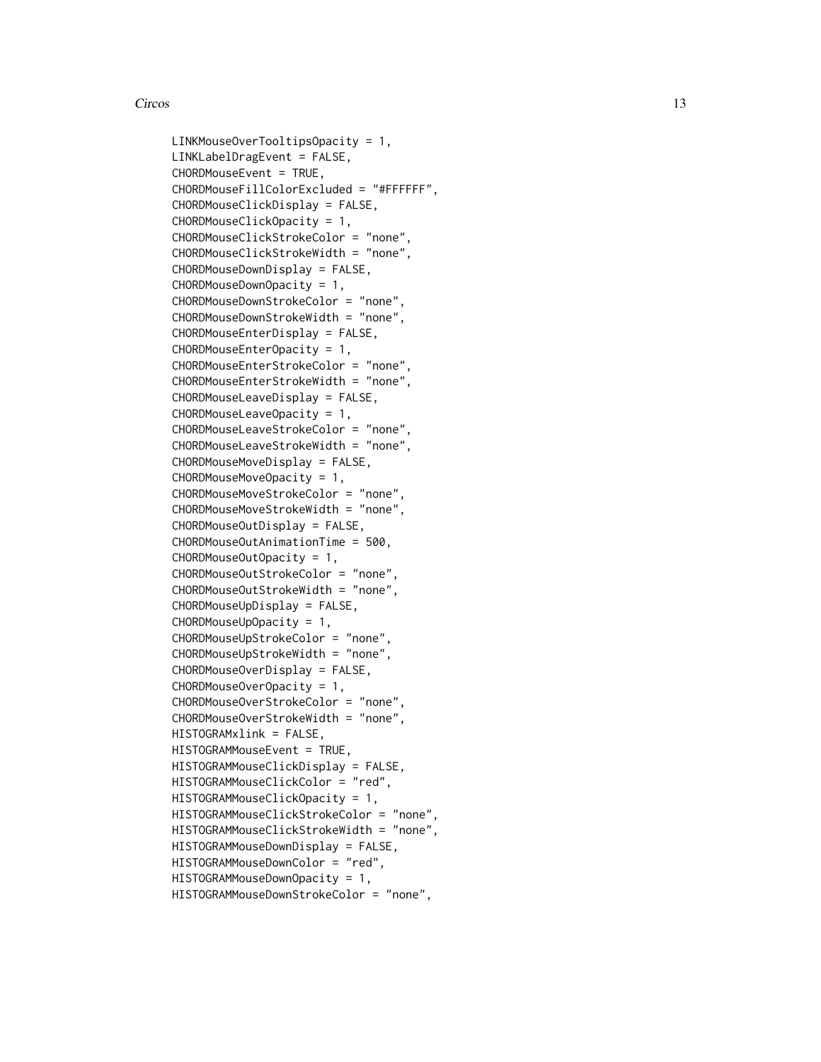```
LINKMouseOverTooltipsOpacity = 1,
LINKLabelDragEvent = FALSE,
CHORDMouseEvent = TRUE,
CHORDMouseFillColorExcluded = "#FFFFFF",
CHORDMouseClickDisplay = FALSE,
CHORDMouseClickOpacity = 1,
CHORDMouseClickStrokeColor = "none",
CHORDMouseClickStrokeWidth = "none",
CHORDMouseDownDisplay = FALSE,
CHORDMouseDownOpacity = 1,
CHORDMouseDownStrokeColor = "none",
CHORDMouseDownStrokeWidth = "none",
CHORDMouseEnterDisplay = FALSE,
CHORDMouseEnterOpacity = 1,
CHORDMouseEnterStrokeColor = "none",
CHORDMouseEnterStrokeWidth = "none",
CHORDMouseLeaveDisplay = FALSE,
CHORDMouseLeaveOpacity = 1,
CHORDMouseLeaveStrokeColor = "none",
CHORDMouseLeaveStrokeWidth = "none",
CHORDMouseMoveDisplay = FALSE,
CHORDMouseMoveOpacity = 1,
CHORDMouseMoveStrokeColor = "none",
CHORDMouseMoveStrokeWidth = "none",
CHORDMouseOutDisplay = FALSE,
CHORDMouseOutAnimationTime = 500,
CHORDMouseOutOpacity = 1,
CHORDMouseOutStrokeColor = "none",
CHORDMouseOutStrokeWidth = "none",
CHORDMouseUpDisplay = FALSE,
CHORDMouseUpOpacity = 1,
CHORDMouseUpStrokeColor = "none",
CHORDMouseUpStrokeWidth = "none",
CHORDMouseOverDisplay = FALSE,
CHORDMouseOverOpacity = 1,
CHORDMouseOverStrokeColor = "none",
CHORDMouseOverStrokeWidth = "none",
HISTOGRAMxlink = FALSE,
HISTOGRAMMouseEvent = TRUE,
HISTOGRAMMouseClickDisplay = FALSE,
HISTOGRAMMouseClickColor = "red",
HISTOGRAMMouseClickOpacity = 1,
HISTOGRAMMouseClickStrokeColor = "none",
HISTOGRAMMouseClickStrokeWidth = "none",
HISTOGRAMMouseDownDisplay = FALSE,
HISTOGRAMMouseDownColor = "red",
HISTOGRAMMouseDownOpacity = 1,
HISTOGRAMMouseDownStrokeColor = "none",
```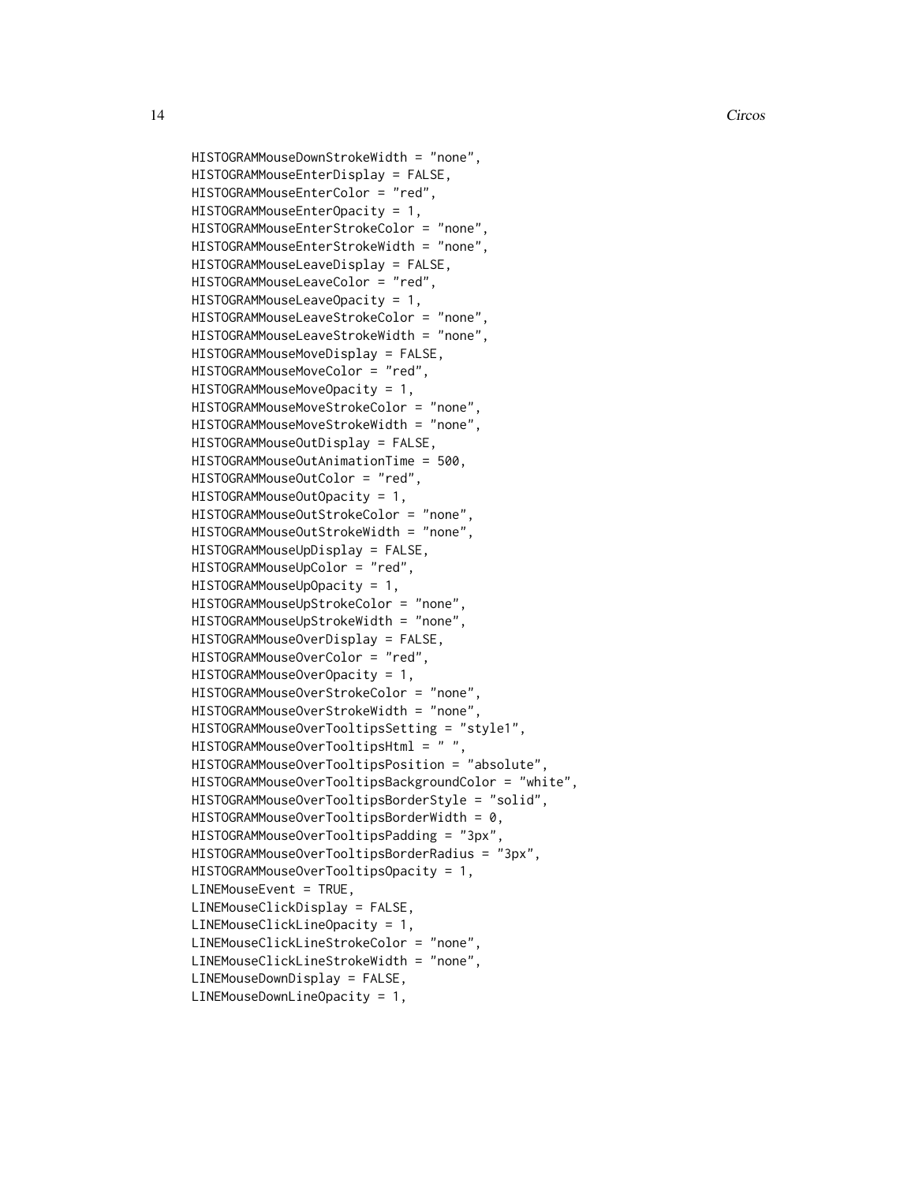```
HISTOGRAMMouseDownStrokeWidth = "none",
HISTOGRAMMouseEnterDisplay = FALSE,
HISTOGRAMMouseEnterColor = "red",
HISTOGRAMMouseEnterOpacity = 1,
HISTOGRAMMouseEnterStrokeColor = "none",
HISTOGRAMMouseEnterStrokeWidth = "none",
HISTOGRAMMouseLeaveDisplay = FALSE,
HISTOGRAMMouseLeaveColor = "red",
HISTOGRAMMouseLeaveOpacity = 1,
HISTOGRAMMouseLeaveStrokeColor = "none",
HISTOGRAMMouseLeaveStrokeWidth = "none",
HISTOGRAMMouseMoveDisplay = FALSE,
HISTOGRAMMouseMoveColor = "red",
HISTOGRAMMouseMoveOpacity = 1,
HISTOGRAMMouseMoveStrokeColor = "none",
HISTOGRAMMouseMoveStrokeWidth = "none",
HISTOGRAMMouseOutDisplay = FALSE,
HISTOGRAMMouseOutAnimationTime = 500,
HISTOGRAMMouseOutColor = "red",
HISTOGRAMMouseOutOpacity = 1,
HISTOGRAMMouseOutStrokeColor = "none",
HISTOGRAMMouseOutStrokeWidth = "none",
HISTOGRAMMouseUpDisplay = FALSE,
HISTOGRAMMouseUpColor = "red",
HISTOGRAMMouseUpOpacity = 1,
HISTOGRAMMouseUpStrokeColor = "none",
HISTOGRAMMouseUpStrokeWidth = "none",
HISTOGRAMMouseOverDisplay = FALSE,
HISTOGRAMMouseOverColor = "red",
HISTOGRAMMouseOverOpacity = 1,
HISTOGRAMMouseOverStrokeColor = "none",
HISTOGRAMMouseOverStrokeWidth = "none",
HISTOGRAMMouseOverTooltipsSetting = "style1",
HISTOGRAMMouseOverTooltipsHtml = " ",
HISTOGRAMMouseOverTooltipsPosition = "absolute",
HISTOGRAMMouseOverTooltipsBackgroundColor = "white",
HISTOGRAMMouseOverTooltipsBorderStyle = "solid",
HISTOGRAMMouseOverTooltipsBorderWidth = 0,
HISTOGRAMMouseOverTooltipsPadding = "3px",
HISTOGRAMMouseOverTooltipsBorderRadius = "3px",
HISTOGRAMMouseOverTooltipsOpacity = 1,
LINEMouseEvent = TRUE,
LINEMouseClickDisplay = FALSE,
LINEMouseClickLineOpacity = 1,
LINEMouseClickLineStrokeColor = "none",
LINEMouseClickLineStrokeWidth = "none",
LINEMouseDownDisplay = FALSE,
LINEMouseDownLineOpacity = 1,
```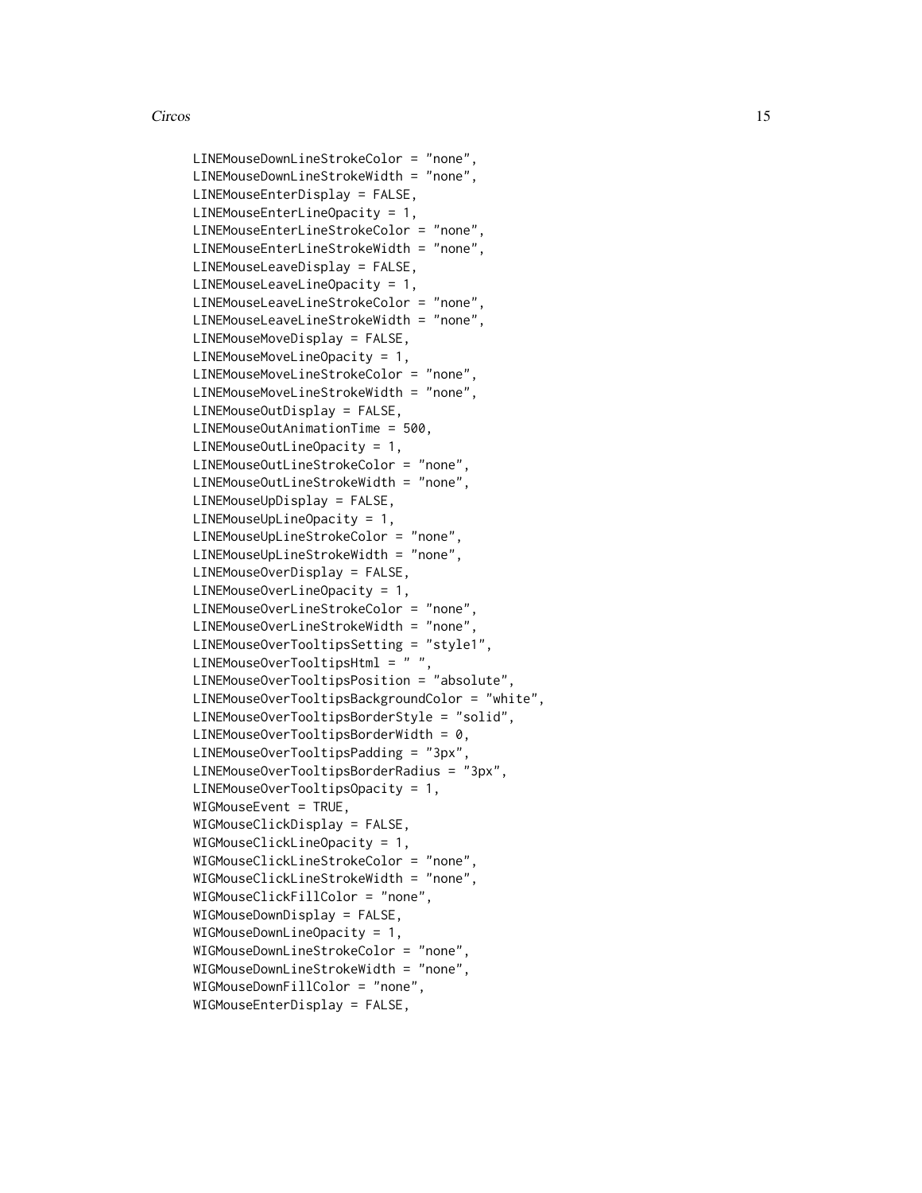```
LINEMouseDownLineStrokeColor = "none",
LINEMouseDownLineStrokeWidth = "none",
LINEMouseEnterDisplay = FALSE,
LINEMouseEnterLineOpacity = 1,
LINEMouseEnterLineStrokeColor = "none",
LINEMouseEnterLineStrokeWidth = "none",
LINEMouseLeaveDisplay = FALSE,
LINEMouseLeaveLineOpacity = 1,
LINEMouseLeaveLineStrokeColor = "none",
LINEMouseLeaveLineStrokeWidth = "none",
LINEMouseMoveDisplay = FALSE,
LINEMouseMoveLineOpacity = 1,
LINEMouseMoveLineStrokeColor = "none",
LINEMouseMoveLineStrokeWidth = "none",
LINEMouseOutDisplay = FALSE,
LINEMouseOutAnimationTime = 500,
LINEMouseOutLineOpacity = 1,
LINEMouseOutLineStrokeColor = "none",
LINEMouseOutLineStrokeWidth = "none",
LINEMouseUpDisplay = FALSE,
LINEMouseUpLineOpacity = 1,
LINEMouseUpLineStrokeColor = "none",
LINEMouseUpLineStrokeWidth = "none",
LINEMouseOverDisplay = FALSE,
LINEMouseOverLineOpacity = 1,
LINEMouseOverLineStrokeColor = "none",
LINEMouseOverLineStrokeWidth = "none",
LINEMouseOverTooltipsSetting = "style1",
LINEMouseOverTooltipsHtml = " ",
LINEMouseOverTooltipsPosition = "absolute",
LINEMouseOverTooltipsBackgroundColor = "white",
LINEMouseOverTooltipsBorderStyle = "solid",
LINEMouseOverTooltipsBorderWidth = 0,
LINEMouseOverTooltipsPadding = "3px",
LINEMouseOverTooltipsBorderRadius = "3px",
LINEMouseOverTooltipsOpacity = 1,
WIGMouseEvent = TRUE,
WIGMouseClickDisplay = FALSE,
WIGMouseClickLineOpacity = 1,
WIGMouseClickLineStrokeColor = "none",
WIGMouseClickLineStrokeWidth = "none",
WIGMouseClickFillColor = "none",
WIGMouseDownDisplay = FALSE,
WIGMouseDownLineOpacity = 1,
WIGMouseDownLineStrokeColor = "none",
WIGMouseDownLineStrokeWidth = "none",
WIGMouseDownFillColor = "none",
WIGMouseEnterDisplay = FALSE,
```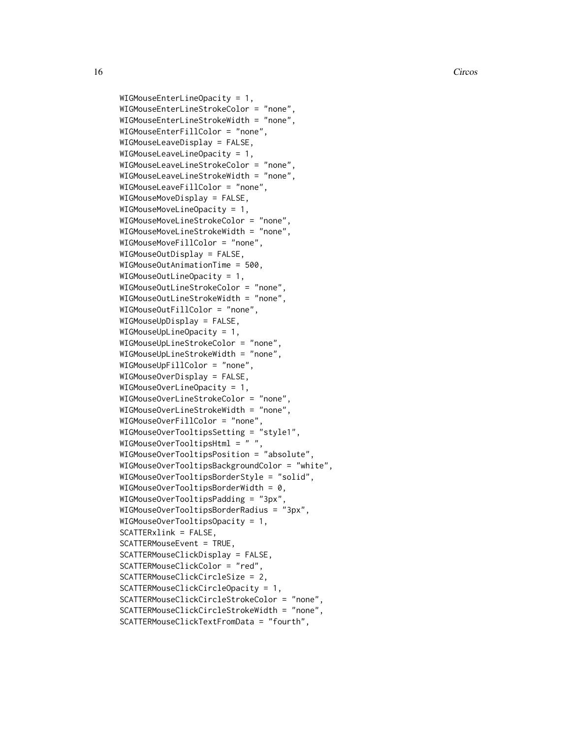```
WIGMouseEnterLineOpacity = 1,
WIGMouseEnterLineStrokeColor = "none",
WIGMouseEnterLineStrokeWidth = "none",
WIGMouseEnterFillColor = "none",
WIGMouseLeaveDisplay = FALSE,
WIGMouseLeaveLineOpacity = 1,
WIGMouseLeaveLineStrokeColor = "none",
WIGMouseLeaveLineStrokeWidth = "none",
WIGMouseLeaveFillColor = "none",
WIGMouseMoveDisplay = FALSE,
WIGMouseMoveLineOpacity = 1,
WIGMouseMoveLineStrokeColor = "none",
WIGMouseMoveLineStrokeWidth = "none",
WIGMouseMoveFillColor = "none",
WIGMouseOutDisplay = FALSE,
WIGMouseOutAnimationTime = 500,
WIGMouseOutLineOpacity = 1,
WIGMouseOutLineStrokeColor = "none",
WIGMouseOutLineStrokeWidth = "none",
WIGMouseOutFillColor = "none",
WIGMouseUpDisplay = FALSE,
WIGMouseUpLineOpacity = 1,
WIGMouseUpLineStrokeColor = "none",
WIGMouseUpLineStrokeWidth = "none",
WIGMouseUpFillColor = "none",
WIGMouseOverDisplay = FALSE,
WIGMouseOverLineOpacity = 1,
WIGMouseOverLineStrokeColor = "none",
WIGMouseOverLineStrokeWidth = "none",
WIGMouseOverFillColor = "none",
WIGMouseOverTooltipsSetting = "style1",
WIGMouseOverTooltipsHtml = " ",
WIGMouseOverTooltipsPosition = "absolute",
WIGMouseOverTooltipsBackgroundColor = "white",
WIGMouseOverTooltipsBorderStyle = "solid",
WIGMouseOverTooltipsBorderWidth = 0,
WIGMouseOverTooltipsPadding = "3px",
WIGMouseOverTooltipsBorderRadius = "3px",
WIGMouseOverTooltipsOpacity = 1,
SCATTERxlink = FALSE,
SCATTERMouseEvent = TRUE,
SCATTERMouseClickDisplay = FALSE,
SCATTERMouseClickColor = "red",
SCATTERMouseClickCircleSize = 2,
SCATTERMouseClickCircleOpacity = 1,
SCATTERMouseClickCircleStrokeColor = "none",
SCATTERMouseClickCircleStrokeWidth = "none",
SCATTERMouseClickTextFromData = "fourth",
```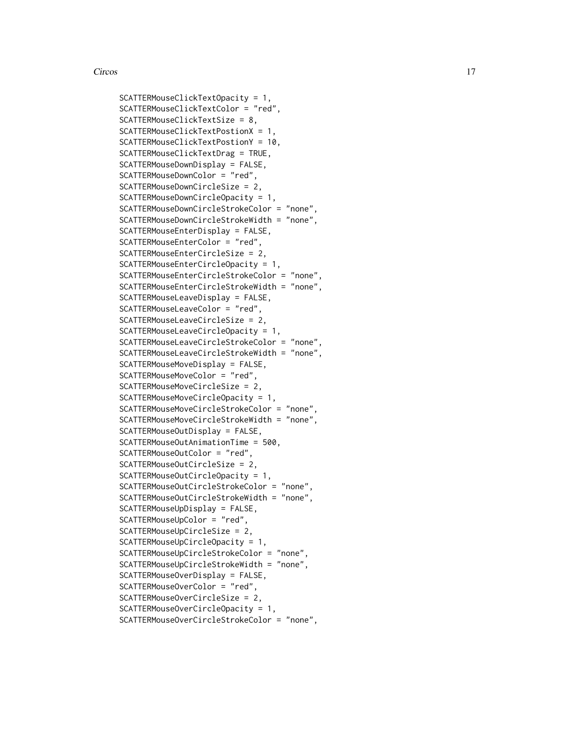```
SCATTERMouseClickTextOpacity = 1,
SCATTERMouseClickTextColor = "red",
SCATTERMouseClickTextSize = 8,
SCATTERMouseClickTextPostionX = 1,
SCATTERMouseClickTextPostionY = 10,
SCATTERMouseClickTextDrag = TRUE,
SCATTERMouseDownDisplay = FALSE,
SCATTERMouseDownColor = "red",
SCATTERMouseDownCircleSize = 2,
SCATTERMouseDownCircleOpacity = 1,
SCATTERMouseDownCircleStrokeColor = "none",
SCATTERMouseDownCircleStrokeWidth = "none",
SCATTERMouseEnterDisplay = FALSE,
SCATTERMouseEnterColor = "red",
SCATTERMouseEnterCircleSize = 2,
SCATTERMouseEnterCircleOpacity = 1,
SCATTERMouseEnterCircleStrokeColor = "none",
SCATTERMouseEnterCircleStrokeWidth = "none",
SCATTERMouseLeaveDisplay = FALSE,
SCATTERMouseLeaveColor = "red",
SCATTERMouseLeaveCircleSize = 2,
SCATTERMouseLeaveCircleOpacity = 1,
SCATTERMouseLeaveCircleStrokeColor = "none",
SCATTERMouseLeaveCircleStrokeWidth = "none",
SCATTERMouseMoveDisplay = FALSE,
SCATTERMouseMoveColor = "red",
SCATTERMouseMoveCircleSize = 2,
SCATTERMouseMoveCircleOpacity = 1,
SCATTERMouseMoveCircleStrokeColor = "none",
SCATTERMouseMoveCircleStrokeWidth = "none",
SCATTERMouseOutDisplay = FALSE,
SCATTERMouseOutAnimationTime = 500,
SCATTERMouseOutColor = "red",
SCATTERMouseOutCircleSize = 2,
SCATTERMouseOutCircleOpacity = 1,
SCATTERMouseOutCircleStrokeColor = "none",
SCATTERMouseOutCircleStrokeWidth = "none",
SCATTERMouseUpDisplay = FALSE,
SCATTERMouseUpColor = "red",
SCATTERMouseUpCircleSize = 2,
SCATTERMouseUpCircleOpacity = 1,
SCATTERMouseUpCircleStrokeColor = "none",
SCATTERMouseUpCircleStrokeWidth = "none",
SCATTERMouseOverDisplay = FALSE,
SCATTERMouseOverColor = "red",
SCATTERMouseOverCircleSize = 2,
SCATTERMouseOverCircleOpacity = 1,
SCATTERMouseOverCircleStrokeColor = "none",
```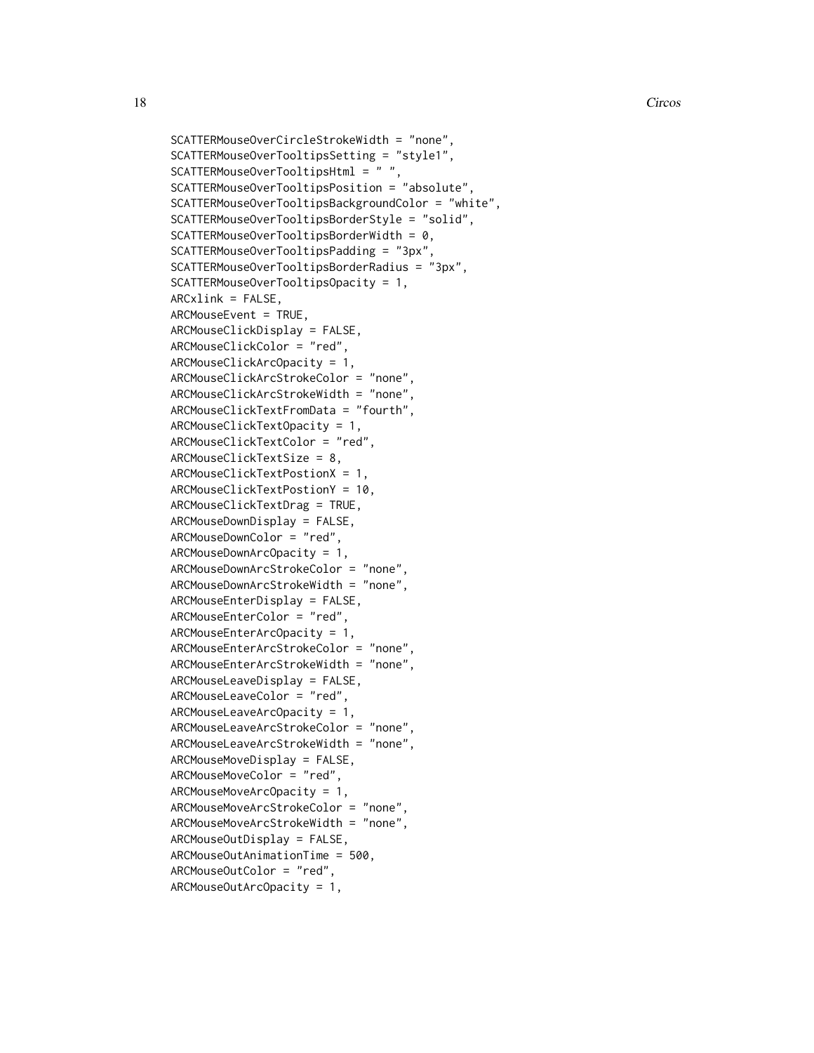```
SCATTERMouseOverCircleStrokeWidth = "none",
SCATTERMouseOverTooltipsSetting = "style1",
SCATTERMouseOverTooltipsHtml = " ",
SCATTERMouseOverTooltipsPosition = "absolute",
SCATTERMouseOverTooltipsBackgroundColor = "white",
SCATTERMouseOverTooltipsBorderStyle = "solid",
SCATTERMouseOverTooltipsBorderWidth = 0,
SCATTERMouseOverTooltipsPadding = "3px",
SCATTERMouseOverTooltipsBorderRadius = "3px",
SCATTERMouseOverTooltipsOpacity = 1,
ARCxlink = FALSE,
ARCMouseEvent = TRUE,
ARCMouseClickDisplay = FALSE,
ARCMouseClickColor = "red",
ARCMouseClickArcOpacity = 1,
ARCMouseClickArcStrokeColor = "none",
ARCMouseClickArcStrokeWidth = "none",
ARCMouseClickTextFromData = "fourth",
ARCMouseClickTextOpacity = 1,
ARCMouseClickTextColor = "red",
ARCMouseClickTextSize = 8,
ARCMouseClickTextPostionX = 1,
ARCMouseClickTextPostionY = 10,
ARCMouseClickTextDrag = TRUE,
ARCMouseDownDisplay = FALSE,
ARCMouseDownColor = "red",
ARCMouseDownArcOpacity = 1,
ARCMouseDownArcStrokeColor = "none",
ARCMouseDownArcStrokeWidth = "none",
ARCMouseEnterDisplay = FALSE,
ARCMouseEnterColor = "red",
ARCMouseEnterArcOpacity = 1,
ARCMouseEnterArcStrokeColor = "none",
ARCMouseEnterArcStrokeWidth = "none",
ARCMouseLeaveDisplay = FALSE,
ARCMouseLeaveColor = "red",
ARCMouseLeaveArcOpacity = 1,
ARCMouseLeaveArcStrokeColor = "none",
ARCMouseLeaveArcStrokeWidth = "none",
ARCMouseMoveDisplay = FALSE,
ARCMouseMoveColor = "red",
ARCMouseMoveArcOpacity = 1,
ARCMouseMoveArcStrokeColor = "none",
ARCMouseMoveArcStrokeWidth = "none",
ARCMouseOutDisplay = FALSE,
ARCMouseOutAnimationTime = 500,
ARCMouseOutColor = "red",
ARCMouseOutArcOpacity = 1,
```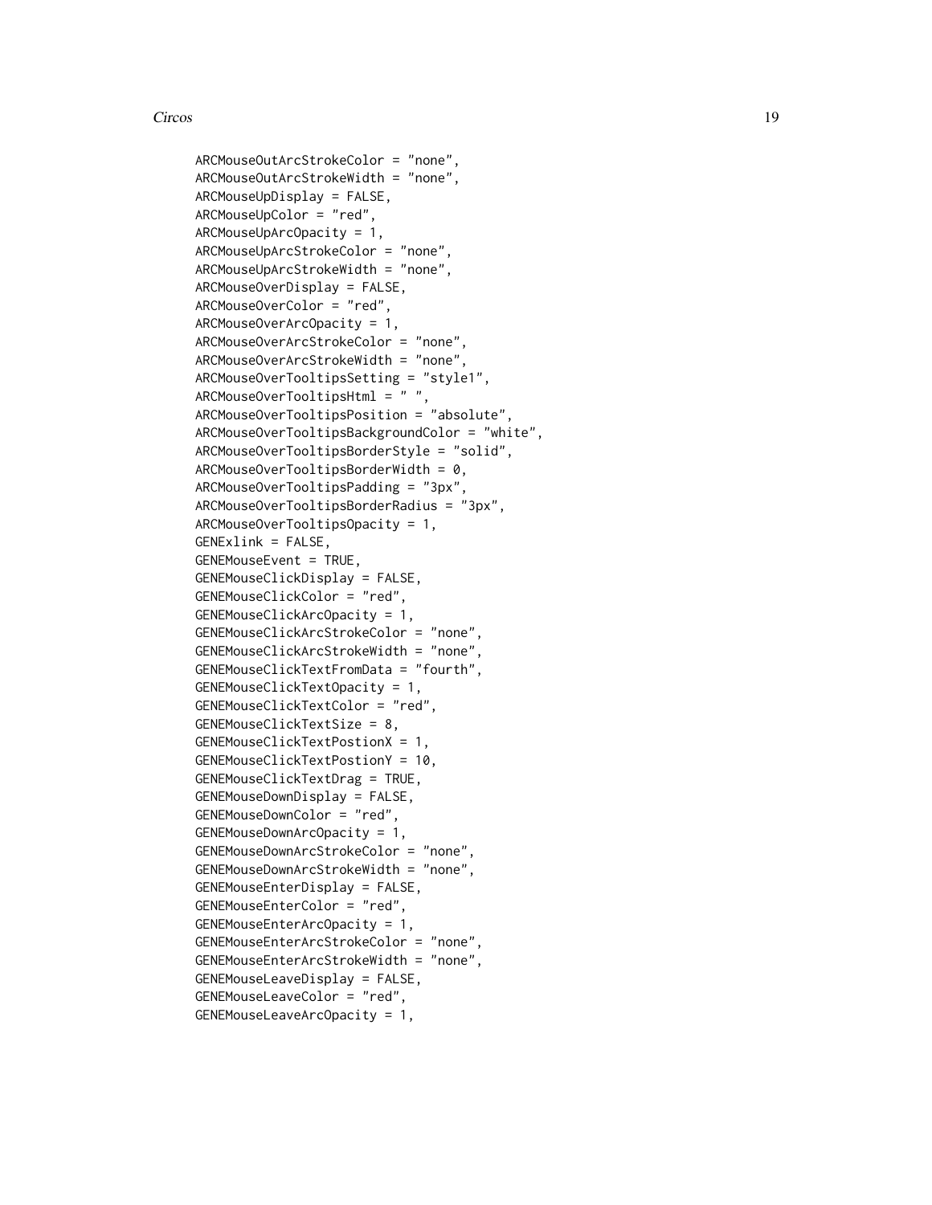```
ARCMouseOutArcStrokeColor = "none",
ARCMouseOutArcStrokeWidth = "none",
ARCMouseUpDisplay = FALSE,
ARCMouseUpColor = "red",
ARCMouseUpArcOpacity = 1,
ARCMouseUpArcStrokeColor = "none",
ARCMouseUpArcStrokeWidth = "none",
ARCMouseOverDisplay = FALSE,
ARCMouseOverColor = "red",
ARCMouseOverArcOpacity = 1,
ARCMouseOverArcStrokeColor = "none",
ARCMouseOverArcStrokeWidth = "none",
ARCMouseOverTooltipsSetting = "style1",
ARCMouseOverTooltipsHtml = " ",
ARCMouseOverTooltipsPosition = "absolute",
ARCMouseOverTooltipsBackgroundColor = "white",
ARCMouseOverTooltipsBorderStyle = "solid",
ARCMouseOverTooltipsBorderWidth = 0,
ARCMouseOverTooltipsPadding = "3px",
ARCMouseOverTooltipsBorderRadius = "3px",
ARCMouseOverTooltipsOpacity = 1,
GENExlink = FALSE,
GENEMouseEvent = TRUE,
GENEMouseClickDisplay = FALSE,
GENEMouseClickColor = "red",
GENEMouseClickArcOpacity = 1,
GENEMouseClickArcStrokeColor = "none",
GENEMouseClickArcStrokeWidth = "none",
GENEMouseClickTextFromData = "fourth",
GENEMouseClickTextOpacity = 1,
GENEMouseClickTextColor = "red",
GENEMouseClickTextSize = 8,
GENEMouseClickTextPostionX = 1,
GENEMouseClickTextPostionY = 10,
GENEMouseClickTextDrag = TRUE,
GENEMouseDownDisplay = FALSE,
GENEMouseDownColor = "red",
GENEMouseDownArcOpacity = 1,
GENEMouseDownArcStrokeColor = "none",
GENEMouseDownArcStrokeWidth = "none",
GENEMouseEnterDisplay = FALSE,
GENEMouseEnterColor = "red",
GENEMouseEnterArcOpacity = 1,
GENEMouseEnterArcStrokeColor = "none",
GENEMouseEnterArcStrokeWidth = "none",
GENEMouseLeaveDisplay = FALSE,
GENEMouseLeaveColor = "red",
GENEMouseLeaveArcOpacity = 1,
```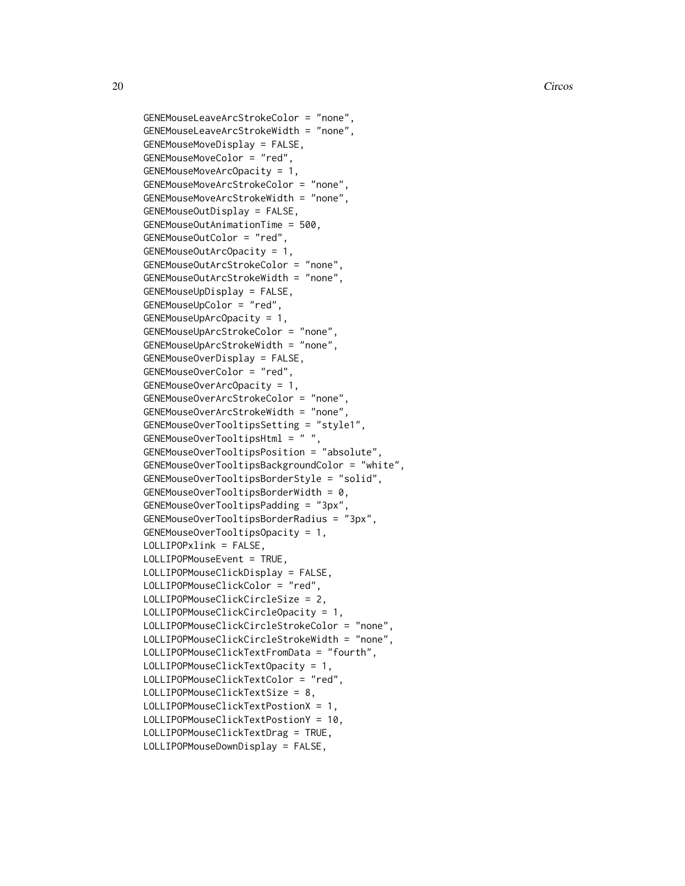```
GENEMouseLeaveArcStrokeColor = "none",
GENEMouseLeaveArcStrokeWidth = "none",
GENEMouseMoveDisplay = FALSE,
GENEMouseMoveColor = "red",
GENEMouseMoveArcOpacity = 1,
GENEMouseMoveArcStrokeColor = "none",
GENEMouseMoveArcStrokeWidth = "none",
GENEMouseOutDisplay = FALSE,
GENEMouseOutAnimationTime = 500,
GENEMouseOutColor = "red",
GENEMouseOutArcOpacity = 1,
GENEMouseOutArcStrokeColor = "none",
GENEMouseOutArcStrokeWidth = "none",
GENEMouseUpDisplay = FALSE,
GENEMouseUpColor = "red",
GENEMouseUpArcOpacity = 1,
GENEMouseUpArcStrokeColor = "none",
GENEMouseUpArcStrokeWidth = "none",
GENEMouseOverDisplay = FALSE,
GENEMouseOverColor = "red",
GENEMouseOverArcOpacity = 1,
GENEMouseOverArcStrokeColor = "none",
GENEMouseOverArcStrokeWidth = "none",
GENEMouseOverTooltipsSetting = "style1",
GENEMouseOverTooltipsHtml = " ",
GENEMouseOverTooltipsPosition = "absolute",
GENEMouseOverTooltipsBackgroundColor = "white",
GENEMouseOverTooltipsBorderStyle = "solid",
GENEMouseOverTooltipsBorderWidth = 0,
GENEMouseOverTooltipsPadding = "3px",
GENEMouseOverTooltipsBorderRadius = "3px",
GENEMouseOverTooltipsOpacity = 1,
LOLLIPOPxlink = FALSE,
LOLLIPOPMouseEvent = TRUE,
LOLLIPOPMouseClickDisplay = FALSE,
LOLLIPOPMouseClickColor = "red",
LOLLIPOPMouseClickCircleSize = 2,
LOLLIPOPMouseClickCircleOpacity = 1,
LOLLIPOPMouseClickCircleStrokeColor = "none",
LOLLIPOPMouseClickCircleStrokeWidth = "none",
LOLLIPOPMouseClickTextFromData = "fourth",
LOLLIPOPMouseClickTextOpacity = 1,
LOLLIPOPMouseClickTextColor = "red",
LOLLIPOPMouseClickTextSize = 8,
LOLLIPOPMouseClickTextPostionX = 1,
LOLLIPOPMouseClickTextPostionY = 10,
LOLLIPOPMouseClickTextDrag = TRUE,
LOLLIPOPMouseDownDisplay = FALSE,
```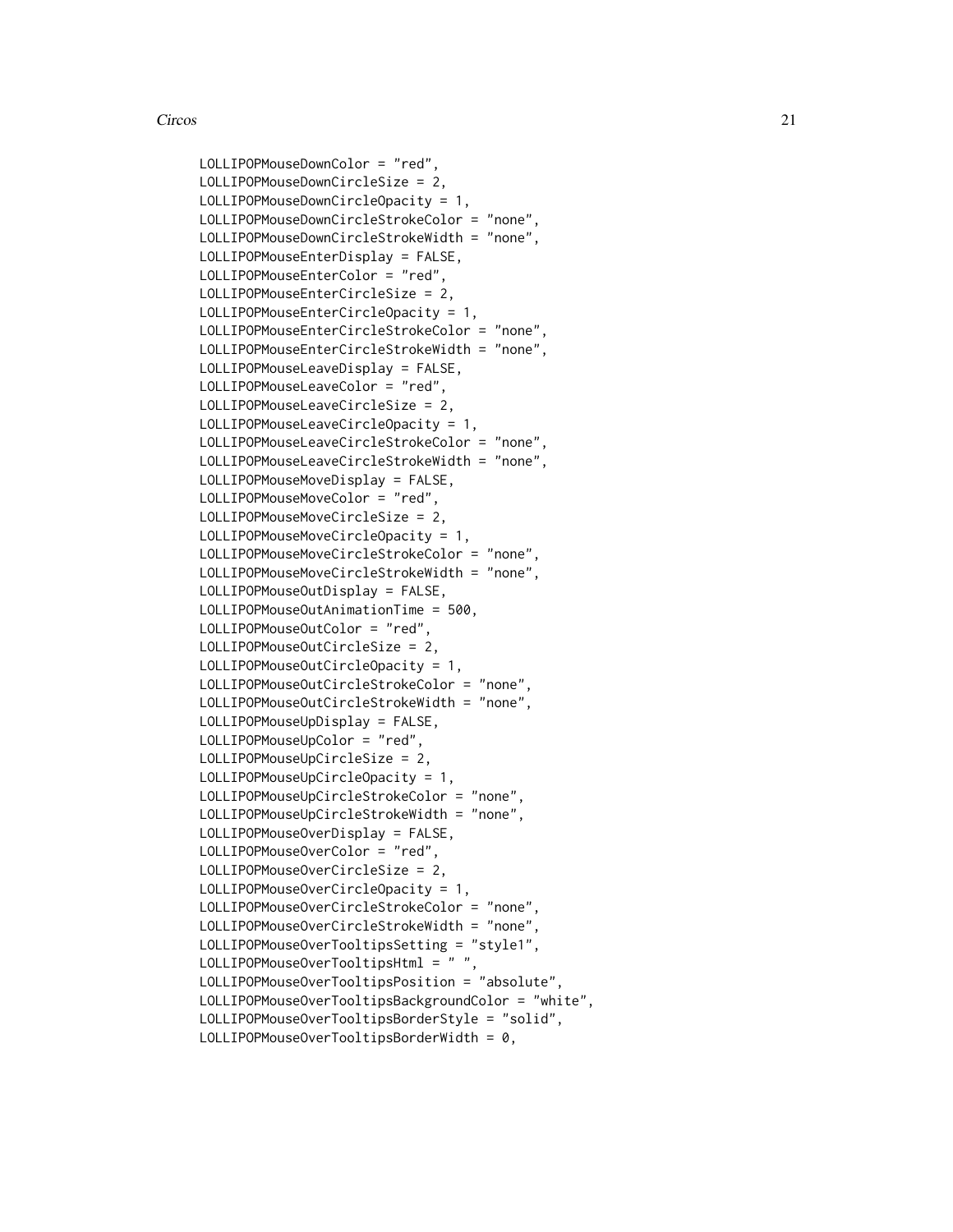```
LOLLIPOPMouseDownColor = "red",
LOLLIPOPMouseDownCircleSize = 2,
LOLLIPOPMouseDownCircleOpacity = 1,
LOLLIPOPMouseDownCircleStrokeColor = "none",
LOLLIPOPMouseDownCircleStrokeWidth = "none",
LOLLIPOPMouseEnterDisplay = FALSE,
LOLLIPOPMouseEnterColor = "red",
LOLLIPOPMouseEnterCircleSize = 2,
LOLLIPOPMouseEnterCircleOpacity = 1,
LOLLIPOPMouseEnterCircleStrokeColor = "none",
LOLLIPOPMouseEnterCircleStrokeWidth = "none",
LOLLIPOPMouseLeaveDisplay = FALSE,
LOLLIPOPMouseLeaveColor = "red",
LOLLIPOPMouseLeaveCircleSize = 2,
LOLLIPOPMouseLeaveCircleOpacity = 1,
LOLLIPOPMouseLeaveCircleStrokeColor = "none",
LOLLIPOPMouseLeaveCircleStrokeWidth = "none",
LOLLIPOPMouseMoveDisplay = FALSE,
LOLLIPOPMouseMoveColor = "red",
LOLLIPOPMouseMoveCircleSize = 2,
LOLLIPOPMouseMoveCircleOpacity = 1,
LOLLIPOPMouseMoveCircleStrokeColor = "none",
LOLLIPOPMouseMoveCircleStrokeWidth = "none",
LOLLIPOPMouseOutDisplay = FALSE,
LOLLIPOPMouseOutAnimationTime = 500,
LOLLIPOPMouseOutColor = "red",
LOLLIPOPMouseOutCircleSize = 2,
LOLLIPOPMouseOutCircleOpacity = 1,
LOLLIPOPMouseOutCircleStrokeColor = "none",
LOLLIPOPMouseOutCircleStrokeWidth = "none",
LOLLIPOPMouseUpDisplay = FALSE,
LOLLIPOPMouseUpColor = "red",
LOLLIPOPMouseUpCircleSize = 2,
LOLLIPOPMouseUpCircleOpacity = 1,
LOLLIPOPMouseUpCircleStrokeColor = "none",
LOLLIPOPMouseUpCircleStrokeWidth = "none",
LOLLIPOPMouseOverDisplay = FALSE,
LOLLIPOPMouseOverColor = "red",
LOLLIPOPMouseOverCircleSize = 2,
LOLLIPOPMouseOverCircleOpacity = 1,
LOLLIPOPMouseOverCircleStrokeColor = "none",
LOLLIPOPMouseOverCircleStrokeWidth = "none",
LOLLIPOPMouseOverTooltipsSetting = "style1",
LOLLIPOPMouseOverTooltipsHtml = " ",
LOLLIPOPMouseOverTooltipsPosition = "absolute",
LOLLIPOPMouseOverTooltipsBackgroundColor = "white",
LOLLIPOPMouseOverTooltipsBorderStyle = "solid",
LOLLIPOPMouseOverTooltipsBorderWidth = 0,
```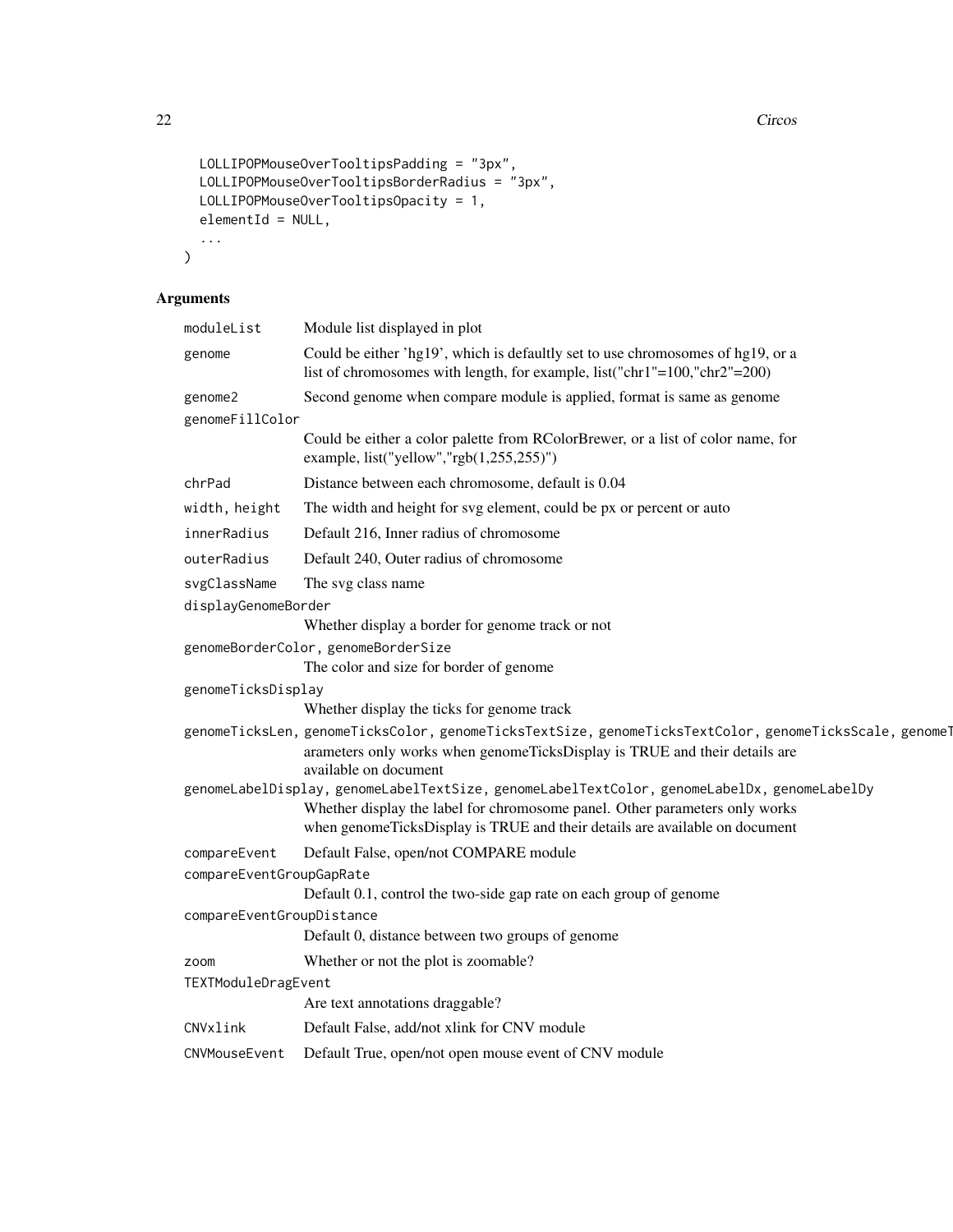```
  LOLLIPOPMouseOverTooltipsPadding = "3px",
  LOLLIPOPMouseOverTooltipsBorderRadius = "3px",
  LOLLIPOPMouseOverTooltipsOpacity = 1,
  elementId = NULL,
  ...
)
```

## Arguments

| Argument | Description |
|---|---|
| `moduleList` | Module list displayed in plot |
| `genome` | Could be either 'hg19', which is defaultly set to use chromosomes of hg19, or a list of chromosomes with length, for example, list("chr1"=100,"chr2"=200) |
| `genome2` | Second genome when compare module is applied, format is same as genome |
| `genomeFillColor` | Could be either a color palette from RColorBrewer, or a list of color name, for example, list("yellow","rgb(1,255,255)") |
| `chrPad` | Distance between each chromosome, default is 0.04 |
| `width, height` | The width and height for svg element, could be px or percent or auto |
| `innerRadius` | Default 216, Inner radius of chromosome |
| `outerRadius` | Default 240, Outer radius of chromosome |
| `svgClassName` | The svg class name |
| `displayGenomeBorder` | Whether display a border for genome track or not |
| `genomeBorderColor, genomeBorderSize` | The color and size for border of genome |
| `genomeTicksDisplay` | Whether display the ticks for genome track |
| `genomeTicksLen, genomeTicksColor, genomeTicksTextSize, genomeTicksTextColor, genomeTicksScale, genomeT` | arameters only works when genomeTicksDisplay is TRUE and their details are available on document |
| `genomeLabelDisplay, genomeLabelTextSize, genomeLabelTextColor, genomeLabelDx, genomeLabelDy` | Whether display the label for chromosome panel. Other parameters only works when genomeTicksDisplay is TRUE and their details are available on document |
| `compareEvent` | Default False, open/not COMPARE module |
| `compareEventGroupGapRate` | Default 0.1, control the two-side gap rate on each group of genome |
| `compareEventGroupDistance` | Default 0, distance between two groups of genome |
| `zoom` | Whether or not the plot is zoomable? |
| `TEXTModuleDragEvent` | Are text annotations draggable? |
| `CNVxlink` | Default False, add/not xlink for CNV module |
| `CNVMouseEvent` | Default True, open/not open mouse event of CNV module |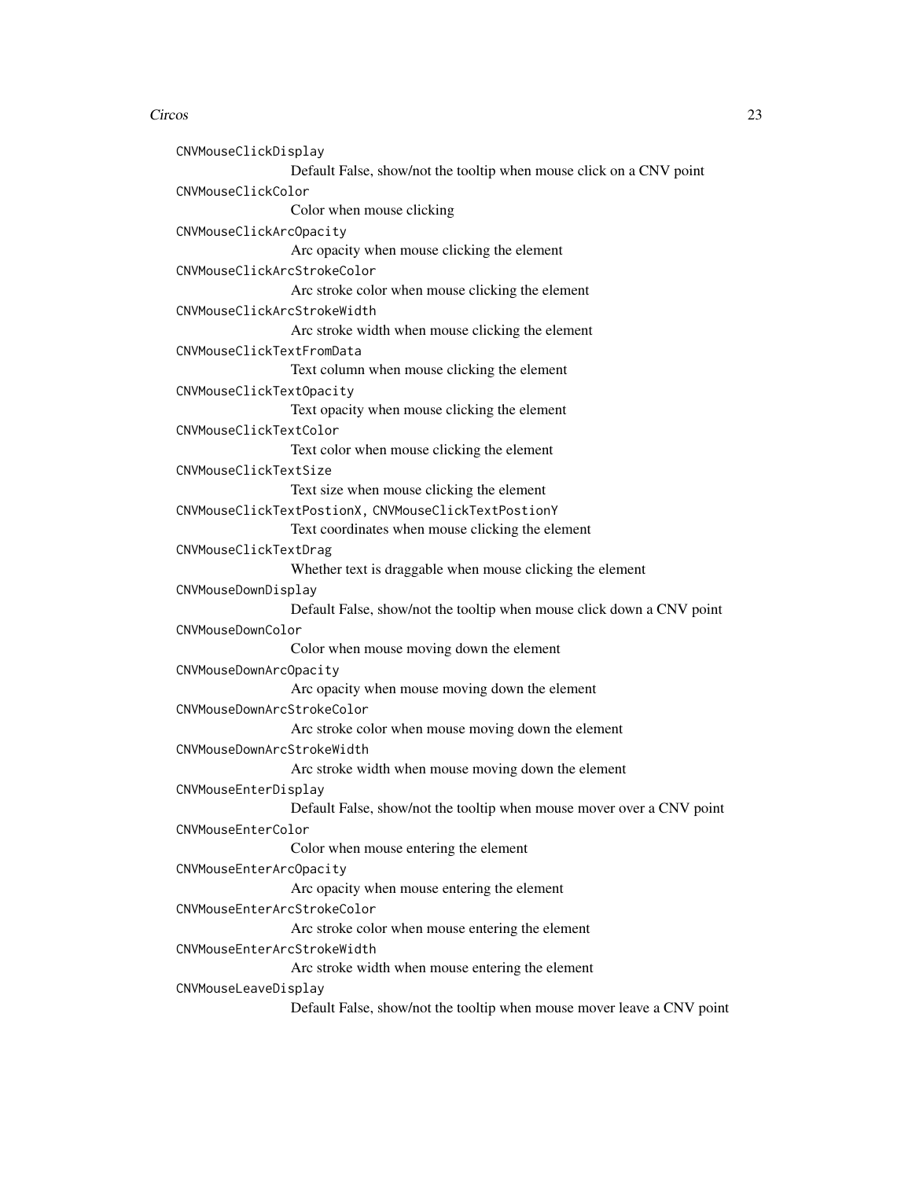`CNVMouseClickDisplay`
: Default False, show/not the tooltip when mouse click on a CNV point

`CNVMouseClickColor`
: Color when mouse clicking

`CNVMouseClickArcOpacity`
: Arc opacity when mouse clicking the element

`CNVMouseClickArcStrokeColor`
: Arc stroke color when mouse clicking the element

`CNVMouseClickArcStrokeWidth`
: Arc stroke width when mouse clicking the element

`CNVMouseClickTextFromData`
: Text column when mouse clicking the element

`CNVMouseClickTextOpacity`
: Text opacity when mouse clicking the element

`CNVMouseClickTextColor`
: Text color when mouse clicking the element

`CNVMouseClickTextSize`
: Text size when mouse clicking the element

`CNVMouseClickTextPostionX, CNVMouseClickTextPostionY`
: Text coordinates when mouse clicking the element

`CNVMouseClickTextDrag`
: Whether text is draggable when mouse clicking the element

`CNVMouseDownDisplay`
: Default False, show/not the tooltip when mouse click down a CNV point

`CNVMouseDownColor`
: Color when mouse moving down the element

`CNVMouseDownArcOpacity`
: Arc opacity when mouse moving down the element

`CNVMouseDownArcStrokeColor`
: Arc stroke color when mouse moving down the element

`CNVMouseDownArcStrokeWidth`
: Arc stroke width when mouse moving down the element

`CNVMouseEnterDisplay`
: Default False, show/not the tooltip when mouse mover over a CNV point

`CNVMouseEnterColor`
: Color when mouse entering the element

`CNVMouseEnterArcOpacity`
: Arc opacity when mouse entering the element

`CNVMouseEnterArcStrokeColor`
: Arc stroke color when mouse entering the element

`CNVMouseEnterArcStrokeWidth`
: Arc stroke width when mouse entering the element

`CNVMouseLeaveDisplay`
: Default False, show/not the tooltip when mouse mover leave a CNV point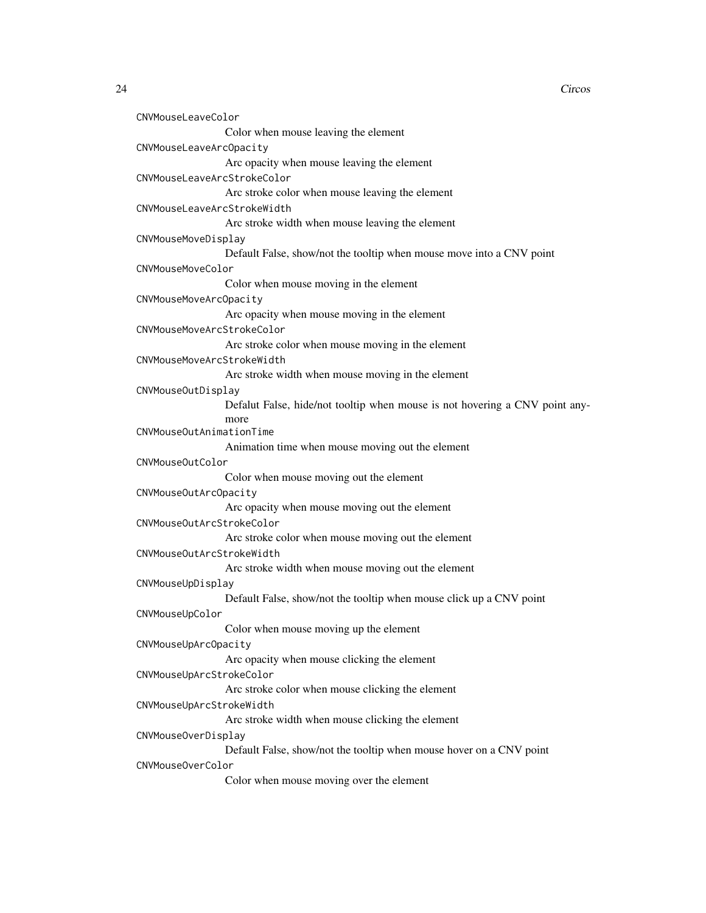`CNVMouseLeaveColor`
: Color when mouse leaving the element

`CNVMouseLeaveArcOpacity`
: Arc opacity when mouse leaving the element

`CNVMouseLeaveArcStrokeColor`
: Arc stroke color when mouse leaving the element

`CNVMouseLeaveArcStrokeWidth`
: Arc stroke width when mouse leaving the element

`CNVMouseMoveDisplay`
: Default False, show/not the tooltip when mouse move into a CNV point

`CNVMouseMoveColor`
: Color when mouse moving in the element

`CNVMouseMoveArcOpacity`
: Arc opacity when mouse moving in the element

`CNVMouseMoveArcStrokeColor`
: Arc stroke color when mouse moving in the element

`CNVMouseMoveArcStrokeWidth`
: Arc stroke width when mouse moving in the element

`CNVMouseOutDisplay`
: Defalut False, hide/not tooltip when mouse is not hovering a CNV point anymore

`CNVMouseOutAnimationTime`
: Animation time when mouse moving out the element

`CNVMouseOutColor`
: Color when mouse moving out the element

`CNVMouseOutArcOpacity`
: Arc opacity when mouse moving out the element

`CNVMouseOutArcStrokeColor`
: Arc stroke color when mouse moving out the element

`CNVMouseOutArcStrokeWidth`
: Arc stroke width when mouse moving out the element

`CNVMouseUpDisplay`
: Default False, show/not the tooltip when mouse click up a CNV point

`CNVMouseUpColor`
: Color when mouse moving up the element

`CNVMouseUpArcOpacity`
: Arc opacity when mouse clicking the element

`CNVMouseUpArcStrokeColor`
: Arc stroke color when mouse clicking the element

`CNVMouseUpArcStrokeWidth`
: Arc stroke width when mouse clicking the element

`CNVMouseOverDisplay`
: Default False, show/not the tooltip when mouse hover on a CNV point

`CNVMouseOverColor`
: Color when mouse moving over the element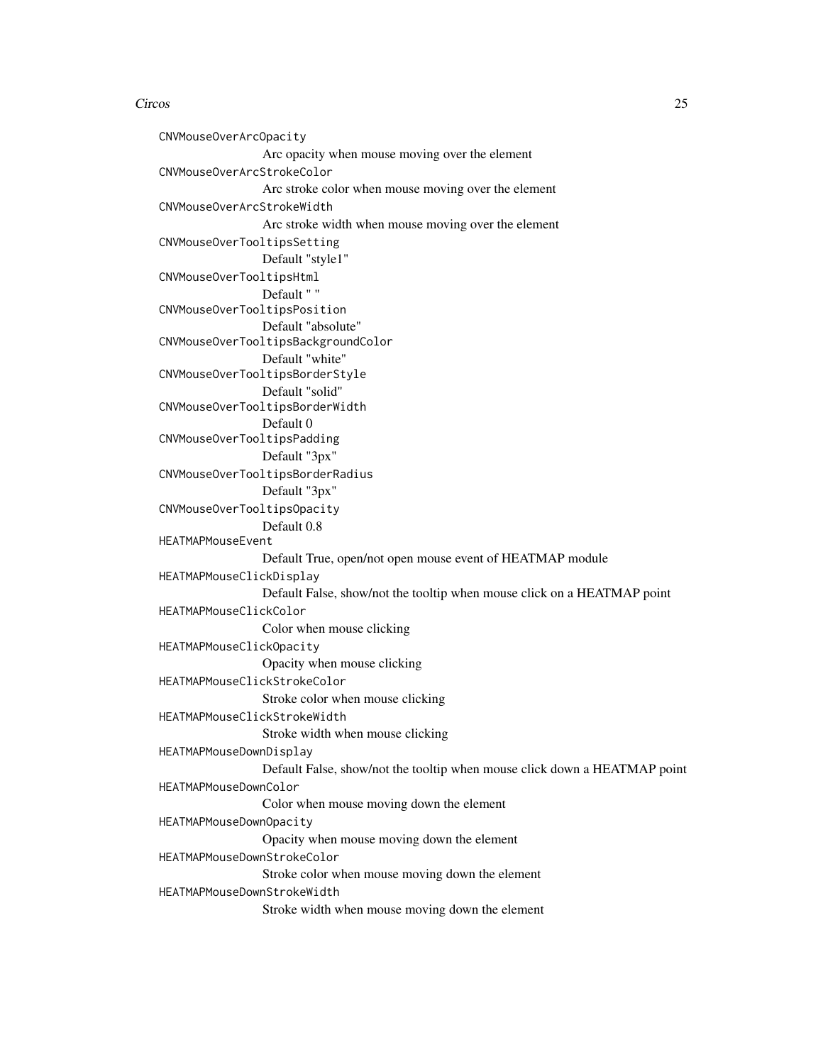`CNVMouseOverArcOpacity`
: Arc opacity when mouse moving over the element

`CNVMouseOverArcStrokeColor`
: Arc stroke color when mouse moving over the element

`CNVMouseOverArcStrokeWidth`
: Arc stroke width when mouse moving over the element

`CNVMouseOverTooltipsSetting`
: Default "style1"

`CNVMouseOverTooltipsHtml`
: Default " "

`CNVMouseOverTooltipsPosition`
: Default "absolute"

`CNVMouseOverTooltipsBackgroundColor`
: Default "white"

`CNVMouseOverTooltipsBorderStyle`
: Default "solid"

`CNVMouseOverTooltipsBorderWidth`
: Default 0

`CNVMouseOverTooltipsPadding`
: Default "3px"

`CNVMouseOverTooltipsBorderRadius`
: Default "3px"

`CNVMouseOverTooltipsOpacity`
: Default 0.8

`HEATMAPMouseEvent`
: Default True, open/not open mouse event of HEATMAP module

`HEATMAPMouseClickDisplay`
: Default False, show/not the tooltip when mouse click on a HEATMAP point

`HEATMAPMouseClickColor`
: Color when mouse clicking

`HEATMAPMouseClickOpacity`
: Opacity when mouse clicking

`HEATMAPMouseClickStrokeColor`
: Stroke color when mouse clicking

`HEATMAPMouseClickStrokeWidth`
: Stroke width when mouse clicking

`HEATMAPMouseDownDisplay`
: Default False, show/not the tooltip when mouse click down a HEATMAP point

`HEATMAPMouseDownColor`
: Color when mouse moving down the element

`HEATMAPMouseDownOpacity`
: Opacity when mouse moving down the element

`HEATMAPMouseDownStrokeColor`
: Stroke color when mouse moving down the element

`HEATMAPMouseDownStrokeWidth`
: Stroke width when mouse moving down the element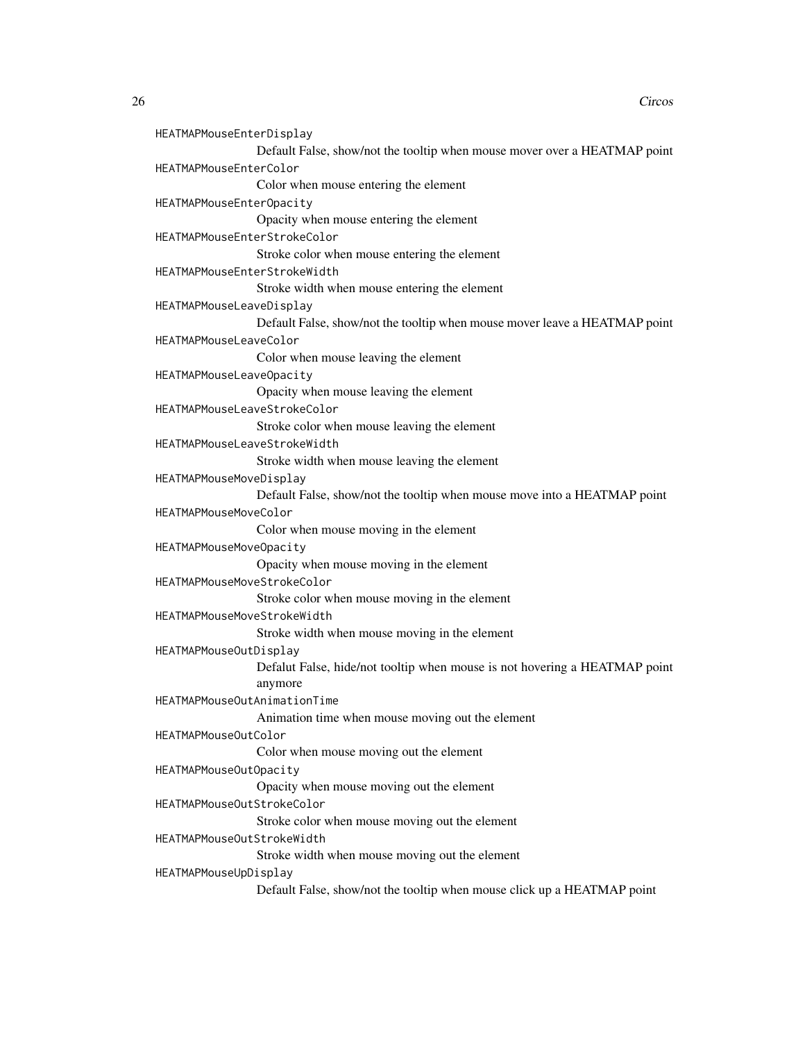`HEATMAPMouseEnterDisplay`
: Default False, show/not the tooltip when mouse mover over a HEATMAP point

`HEATMAPMouseEnterColor`
: Color when mouse entering the element

`HEATMAPMouseEnterOpacity`
: Opacity when mouse entering the element

`HEATMAPMouseEnterStrokeColor`
: Stroke color when mouse entering the element

`HEATMAPMouseEnterStrokeWidth`
: Stroke width when mouse entering the element

`HEATMAPMouseLeaveDisplay`
: Default False, show/not the tooltip when mouse mover leave a HEATMAP point

`HEATMAPMouseLeaveColor`
: Color when mouse leaving the element

`HEATMAPMouseLeaveOpacity`
: Opacity when mouse leaving the element

`HEATMAPMouseLeaveStrokeColor`
: Stroke color when mouse leaving the element

`HEATMAPMouseLeaveStrokeWidth`
: Stroke width when mouse leaving the element

`HEATMAPMouseMoveDisplay`
: Default False, show/not the tooltip when mouse move into a HEATMAP point

`HEATMAPMouseMoveColor`
: Color when mouse moving in the element

`HEATMAPMouseMoveOpacity`
: Opacity when mouse moving in the element

`HEATMAPMouseMoveStrokeColor`
: Stroke color when mouse moving in the element

`HEATMAPMouseMoveStrokeWidth`
: Stroke width when mouse moving in the element

`HEATMAPMouseOutDisplay`
: Defalut False, hide/not tooltip when mouse is not hovering a HEATMAP point anymore

`HEATMAPMouseOutAnimationTime`
: Animation time when mouse moving out the element

`HEATMAPMouseOutColor`
: Color when mouse moving out the element

`HEATMAPMouseOutOpacity`
: Opacity when mouse moving out the element

`HEATMAPMouseOutStrokeColor`
: Stroke color when mouse moving out the element

`HEATMAPMouseOutStrokeWidth`
: Stroke width when mouse moving out the element

`HEATMAPMouseUpDisplay`
: Default False, show/not the tooltip when mouse click up a HEATMAP point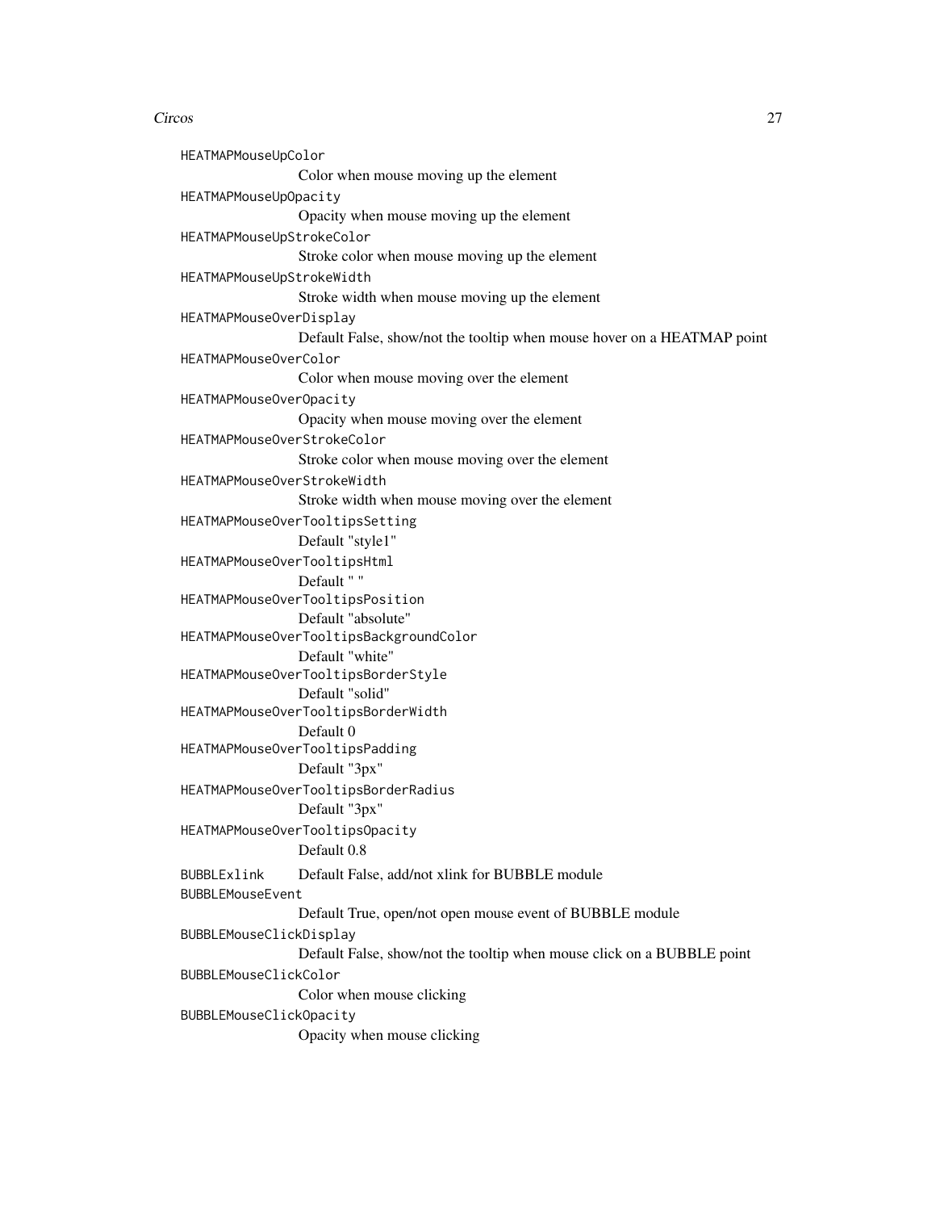HEATMAPMouseUpColor
: Color when mouse moving up the element

HEATMAPMouseUpOpacity
: Opacity when mouse moving up the element

HEATMAPMouseUpStrokeColor
: Stroke color when mouse moving up the element

HEATMAPMouseUpStrokeWidth
: Stroke width when mouse moving up the element

HEATMAPMouseOverDisplay
: Default False, show/not the tooltip when mouse hover on a HEATMAP point

HEATMAPMouseOverColor
: Color when mouse moving over the element

HEATMAPMouseOverOpacity
: Opacity when mouse moving over the element

HEATMAPMouseOverStrokeColor
: Stroke color when mouse moving over the element

HEATMAPMouseOverStrokeWidth
: Stroke width when mouse moving over the element

HEATMAPMouseOverTooltipsSetting
: Default "style1"

HEATMAPMouseOverTooltipsHtml
: Default " "

HEATMAPMouseOverTooltipsPosition
: Default "absolute"

HEATMAPMouseOverTooltipsBackgroundColor
: Default "white"

HEATMAPMouseOverTooltipsBorderStyle
: Default "solid"

HEATMAPMouseOverTooltipsBorderWidth
: Default 0

HEATMAPMouseOverTooltipsPadding
: Default "3px"

HEATMAPMouseOverTooltipsBorderRadius
: Default "3px"

HEATMAPMouseOverTooltipsOpacity
: Default 0.8

BUBBLExlink
: Default False, add/not xlink for BUBBLE module

BUBBLEMouseEvent
: Default True, open/not open mouse event of BUBBLE module

BUBBLEMouseClickDisplay
: Default False, show/not the tooltip when mouse click on a BUBBLE point

BUBBLEMouseClickColor
: Color when mouse clicking

BUBBLEMouseClickOpacity
: Opacity when mouse clicking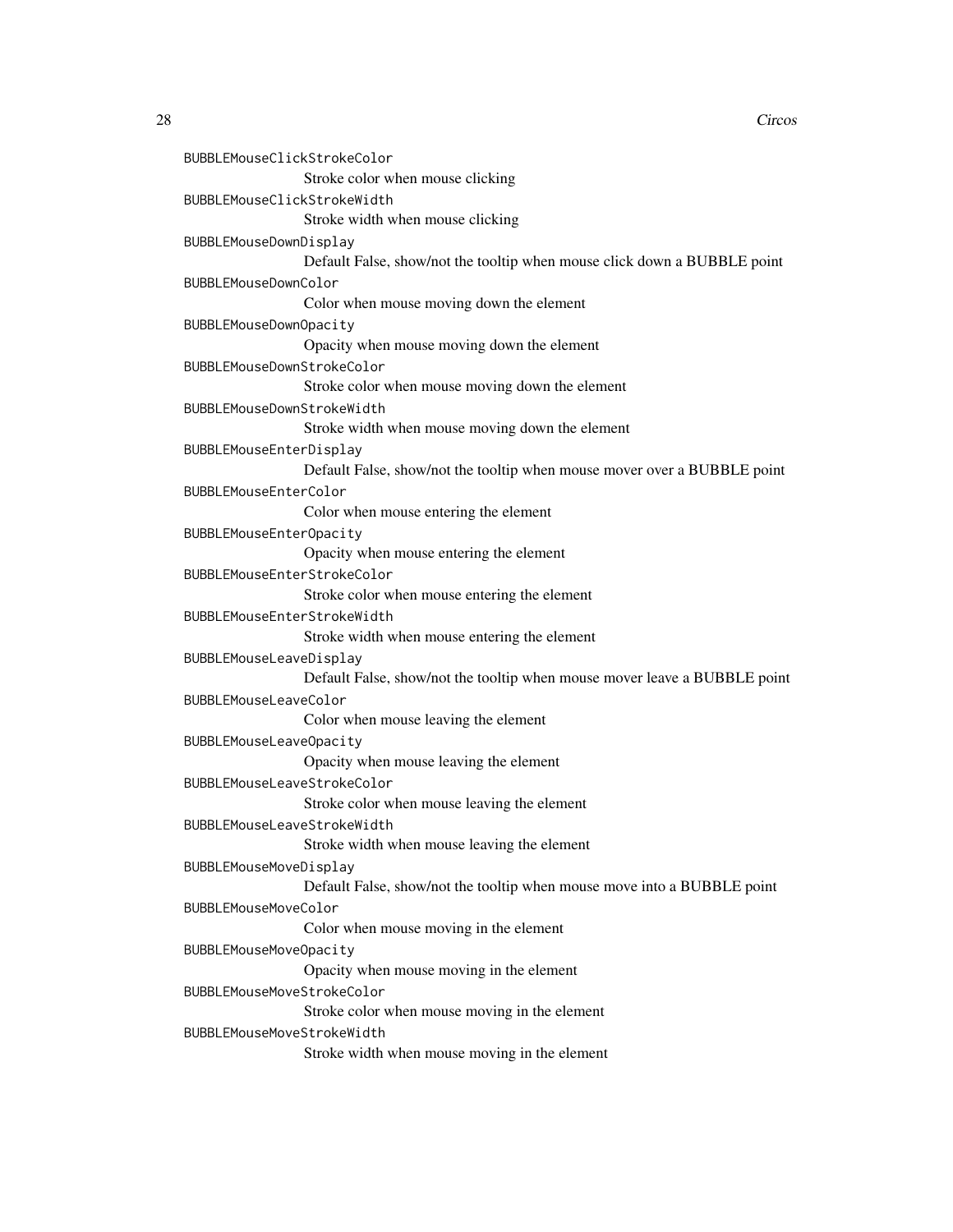BUBBLEMouseClickStrokeColor
Stroke color when mouse clicking

BUBBLEMouseClickStrokeWidth
Stroke width when mouse clicking

BUBBLEMouseDownDisplay
Default False, show/not the tooltip when mouse click down a BUBBLE point

BUBBLEMouseDownColor
Color when mouse moving down the element

BUBBLEMouseDownOpacity
Opacity when mouse moving down the element

BUBBLEMouseDownStrokeColor
Stroke color when mouse moving down the element

BUBBLEMouseDownStrokeWidth
Stroke width when mouse moving down the element

BUBBLEMouseEnterDisplay
Default False, show/not the tooltip when mouse mover over a BUBBLE point

BUBBLEMouseEnterColor
Color when mouse entering the element

BUBBLEMouseEnterOpacity
Opacity when mouse entering the element

BUBBLEMouseEnterStrokeColor
Stroke color when mouse entering the element

BUBBLEMouseEnterStrokeWidth
Stroke width when mouse entering the element

BUBBLEMouseLeaveDisplay
Default False, show/not the tooltip when mouse mover leave a BUBBLE point

BUBBLEMouseLeaveColor
Color when mouse leaving the element

BUBBLEMouseLeaveOpacity
Opacity when mouse leaving the element

BUBBLEMouseLeaveStrokeColor
Stroke color when mouse leaving the element

BUBBLEMouseLeaveStrokeWidth
Stroke width when mouse leaving the element

BUBBLEMouseMoveDisplay
Default False, show/not the tooltip when mouse move into a BUBBLE point

BUBBLEMouseMoveColor
Color when mouse moving in the element

BUBBLEMouseMoveOpacity
Opacity when mouse moving in the element

BUBBLEMouseMoveStrokeColor
Stroke color when mouse moving in the element

BUBBLEMouseMoveStrokeWidth
Stroke width when mouse moving in the element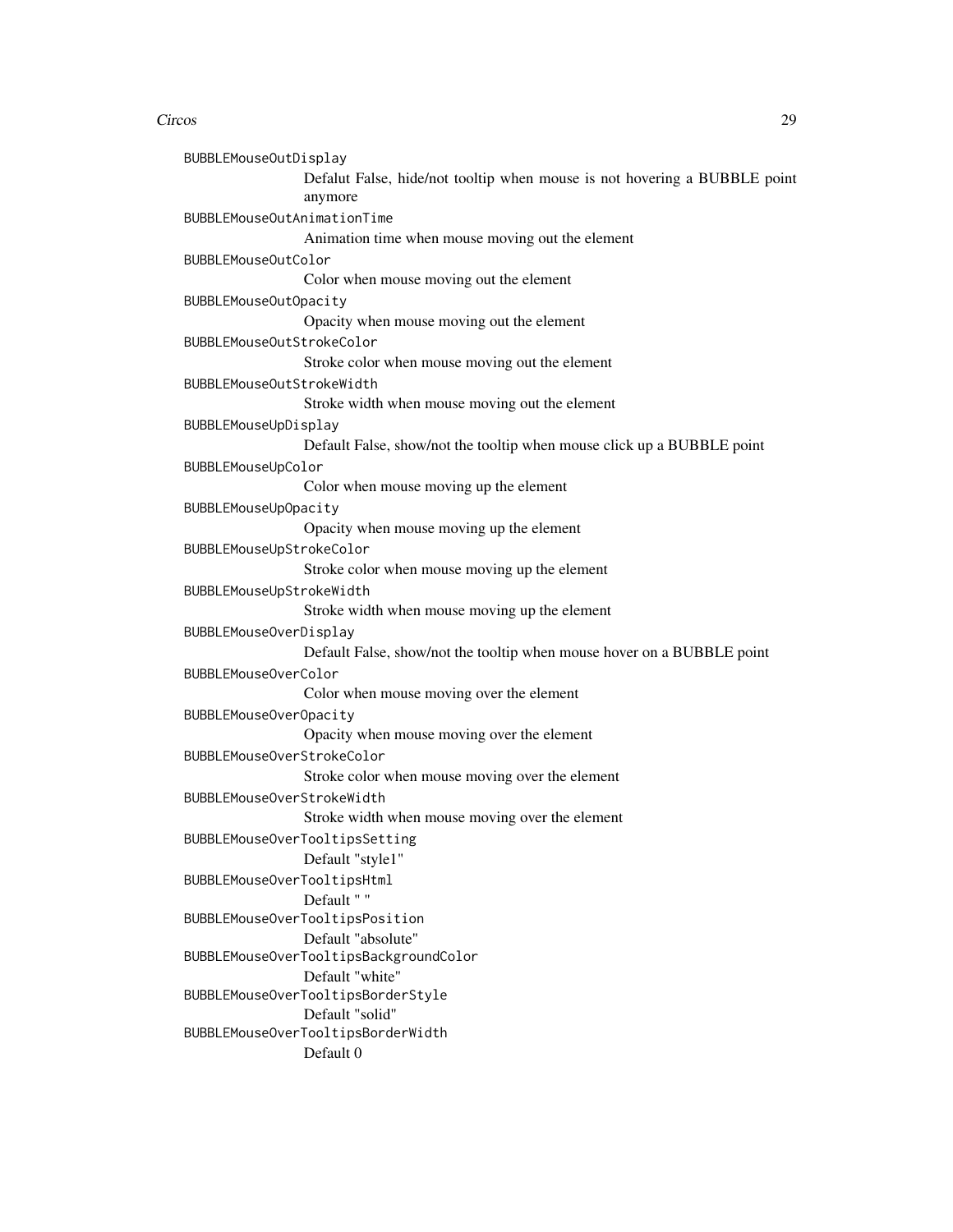BUBBLEMouseOutDisplay
: Defalut False, hide/not tooltip when mouse is not hovering a BUBBLE point anymore

BUBBLEMouseOutAnimationTime
: Animation time when mouse moving out the element

BUBBLEMouseOutColor
: Color when mouse moving out the element

BUBBLEMouseOutOpacity
: Opacity when mouse moving out the element

BUBBLEMouseOutStrokeColor
: Stroke color when mouse moving out the element

BUBBLEMouseOutStrokeWidth
: Stroke width when mouse moving out the element

BUBBLEMouseUpDisplay
: Default False, show/not the tooltip when mouse click up a BUBBLE point

BUBBLEMouseUpColor
: Color when mouse moving up the element

BUBBLEMouseUpOpacity
: Opacity when mouse moving up the element

BUBBLEMouseUpStrokeColor
: Stroke color when mouse moving up the element

BUBBLEMouseUpStrokeWidth
: Stroke width when mouse moving up the element

BUBBLEMouseOverDisplay
: Default False, show/not the tooltip when mouse hover on a BUBBLE point

BUBBLEMouseOverColor
: Color when mouse moving over the element

BUBBLEMouseOverOpacity
: Opacity when mouse moving over the element

BUBBLEMouseOverStrokeColor
: Stroke color when mouse moving over the element

BUBBLEMouseOverStrokeWidth
: Stroke width when mouse moving over the element

BUBBLEMouseOverTooltipsSetting
: Default "style1"

BUBBLEMouseOverTooltipsHtml
: Default " "

BUBBLEMouseOverTooltipsPosition
: Default "absolute"

BUBBLEMouseOverTooltipsBackgroundColor
: Default "white"

BUBBLEMouseOverTooltipsBorderStyle
: Default "solid"

BUBBLEMouseOverTooltipsBorderWidth
: Default 0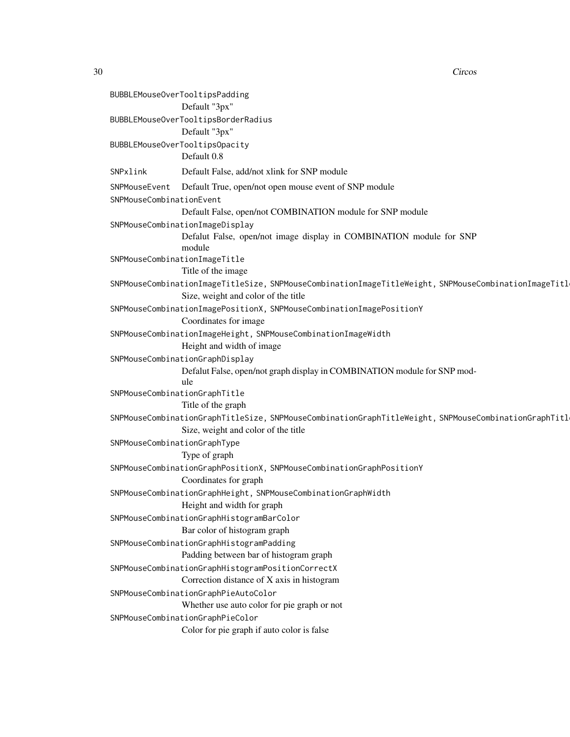`BUBBLEMouseOverTooltipsPadding`
Default "3px"

`BUBBLEMouseOverTooltipsBorderRadius`
Default "3px"

`BUBBLEMouseOverTooltipsOpacity`
Default 0.8

`SNPxlink`
Default False, add/not xlink for SNP module

`SNPMouseEvent`
Default True, open/not open mouse event of SNP module

`SNPMouseCombinationEvent`
Default False, open/not COMBINATION module for SNP module

`SNPMouseCombinationImageDisplay`
Defalut False, open/not image display in COMBINATION module for SNP module

`SNPMouseCombinationImageTitle`
Title of the image

`SNPMouseCombinationImageTitleSize, SNPMouseCombinationImageTitleWeight, SNPMouseCombinationImageTitl`
Size, weight and color of the title

`SNPMouseCombinationImagePositionX, SNPMouseCombinationImagePositionY`
Coordinates for image

`SNPMouseCombinationImageHeight, SNPMouseCombinationImageWidth`
Height and width of image

`SNPMouseCombinationGraphDisplay`
Defalut False, open/not graph display in COMBINATION module for SNP module

`SNPMouseCombinationGraphTitle`
Title of the graph

`SNPMouseCombinationGraphTitleSize, SNPMouseCombinationGraphTitleWeight, SNPMouseCombinationGraphTitl`
Size, weight and color of the title

`SNPMouseCombinationGraphType`
Type of graph

`SNPMouseCombinationGraphPositionX, SNPMouseCombinationGraphPositionY`
Coordinates for graph

`SNPMouseCombinationGraphHeight, SNPMouseCombinationGraphWidth`
Height and width for graph

`SNPMouseCombinationGraphHistogramBarColor`
Bar color of histogram graph

`SNPMouseCombinationGraphHistogramPadding`
Padding between bar of histogram graph

`SNPMouseCombinationGraphHistogramPositionCorrectX`
Correction distance of X axis in histogram

`SNPMouseCombinationGraphPieAutoColor`
Whether use auto color for pie graph or not

`SNPMouseCombinationGraphPieColor`
Color for pie graph if auto color is false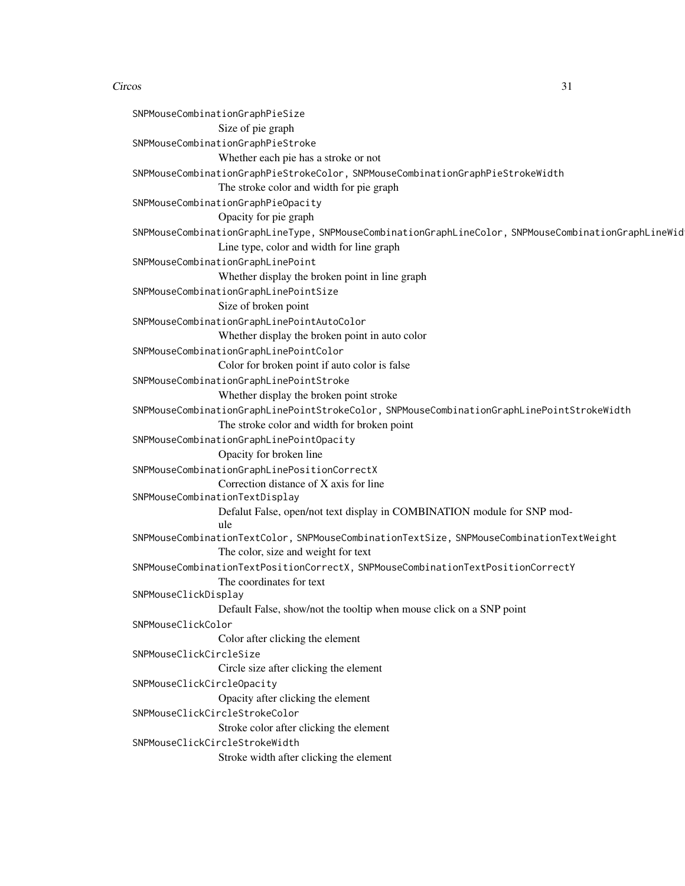SNPMouseCombinationGraphPieSize
: Size of pie graph

SNPMouseCombinationGraphPieStroke
: Whether each pie has a stroke or not

SNPMouseCombinationGraphPieStrokeColor, SNPMouseCombinationGraphPieStrokeWidth
: The stroke color and width for pie graph

SNPMouseCombinationGraphPieOpacity
: Opacity for pie graph

SNPMouseCombinationGraphLineType, SNPMouseCombinationGraphLineColor, SNPMouseCombinationGraphLineWid
: Line type, color and width for line graph

SNPMouseCombinationGraphLinePoint
: Whether display the broken point in line graph

SNPMouseCombinationGraphLinePointSize
: Size of broken point

SNPMouseCombinationGraphLinePointAutoColor
: Whether display the broken point in auto color

SNPMouseCombinationGraphLinePointColor
: Color for broken point if auto color is false

SNPMouseCombinationGraphLinePointStroke
: Whether display the broken point stroke

SNPMouseCombinationGraphLinePointStrokeColor, SNPMouseCombinationGraphLinePointStrokeWidth
: The stroke color and width for broken point

SNPMouseCombinationGraphLinePointOpacity
: Opacity for broken line

SNPMouseCombinationGraphLinePositionCorrectX
: Correction distance of X axis for line

SNPMouseCombinationTextDisplay
: Defalut False, open/not text display in COMBINATION module for SNP module

SNPMouseCombinationTextColor, SNPMouseCombinationTextSize, SNPMouseCombinationTextWeight
: The color, size and weight for text

SNPMouseCombinationTextPositionCorrectX, SNPMouseCombinationTextPositionCorrectY
: The coordinates for text

SNPMouseClickDisplay
: Default False, show/not the tooltip when mouse click on a SNP point

SNPMouseClickColor
: Color after clicking the element

SNPMouseClickCircleSize
: Circle size after clicking the element

SNPMouseClickCircleOpacity
: Opacity after clicking the element

SNPMouseClickCircleStrokeColor
: Stroke color after clicking the element

SNPMouseClickCircleStrokeWidth
: Stroke width after clicking the element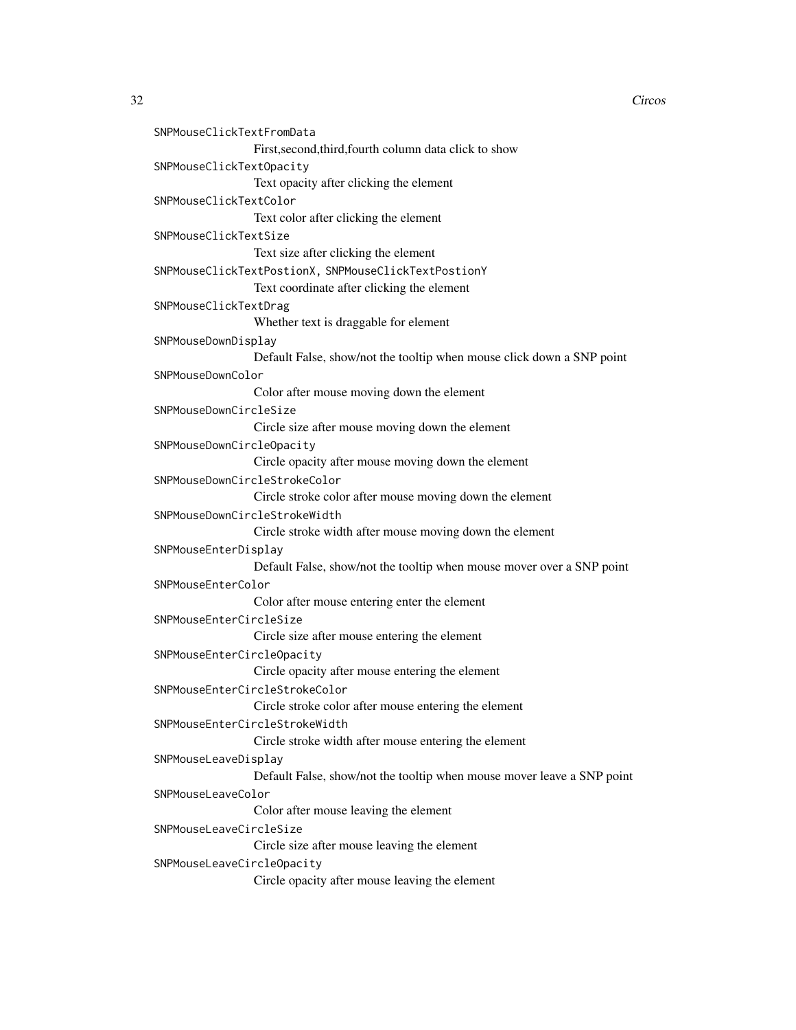SNPMouseClickTextFromData
: First,second,third,fourth column data click to show

SNPMouseClickTextOpacity
: Text opacity after clicking the element

SNPMouseClickTextColor
: Text color after clicking the element

SNPMouseClickTextSize
: Text size after clicking the element

SNPMouseClickTextPostionX, SNPMouseClickTextPostionY
: Text coordinate after clicking the element

SNPMouseClickTextDrag
: Whether text is draggable for element

SNPMouseDownDisplay
: Default False, show/not the tooltip when mouse click down a SNP point

SNPMouseDownColor
: Color after mouse moving down the element

SNPMouseDownCircleSize
: Circle size after mouse moving down the element

SNPMouseDownCircleOpacity
: Circle opacity after mouse moving down the element

SNPMouseDownCircleStrokeColor
: Circle stroke color after mouse moving down the element

SNPMouseDownCircleStrokeWidth
: Circle stroke width after mouse moving down the element

SNPMouseEnterDisplay
: Default False, show/not the tooltip when mouse mover over a SNP point

SNPMouseEnterColor
: Color after mouse entering enter the element

SNPMouseEnterCircleSize
: Circle size after mouse entering the element

SNPMouseEnterCircleOpacity
: Circle opacity after mouse entering the element

SNPMouseEnterCircleStrokeColor
: Circle stroke color after mouse entering the element

SNPMouseEnterCircleStrokeWidth
: Circle stroke width after mouse entering the element

SNPMouseLeaveDisplay
: Default False, show/not the tooltip when mouse mover leave a SNP point

SNPMouseLeaveColor
: Color after mouse leaving the element

SNPMouseLeaveCircleSize
: Circle size after mouse leaving the element

SNPMouseLeaveCircleOpacity
: Circle opacity after mouse leaving the element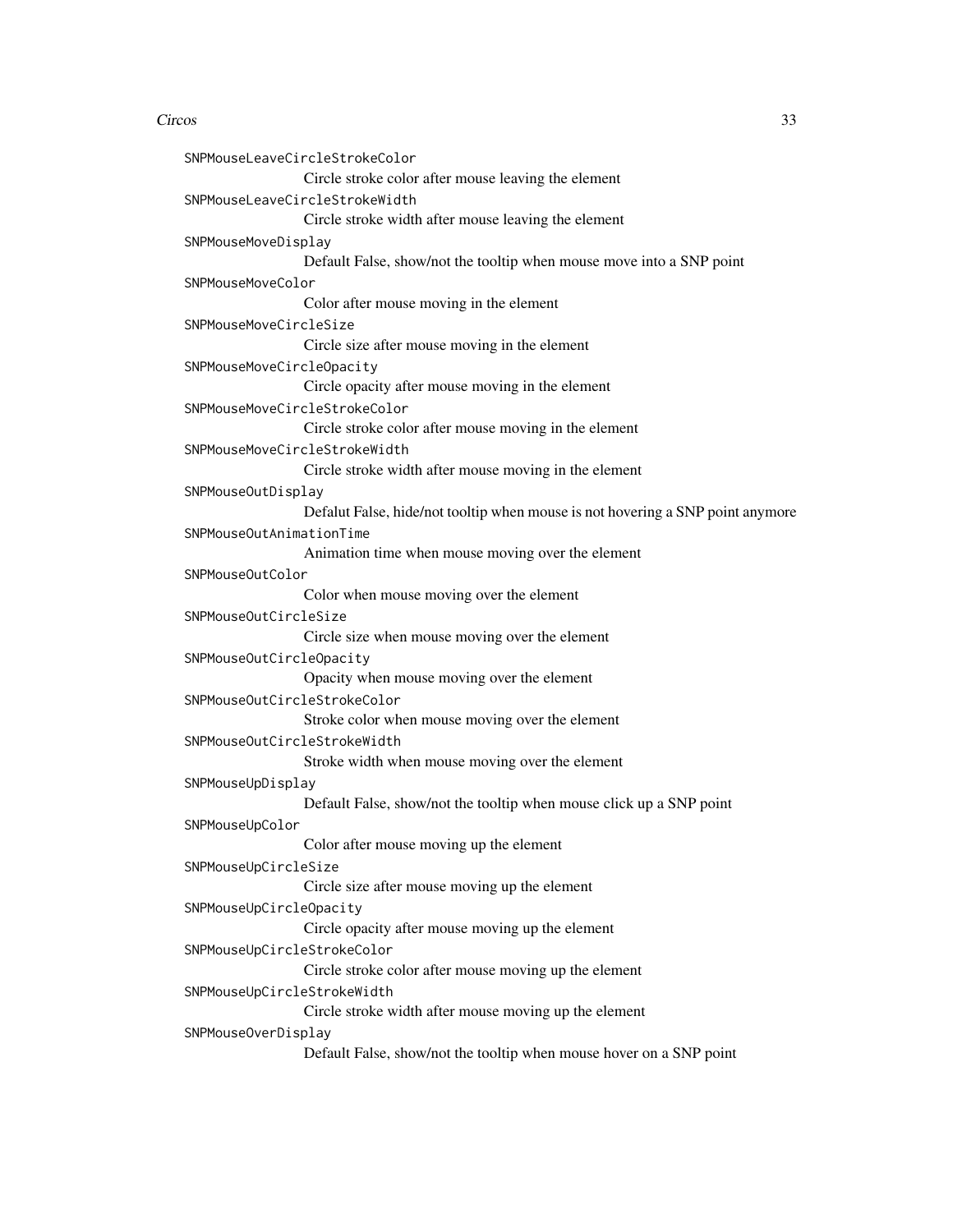`SNPMouseLeaveCircleStrokeColor`
: Circle stroke color after mouse leaving the element

`SNPMouseLeaveCircleStrokeWidth`
: Circle stroke width after mouse leaving the element

`SNPMouseMoveDisplay`
: Default False, show/not the tooltip when mouse move into a SNP point

`SNPMouseMoveColor`
: Color after mouse moving in the element

`SNPMouseMoveCircleSize`
: Circle size after mouse moving in the element

`SNPMouseMoveCircleOpacity`
: Circle opacity after mouse moving in the element

`SNPMouseMoveCircleStrokeColor`
: Circle stroke color after mouse moving in the element

`SNPMouseMoveCircleStrokeWidth`
: Circle stroke width after mouse moving in the element

`SNPMouseOutDisplay`
: Defalut False, hide/not tooltip when mouse is not hovering a SNP point anymore

`SNPMouseOutAnimationTime`
: Animation time when mouse moving over the element

`SNPMouseOutColor`
: Color when mouse moving over the element

`SNPMouseOutCircleSize`
: Circle size when mouse moving over the element

`SNPMouseOutCircleOpacity`
: Opacity when mouse moving over the element

`SNPMouseOutCircleStrokeColor`
: Stroke color when mouse moving over the element

`SNPMouseOutCircleStrokeWidth`
: Stroke width when mouse moving over the element

`SNPMouseUpDisplay`
: Default False, show/not the tooltip when mouse click up a SNP point

`SNPMouseUpColor`
: Color after mouse moving up the element

`SNPMouseUpCircleSize`
: Circle size after mouse moving up the element

`SNPMouseUpCircleOpacity`
: Circle opacity after mouse moving up the element

`SNPMouseUpCircleStrokeColor`
: Circle stroke color after mouse moving up the element

`SNPMouseUpCircleStrokeWidth`
: Circle stroke width after mouse moving up the element

`SNPMouseOverDisplay`
: Default False, show/not the tooltip when mouse hover on a SNP point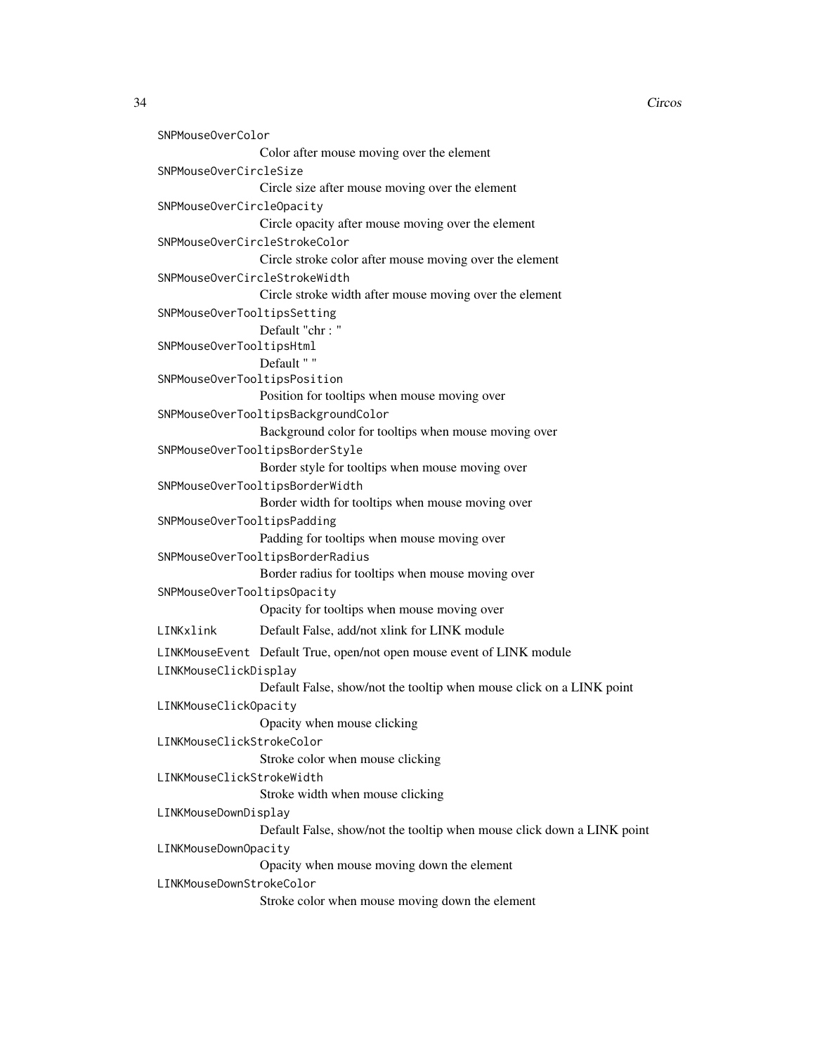`SNPMouseOverColor`
: Color after mouse moving over the element

`SNPMouseOverCircleSize`
: Circle size after mouse moving over the element

`SNPMouseOverCircleOpacity`
: Circle opacity after mouse moving over the element

`SNPMouseOverCircleStrokeColor`
: Circle stroke color after mouse moving over the element

`SNPMouseOverCircleStrokeWidth`
: Circle stroke width after mouse moving over the element

`SNPMouseOverTooltipsSetting`
: Default "chr : "

`SNPMouseOverTooltipsHtml`
: Default " "

`SNPMouseOverTooltipsPosition`
: Position for tooltips when mouse moving over

`SNPMouseOverTooltipsBackgroundColor`
: Background color for tooltips when mouse moving over

`SNPMouseOverTooltipsBorderStyle`
: Border style for tooltips when mouse moving over

`SNPMouseOverTooltipsBorderWidth`
: Border width for tooltips when mouse moving over

`SNPMouseOverTooltipsPadding`
: Padding for tooltips when mouse moving over

`SNPMouseOverTooltipsBorderRadius`
: Border radius for tooltips when mouse moving over

`SNPMouseOverTooltipsOpacity`
: Opacity for tooltips when mouse moving over

`LINKxlink`
: Default False, add/not xlink for LINK module

`LINKMouseEvent`
: Default True, open/not open mouse event of LINK module

`LINKMouseClickDisplay`
: Default False, show/not the tooltip when mouse click on a LINK point

`LINKMouseClickOpacity`
: Opacity when mouse clicking

`LINKMouseClickStrokeColor`
: Stroke color when mouse clicking

`LINKMouseClickStrokeWidth`
: Stroke width when mouse clicking

`LINKMouseDownDisplay`
: Default False, show/not the tooltip when mouse click down a LINK point

`LINKMouseDownOpacity`
: Opacity when mouse moving down the element

`LINKMouseDownStrokeColor`
: Stroke color when mouse moving down the element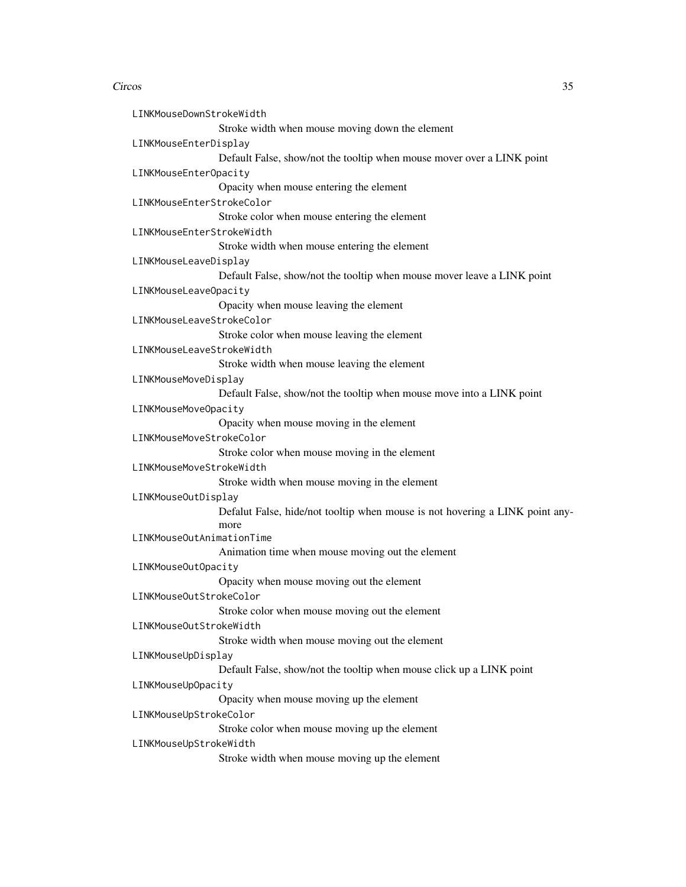`LINKMouseDownStrokeWidth`
: Stroke width when mouse moving down the element

`LINKMouseEnterDisplay`
: Default False, show/not the tooltip when mouse mover over a LINK point

`LINKMouseEnterOpacity`
: Opacity when mouse entering the element

`LINKMouseEnterStrokeColor`
: Stroke color when mouse entering the element

`LINKMouseEnterStrokeWidth`
: Stroke width when mouse entering the element

`LINKMouseLeaveDisplay`
: Default False, show/not the tooltip when mouse mover leave a LINK point

`LINKMouseLeaveOpacity`
: Opacity when mouse leaving the element

`LINKMouseLeaveStrokeColor`
: Stroke color when mouse leaving the element

`LINKMouseLeaveStrokeWidth`
: Stroke width when mouse leaving the element

`LINKMouseMoveDisplay`
: Default False, show/not the tooltip when mouse move into a LINK point

`LINKMouseMoveOpacity`
: Opacity when mouse moving in the element

`LINKMouseMoveStrokeColor`
: Stroke color when mouse moving in the element

`LINKMouseMoveStrokeWidth`
: Stroke width when mouse moving in the element

`LINKMouseOutDisplay`
: Defalut False, hide/not tooltip when mouse is not hovering a LINK point anymore

`LINKMouseOutAnimationTime`
: Animation time when mouse moving out the element

`LINKMouseOutOpacity`
: Opacity when mouse moving out the element

`LINKMouseOutStrokeColor`
: Stroke color when mouse moving out the element

`LINKMouseOutStrokeWidth`
: Stroke width when mouse moving out the element

`LINKMouseUpDisplay`
: Default False, show/not the tooltip when mouse click up a LINK point

`LINKMouseUpOpacity`
: Opacity when mouse moving up the element

`LINKMouseUpStrokeColor`
: Stroke color when mouse moving up the element

`LINKMouseUpStrokeWidth`
: Stroke width when mouse moving up the element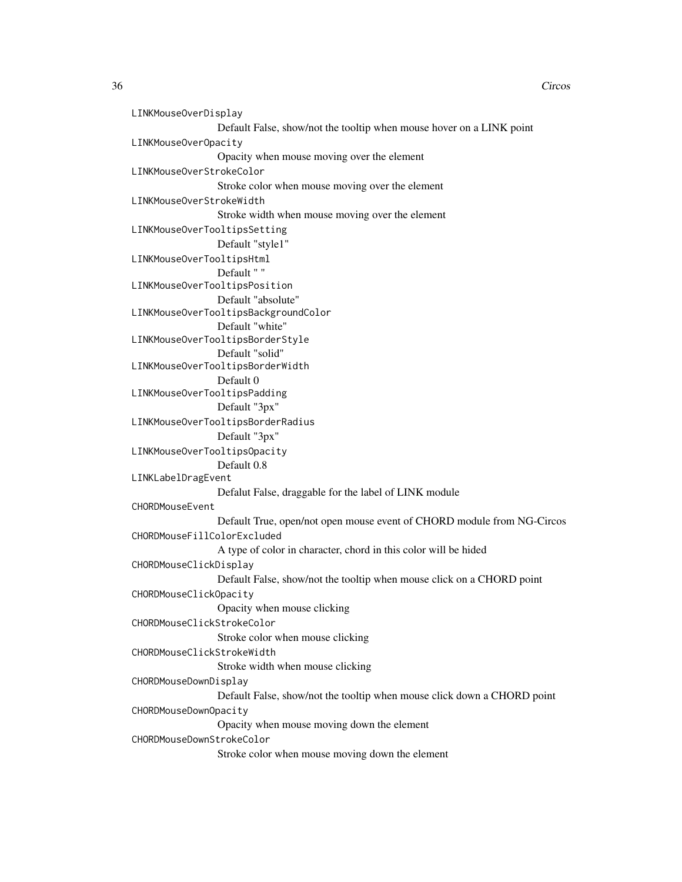LINKMouseOverDisplay
: Default False, show/not the tooltip when mouse hover on a LINK point

LINKMouseOverOpacity
: Opacity when mouse moving over the element

LINKMouseOverStrokeColor
: Stroke color when mouse moving over the element

LINKMouseOverStrokeWidth
: Stroke width when mouse moving over the element

LINKMouseOverTooltipsSetting
: Default "style1"

LINKMouseOverTooltipsHtml
: Default " "

LINKMouseOverTooltipsPosition
: Default "absolute"

LINKMouseOverTooltipsBackgroundColor
: Default "white"

LINKMouseOverTooltipsBorderStyle
: Default "solid"

LINKMouseOverTooltipsBorderWidth
: Default 0

LINKMouseOverTooltipsPadding
: Default "3px"

LINKMouseOverTooltipsBorderRadius
: Default "3px"

LINKMouseOverTooltipsOpacity
: Default 0.8

LINKLabelDragEvent
: Defalut False, draggable for the label of LINK module

CHORDMouseEvent
: Default True, open/not open mouse event of CHORD module from NG-Circos

CHORDMouseFillColorExcluded
: A type of color in character, chord in this color will be hided

CHORDMouseClickDisplay
: Default False, show/not the tooltip when mouse click on a CHORD point

CHORDMouseClickOpacity
: Opacity when mouse clicking

CHORDMouseClickStrokeColor
: Stroke color when mouse clicking

CHORDMouseClickStrokeWidth
: Stroke width when mouse clicking

CHORDMouseDownDisplay
: Default False, show/not the tooltip when mouse click down a CHORD point

CHORDMouseDownOpacity
: Opacity when mouse moving down the element

CHORDMouseDownStrokeColor
: Stroke color when mouse moving down the element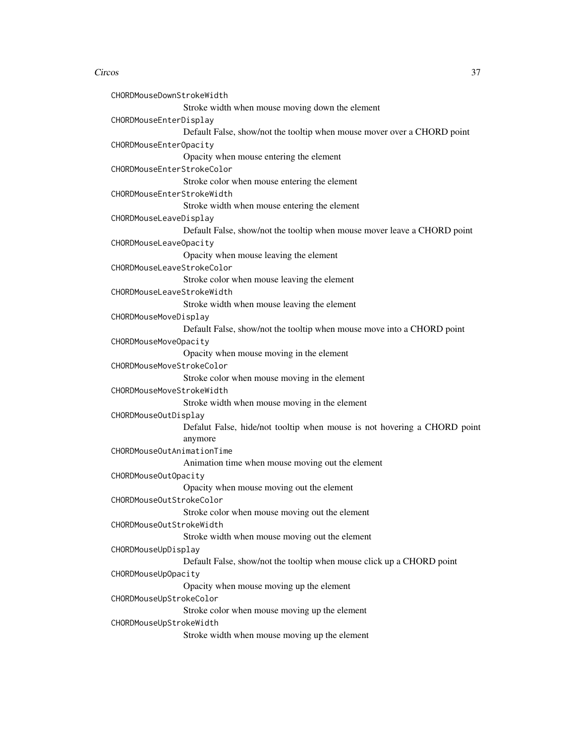`CHORDMouseDownStrokeWidth`
: Stroke width when mouse moving down the element

`CHORDMouseEnterDisplay`
: Default False, show/not the tooltip when mouse mover over a CHORD point

`CHORDMouseEnterOpacity`
: Opacity when mouse entering the element

`CHORDMouseEnterStrokeColor`
: Stroke color when mouse entering the element

`CHORDMouseEnterStrokeWidth`
: Stroke width when mouse entering the element

`CHORDMouseLeaveDisplay`
: Default False, show/not the tooltip when mouse mover leave a CHORD point

`CHORDMouseLeaveOpacity`
: Opacity when mouse leaving the element

`CHORDMouseLeaveStrokeColor`
: Stroke color when mouse leaving the element

`CHORDMouseLeaveStrokeWidth`
: Stroke width when mouse leaving the element

`CHORDMouseMoveDisplay`
: Default False, show/not the tooltip when mouse move into a CHORD point

`CHORDMouseMoveOpacity`
: Opacity when mouse moving in the element

`CHORDMouseMoveStrokeColor`
: Stroke color when mouse moving in the element

`CHORDMouseMoveStrokeWidth`
: Stroke width when mouse moving in the element

`CHORDMouseOutDisplay`
: Defalut False, hide/not tooltip when mouse is not hovering a CHORD point anymore

`CHORDMouseOutAnimationTime`
: Animation time when mouse moving out the element

`CHORDMouseOutOpacity`
: Opacity when mouse moving out the element

`CHORDMouseOutStrokeColor`
: Stroke color when mouse moving out the element

`CHORDMouseOutStrokeWidth`
: Stroke width when mouse moving out the element

`CHORDMouseUpDisplay`
: Default False, show/not the tooltip when mouse click up a CHORD point

`CHORDMouseUpOpacity`
: Opacity when mouse moving up the element

`CHORDMouseUpStrokeColor`
: Stroke color when mouse moving up the element

`CHORDMouseUpStrokeWidth`
: Stroke width when mouse moving up the element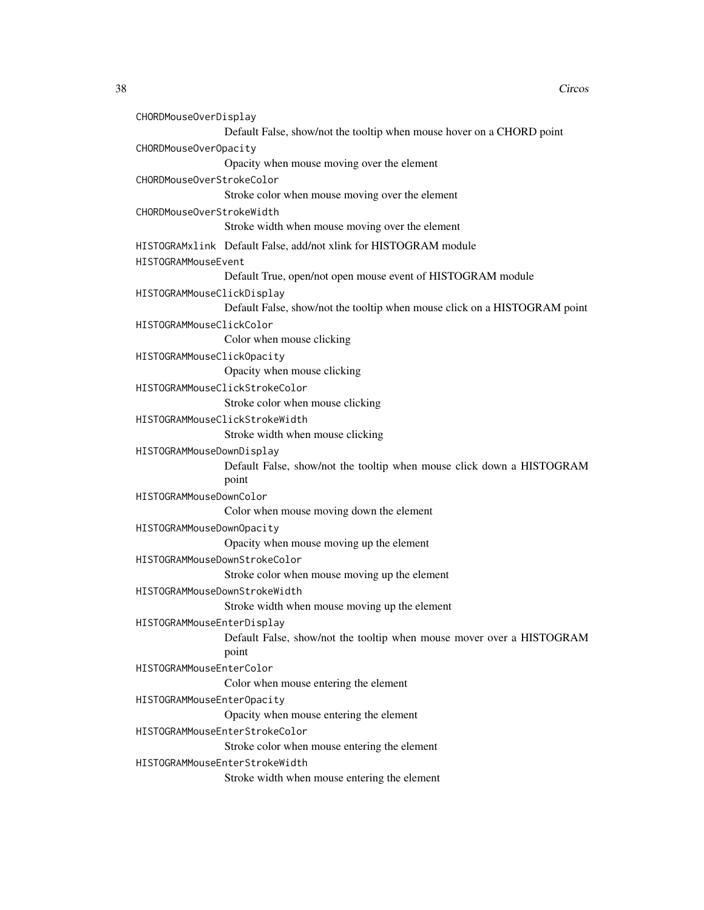CHORDMouseOverDisplay
: Default False, show/not the tooltip when mouse hover on a CHORD point

CHORDMouseOverOpacity
: Opacity when mouse moving over the element

CHORDMouseOverStrokeColor
: Stroke color when mouse moving over the element

CHORDMouseOverStrokeWidth
: Stroke width when mouse moving over the element

HISTOGRAMxlink
: Default False, add/not xlink for HISTOGRAM module

HISTOGRAMMouseEvent
: Default True, open/not open mouse event of HISTOGRAM module

HISTOGRAMMouseClickDisplay
: Default False, show/not the tooltip when mouse click on a HISTOGRAM point

HISTOGRAMMouseClickColor
: Color when mouse clicking

HISTOGRAMMouseClickOpacity
: Opacity when mouse clicking

HISTOGRAMMouseClickStrokeColor
: Stroke color when mouse clicking

HISTOGRAMMouseClickStrokeWidth
: Stroke width when mouse clicking

HISTOGRAMMouseDownDisplay
: Default False, show/not the tooltip when mouse click down a HISTOGRAM point

HISTOGRAMMouseDownColor
: Color when mouse moving down the element

HISTOGRAMMouseDownOpacity
: Opacity when mouse moving up the element

HISTOGRAMMouseDownStrokeColor
: Stroke color when mouse moving up the element

HISTOGRAMMouseDownStrokeWidth
: Stroke width when mouse moving up the element

HISTOGRAMMouseEnterDisplay
: Default False, show/not the tooltip when mouse mover over a HISTOGRAM point

HISTOGRAMMouseEnterColor
: Color when mouse entering the element

HISTOGRAMMouseEnterOpacity
: Opacity when mouse entering the element

HISTOGRAMMouseEnterStrokeColor
: Stroke color when mouse entering the element

HISTOGRAMMouseEnterStrokeWidth
: Stroke width when mouse entering the element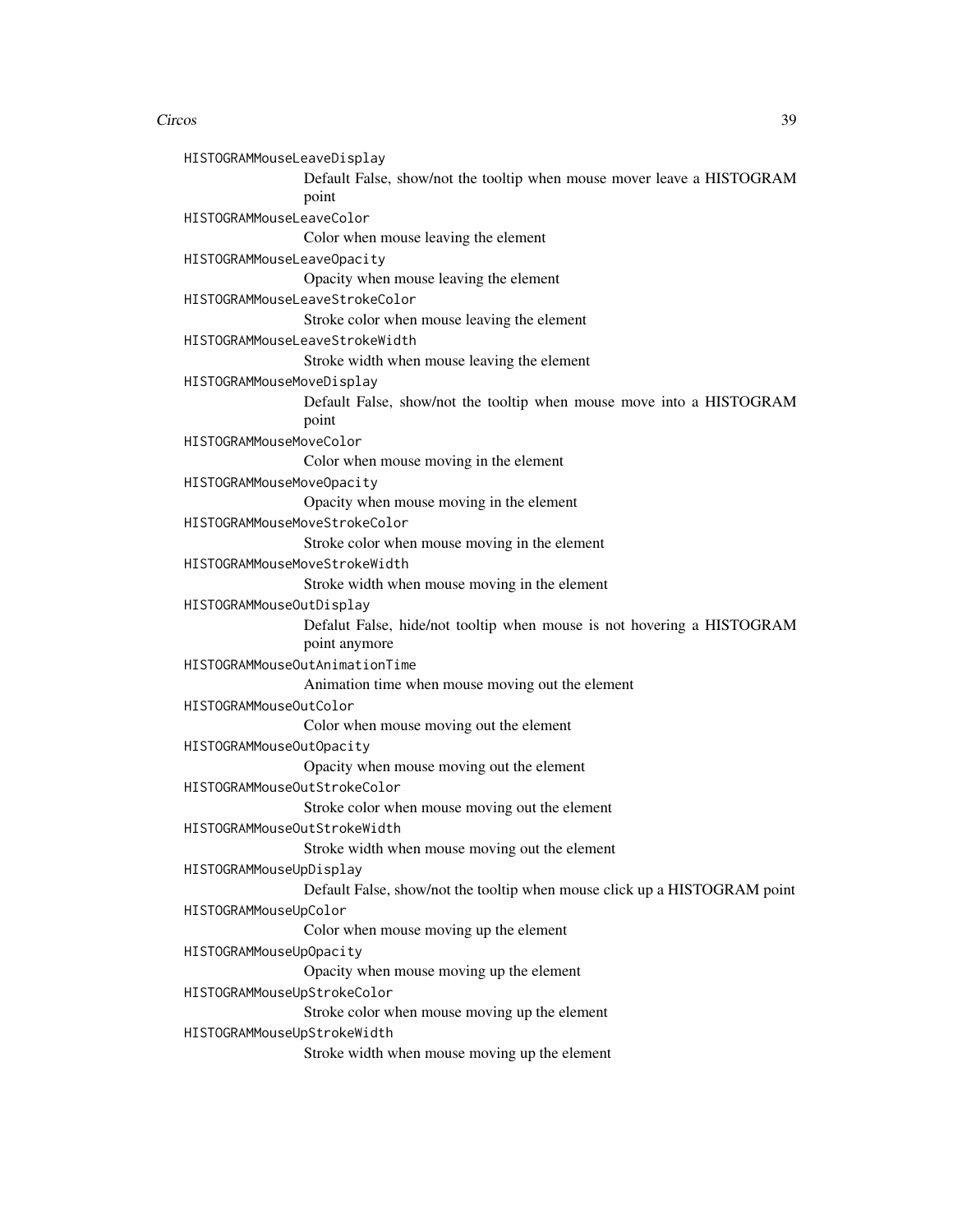HISTOGRAMMouseLeaveDisplay
: Default False, show/not the tooltip when mouse mover leave a HISTOGRAM point

HISTOGRAMMouseLeaveColor
: Color when mouse leaving the element

HISTOGRAMMouseLeaveOpacity
: Opacity when mouse leaving the element

HISTOGRAMMouseLeaveStrokeColor
: Stroke color when mouse leaving the element

HISTOGRAMMouseLeaveStrokeWidth
: Stroke width when mouse leaving the element

HISTOGRAMMouseMoveDisplay
: Default False, show/not the tooltip when mouse move into a HISTOGRAM point

HISTOGRAMMouseMoveColor
: Color when mouse moving in the element

HISTOGRAMMouseMoveOpacity
: Opacity when mouse moving in the element

HISTOGRAMMouseMoveStrokeColor
: Stroke color when mouse moving in the element

HISTOGRAMMouseMoveStrokeWidth
: Stroke width when mouse moving in the element

HISTOGRAMMouseOutDisplay
: Defalut False, hide/not tooltip when mouse is not hovering a HISTOGRAM point anymore

HISTOGRAMMouseOutAnimationTime
: Animation time when mouse moving out the element

HISTOGRAMMouseOutColor
: Color when mouse moving out the element

HISTOGRAMMouseOutOpacity
: Opacity when mouse moving out the element

HISTOGRAMMouseOutStrokeColor
: Stroke color when mouse moving out the element

HISTOGRAMMouseOutStrokeWidth
: Stroke width when mouse moving out the element

HISTOGRAMMouseUpDisplay
: Default False, show/not the tooltip when mouse click up a HISTOGRAM point

HISTOGRAMMouseUpColor
: Color when mouse moving up the element

HISTOGRAMMouseUpOpacity
: Opacity when mouse moving up the element

HISTOGRAMMouseUpStrokeColor
: Stroke color when mouse moving up the element

HISTOGRAMMouseUpStrokeWidth
: Stroke width when mouse moving up the element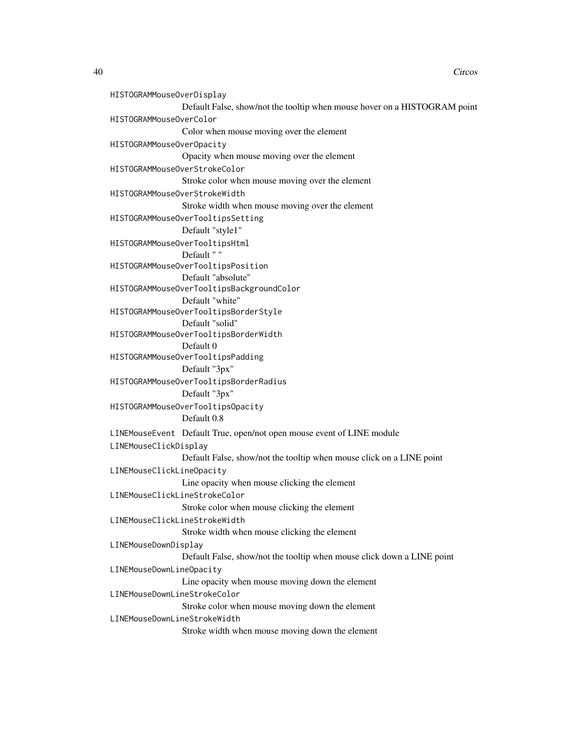`HISTOGRAMMouseOverDisplay`
: Default False, show/not the tooltip when mouse hover on a HISTOGRAM point

`HISTOGRAMMouseOverColor`
: Color when mouse moving over the element

`HISTOGRAMMouseOverOpacity`
: Opacity when mouse moving over the element

`HISTOGRAMMouseOverStrokeColor`
: Stroke color when mouse moving over the element

`HISTOGRAMMouseOverStrokeWidth`
: Stroke width when mouse moving over the element

`HISTOGRAMMouseOverTooltipsSetting`
: Default "style1"

`HISTOGRAMMouseOverTooltipsHtml`
: Default " "

`HISTOGRAMMouseOverTooltipsPosition`
: Default "absolute"

`HISTOGRAMMouseOverTooltipsBackgroundColor`
: Default "white"

`HISTOGRAMMouseOverTooltipsBorderStyle`
: Default "solid"

`HISTOGRAMMouseOverTooltipsBorderWidth`
: Default 0

`HISTOGRAMMouseOverTooltipsPadding`
: Default "3px"

`HISTOGRAMMouseOverTooltipsBorderRadius`
: Default "3px"

`HISTOGRAMMouseOverTooltipsOpacity`
: Default 0.8

`LINEMouseEvent`
: Default True, open/not open mouse event of LINE module

`LINEMouseClickDisplay`
: Default False, show/not the tooltip when mouse click on a LINE point

`LINEMouseClickLineOpacity`
: Line opacity when mouse clicking the element

`LINEMouseClickLineStrokeColor`
: Stroke color when mouse clicking the element

`LINEMouseClickLineStrokeWidth`
: Stroke width when mouse clicking the element

`LINEMouseDownDisplay`
: Default False, show/not the tooltip when mouse click down a LINE point

`LINEMouseDownLineOpacity`
: Line opacity when mouse moving down the element

`LINEMouseDownLineStrokeColor`
: Stroke color when mouse moving down the element

`LINEMouseDownLineStrokeWidth`
: Stroke width when mouse moving down the element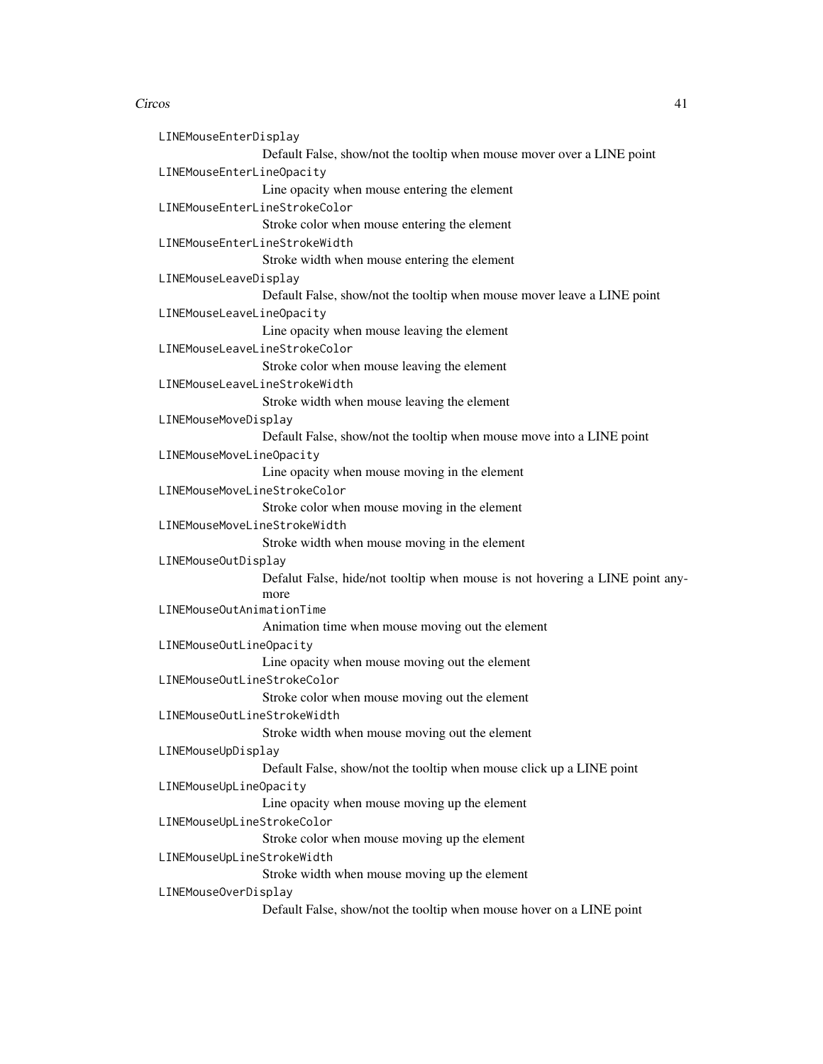`LINEMouseEnterDisplay`
: Default False, show/not the tooltip when mouse mover over a LINE point

`LINEMouseEnterLineOpacity`
: Line opacity when mouse entering the element

`LINEMouseEnterLineStrokeColor`
: Stroke color when mouse entering the element

`LINEMouseEnterLineStrokeWidth`
: Stroke width when mouse entering the element

`LINEMouseLeaveDisplay`
: Default False, show/not the tooltip when mouse mover leave a LINE point

`LINEMouseLeaveLineOpacity`
: Line opacity when mouse leaving the element

`LINEMouseLeaveLineStrokeColor`
: Stroke color when mouse leaving the element

`LINEMouseLeaveLineStrokeWidth`
: Stroke width when mouse leaving the element

`LINEMouseMoveDisplay`
: Default False, show/not the tooltip when mouse move into a LINE point

`LINEMouseMoveLineOpacity`
: Line opacity when mouse moving in the element

`LINEMouseMoveLineStrokeColor`
: Stroke color when mouse moving in the element

`LINEMouseMoveLineStrokeWidth`
: Stroke width when mouse moving in the element

`LINEMouseOutDisplay`
: Defalut False, hide/not tooltip when mouse is not hovering a LINE point anymore

`LINEMouseOutAnimationTime`
: Animation time when mouse moving out the element

`LINEMouseOutLineOpacity`
: Line opacity when mouse moving out the element

`LINEMouseOutLineStrokeColor`
: Stroke color when mouse moving out the element

`LINEMouseOutLineStrokeWidth`
: Stroke width when mouse moving out the element

`LINEMouseUpDisplay`
: Default False, show/not the tooltip when mouse click up a LINE point

`LINEMouseUpLineOpacity`
: Line opacity when mouse moving up the element

`LINEMouseUpLineStrokeColor`
: Stroke color when mouse moving up the element

`LINEMouseUpLineStrokeWidth`
: Stroke width when mouse moving up the element

`LINEMouseOverDisplay`
: Default False, show/not the tooltip when mouse hover on a LINE point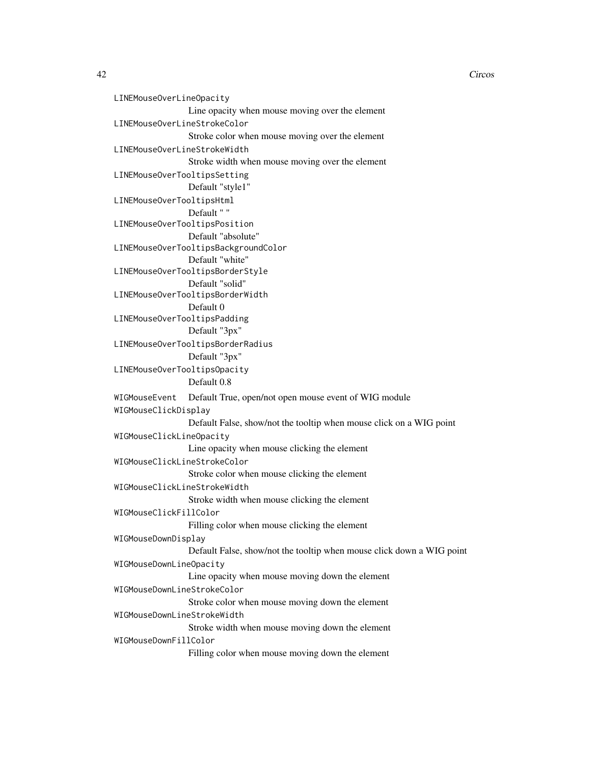LINEMouseOverLineOpacity
: Line opacity when mouse moving over the element

LINEMouseOverLineStrokeColor
: Stroke color when mouse moving over the element

LINEMouseOverLineStrokeWidth
: Stroke width when mouse moving over the element

LINEMouseOverTooltipsSetting
: Default "style1"

LINEMouseOverTooltipsHtml
: Default " "

LINEMouseOverTooltipsPosition
: Default "absolute"

LINEMouseOverTooltipsBackgroundColor
: Default "white"

LINEMouseOverTooltipsBorderStyle
: Default "solid"

LINEMouseOverTooltipsBorderWidth
: Default 0

LINEMouseOverTooltipsPadding
: Default "3px"

LINEMouseOverTooltipsBorderRadius
: Default "3px"

LINEMouseOverTooltipsOpacity
: Default 0.8

WIGMouseEvent
: Default True, open/not open mouse event of WIG module

WIGMouseClickDisplay
: Default False, show/not the tooltip when mouse click on a WIG point

WIGMouseClickLineOpacity
: Line opacity when mouse clicking the element

WIGMouseClickLineStrokeColor
: Stroke color when mouse clicking the element

WIGMouseClickLineStrokeWidth
: Stroke width when mouse clicking the element

WIGMouseClickFillColor
: Filling color when mouse clicking the element

WIGMouseDownDisplay
: Default False, show/not the tooltip when mouse click down a WIG point

WIGMouseDownLineOpacity
: Line opacity when mouse moving down the element

WIGMouseDownLineStrokeColor
: Stroke color when mouse moving down the element

WIGMouseDownLineStrokeWidth
: Stroke width when mouse moving down the element

WIGMouseDownFillColor
: Filling color when mouse moving down the element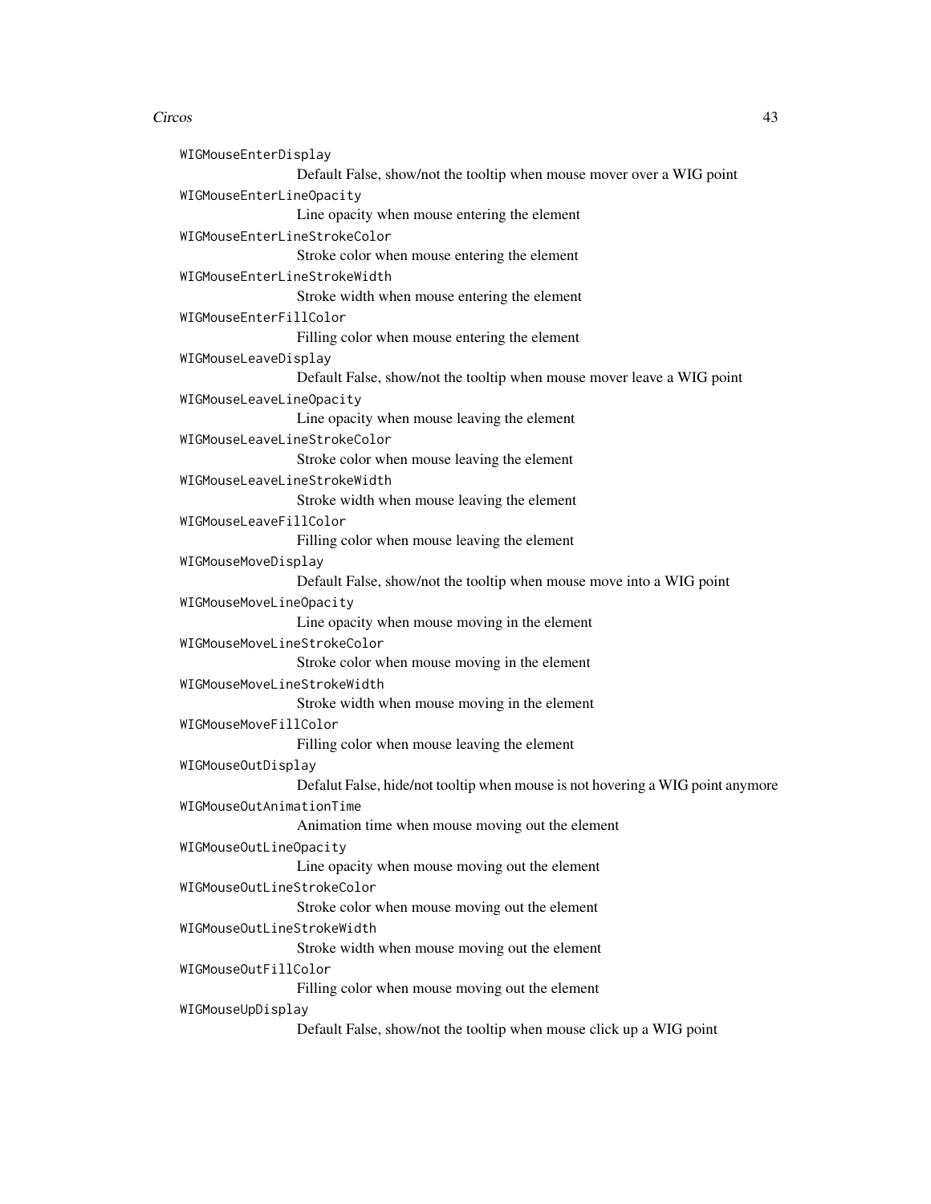`WIGMouseEnterDisplay`
: Default False, show/not the tooltip when mouse mover over a WIG point

`WIGMouseEnterLineOpacity`
: Line opacity when mouse entering the element

`WIGMouseEnterLineStrokeColor`
: Stroke color when mouse entering the element

`WIGMouseEnterLineStrokeWidth`
: Stroke width when mouse entering the element

`WIGMouseEnterFillColor`
: Filling color when mouse entering the element

`WIGMouseLeaveDisplay`
: Default False, show/not the tooltip when mouse mover leave a WIG point

`WIGMouseLeaveLineOpacity`
: Line opacity when mouse leaving the element

`WIGMouseLeaveLineStrokeColor`
: Stroke color when mouse leaving the element

`WIGMouseLeaveLineStrokeWidth`
: Stroke width when mouse leaving the element

`WIGMouseLeaveFillColor`
: Filling color when mouse leaving the element

`WIGMouseMoveDisplay`
: Default False, show/not the tooltip when mouse move into a WIG point

`WIGMouseMoveLineOpacity`
: Line opacity when mouse moving in the element

`WIGMouseMoveLineStrokeColor`
: Stroke color when mouse moving in the element

`WIGMouseMoveLineStrokeWidth`
: Stroke width when mouse moving in the element

`WIGMouseMoveFillColor`
: Filling color when mouse leaving the element

`WIGMouseOutDisplay`
: Defalut False, hide/not tooltip when mouse is not hovering a WIG point anymore

`WIGMouseOutAnimationTime`
: Animation time when mouse moving out the element

`WIGMouseOutLineOpacity`
: Line opacity when mouse moving out the element

`WIGMouseOutLineStrokeColor`
: Stroke color when mouse moving out the element

`WIGMouseOutLineStrokeWidth`
: Stroke width when mouse moving out the element

`WIGMouseOutFillColor`
: Filling color when mouse moving out the element

`WIGMouseUpDisplay`
: Default False, show/not the tooltip when mouse click up a WIG point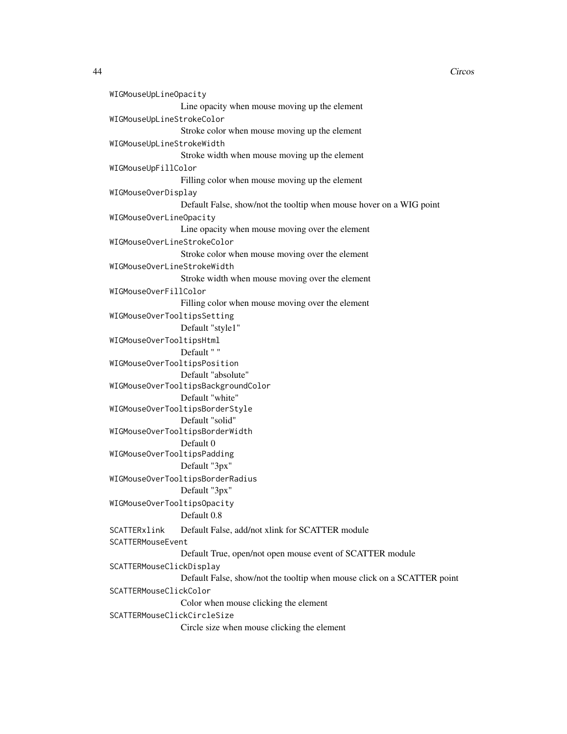WIGMouseUpLineOpacity
: Line opacity when mouse moving up the element

WIGMouseUpLineStrokeColor
: Stroke color when mouse moving up the element

WIGMouseUpLineStrokeWidth
: Stroke width when mouse moving up the element

WIGMouseUpFillColor
: Filling color when mouse moving up the element

WIGMouseOverDisplay
: Default False, show/not the tooltip when mouse hover on a WIG point

WIGMouseOverLineOpacity
: Line opacity when mouse moving over the element

WIGMouseOverLineStrokeColor
: Stroke color when mouse moving over the element

WIGMouseOverLineStrokeWidth
: Stroke width when mouse moving over the element

WIGMouseOverFillColor
: Filling color when mouse moving over the element

WIGMouseOverTooltipsSetting
: Default "style1"

WIGMouseOverTooltipsHtml
: Default " "

WIGMouseOverTooltipsPosition
: Default "absolute"

WIGMouseOverTooltipsBackgroundColor
: Default "white"

WIGMouseOverTooltipsBorderStyle
: Default "solid"

WIGMouseOverTooltipsBorderWidth
: Default 0

WIGMouseOverTooltipsPadding
: Default "3px"

WIGMouseOverTooltipsBorderRadius
: Default "3px"

WIGMouseOverTooltipsOpacity
: Default 0.8

SCATTERxlink
: Default False, add/not xlink for SCATTER module

SCATTERMouseEvent
: Default True, open/not open mouse event of SCATTER module

SCATTERMouseClickDisplay
: Default False, show/not the tooltip when mouse click on a SCATTER point

SCATTERMouseClickColor
: Color when mouse clicking the element

SCATTERMouseClickCircleSize
: Circle size when mouse clicking the element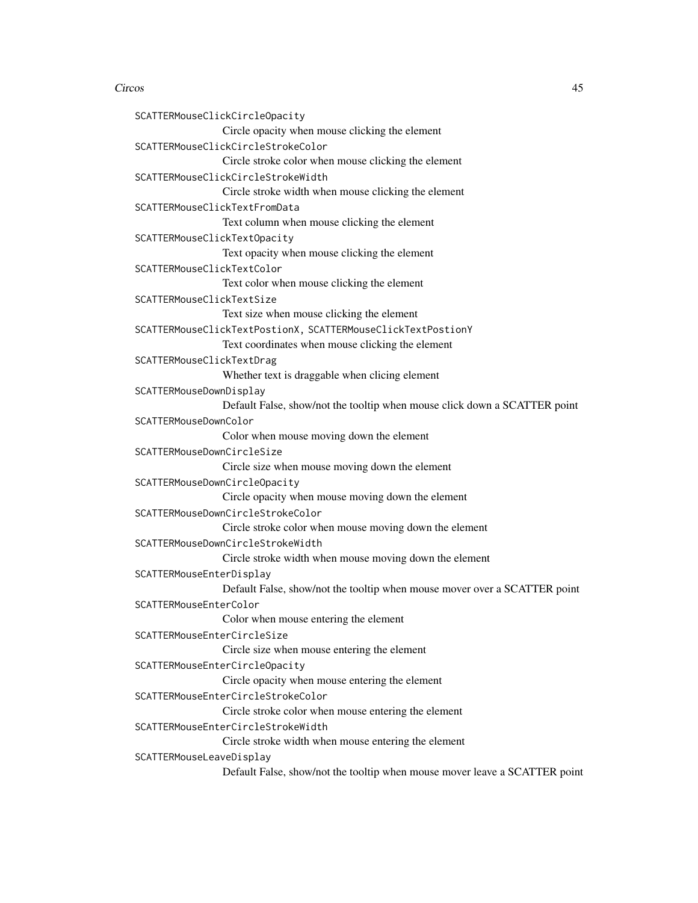SCATTERMouseClickCircleOpacity
: Circle opacity when mouse clicking the element

SCATTERMouseClickCircleStrokeColor
: Circle stroke color when mouse clicking the element

SCATTERMouseClickCircleStrokeWidth
: Circle stroke width when mouse clicking the element

SCATTERMouseClickTextFromData
: Text column when mouse clicking the element

SCATTERMouseClickTextOpacity
: Text opacity when mouse clicking the element

SCATTERMouseClickTextColor
: Text color when mouse clicking the element

SCATTERMouseClickTextSize
: Text size when mouse clicking the element

SCATTERMouseClickTextPostionX, SCATTERMouseClickTextPostionY
: Text coordinates when mouse clicking the element

SCATTERMouseClickTextDrag
: Whether text is draggable when clicing element

SCATTERMouseDownDisplay
: Default False, show/not the tooltip when mouse click down a SCATTER point

SCATTERMouseDownColor
: Color when mouse moving down the element

SCATTERMouseDownCircleSize
: Circle size when mouse moving down the element

SCATTERMouseDownCircleOpacity
: Circle opacity when mouse moving down the element

SCATTERMouseDownCircleStrokeColor
: Circle stroke color when mouse moving down the element

SCATTERMouseDownCircleStrokeWidth
: Circle stroke width when mouse moving down the element

SCATTERMouseEnterDisplay
: Default False, show/not the tooltip when mouse mover over a SCATTER point

SCATTERMouseEnterColor
: Color when mouse entering the element

SCATTERMouseEnterCircleSize
: Circle size when mouse entering the element

SCATTERMouseEnterCircleOpacity
: Circle opacity when mouse entering the element

SCATTERMouseEnterCircleStrokeColor
: Circle stroke color when mouse entering the element

SCATTERMouseEnterCircleStrokeWidth
: Circle stroke width when mouse entering the element

SCATTERMouseLeaveDisplay
: Default False, show/not the tooltip when mouse mover leave a SCATTER point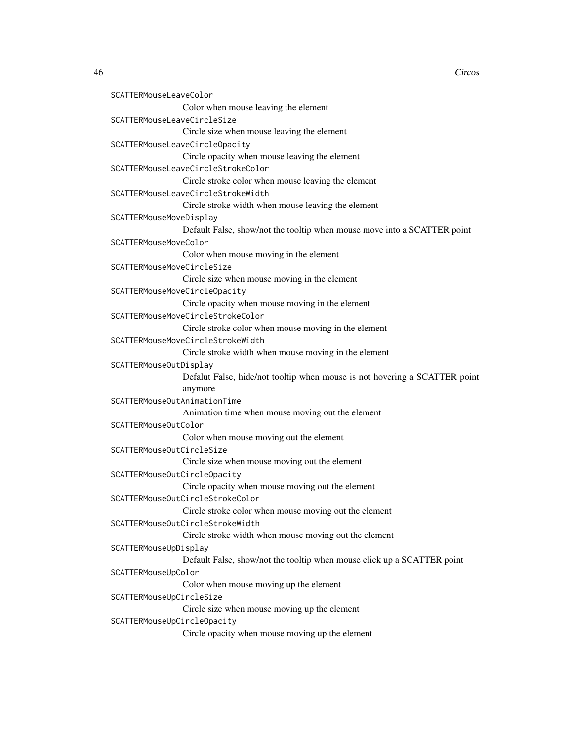`SCATTERMouseLeaveColor`
: Color when mouse leaving the element

`SCATTERMouseLeaveCircleSize`
: Circle size when mouse leaving the element

`SCATTERMouseLeaveCircleOpacity`
: Circle opacity when mouse leaving the element

`SCATTERMouseLeaveCircleStrokeColor`
: Circle stroke color when mouse leaving the element

`SCATTERMouseLeaveCircleStrokeWidth`
: Circle stroke width when mouse leaving the element

`SCATTERMouseMoveDisplay`
: Default False, show/not the tooltip when mouse move into a SCATTER point

`SCATTERMouseMoveColor`
: Color when mouse moving in the element

`SCATTERMouseMoveCircleSize`
: Circle size when mouse moving in the element

`SCATTERMouseMoveCircleOpacity`
: Circle opacity when mouse moving in the element

`SCATTERMouseMoveCircleStrokeColor`
: Circle stroke color when mouse moving in the element

`SCATTERMouseMoveCircleStrokeWidth`
: Circle stroke width when mouse moving in the element

`SCATTERMouseOutDisplay`
: Defalut False, hide/not tooltip when mouse is not hovering a SCATTER point anymore

`SCATTERMouseOutAnimationTime`
: Animation time when mouse moving out the element

`SCATTERMouseOutColor`
: Color when mouse moving out the element

`SCATTERMouseOutCircleSize`
: Circle size when mouse moving out the element

`SCATTERMouseOutCircleOpacity`
: Circle opacity when mouse moving out the element

`SCATTERMouseOutCircleStrokeColor`
: Circle stroke color when mouse moving out the element

`SCATTERMouseOutCircleStrokeWidth`
: Circle stroke width when mouse moving out the element

`SCATTERMouseUpDisplay`
: Default False, show/not the tooltip when mouse click up a SCATTER point

`SCATTERMouseUpColor`
: Color when mouse moving up the element

`SCATTERMouseUpCircleSize`
: Circle size when mouse moving up the element

`SCATTERMouseUpCircleOpacity`
: Circle opacity when mouse moving up the element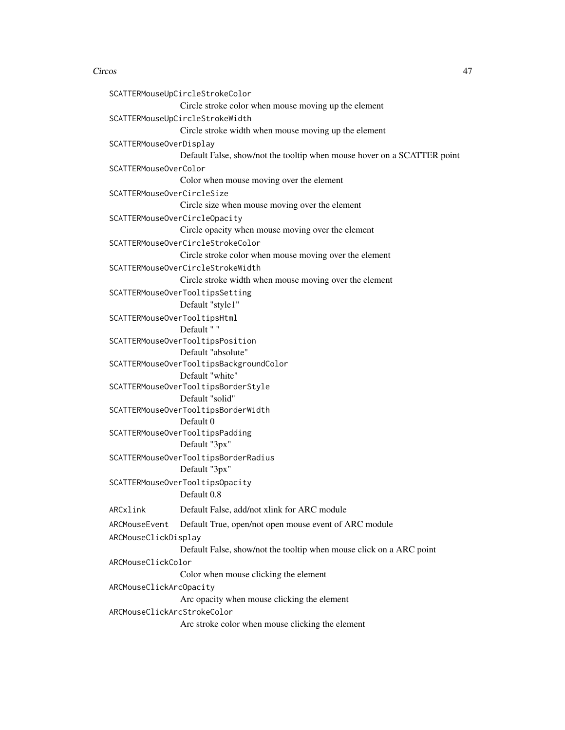`SCATTERMouseUpCircleStrokeColor`
: Circle stroke color when mouse moving up the element

`SCATTERMouseUpCircleStrokeWidth`
: Circle stroke width when mouse moving up the element

`SCATTERMouseOverDisplay`
: Default False, show/not the tooltip when mouse hover on a SCATTER point

`SCATTERMouseOverColor`
: Color when mouse moving over the element

`SCATTERMouseOverCircleSize`
: Circle size when mouse moving over the element

`SCATTERMouseOverCircleOpacity`
: Circle opacity when mouse moving over the element

`SCATTERMouseOverCircleStrokeColor`
: Circle stroke color when mouse moving over the element

`SCATTERMouseOverCircleStrokeWidth`
: Circle stroke width when mouse moving over the element

`SCATTERMouseOverTooltipsSetting`
: Default "style1"

`SCATTERMouseOverTooltipsHtml`
: Default " "

`SCATTERMouseOverTooltipsPosition`
: Default "absolute"

`SCATTERMouseOverTooltipsBackgroundColor`
: Default "white"

`SCATTERMouseOverTooltipsBorderStyle`
: Default "solid"

`SCATTERMouseOverTooltipsBorderWidth`
: Default 0

`SCATTERMouseOverTooltipsPadding`
: Default "3px"

`SCATTERMouseOverTooltipsBorderRadius`
: Default "3px"

`SCATTERMouseOverTooltipsOpacity`
: Default 0.8

`ARCxlink`
: Default False, add/not xlink for ARC module

`ARCMouseEvent`
: Default True, open/not open mouse event of ARC module

`ARCMouseClickDisplay`
: Default False, show/not the tooltip when mouse click on a ARC point

`ARCMouseClickColor`
: Color when mouse clicking the element

`ARCMouseClickArcOpacity`
: Arc opacity when mouse clicking the element

`ARCMouseClickArcStrokeColor`
: Arc stroke color when mouse clicking the element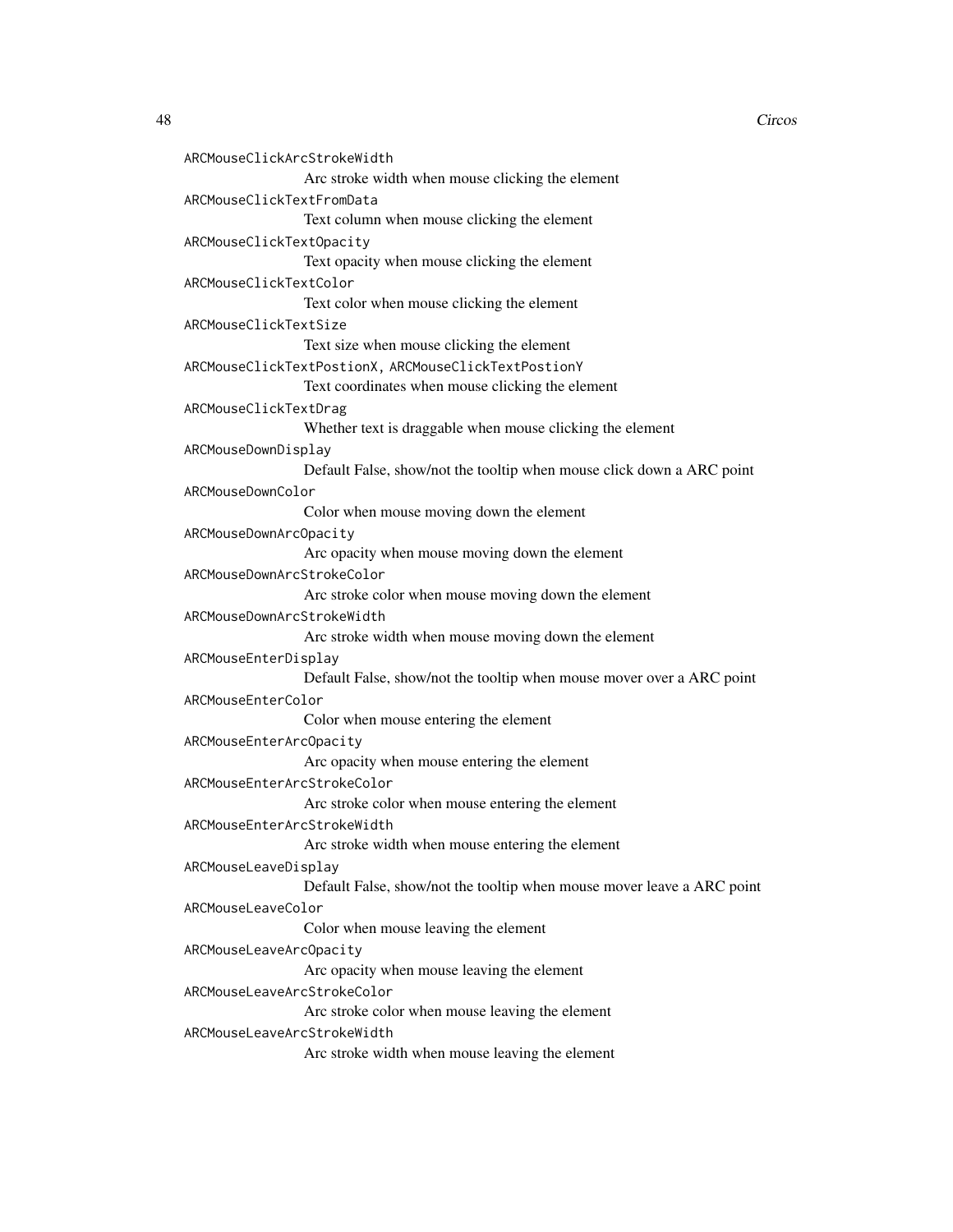`ARCMouseClickArcStrokeWidth`
: Arc stroke width when mouse clicking the element

`ARCMouseClickTextFromData`
: Text column when mouse clicking the element

`ARCMouseClickTextOpacity`
: Text opacity when mouse clicking the element

`ARCMouseClickTextColor`
: Text color when mouse clicking the element

`ARCMouseClickTextSize`
: Text size when mouse clicking the element

`ARCMouseClickTextPostionX`, `ARCMouseClickTextPostionY`
: Text coordinates when mouse clicking the element

`ARCMouseClickTextDrag`
: Whether text is draggable when mouse clicking the element

`ARCMouseDownDisplay`
: Default False, show/not the tooltip when mouse click down a ARC point

`ARCMouseDownColor`
: Color when mouse moving down the element

`ARCMouseDownArcOpacity`
: Arc opacity when mouse moving down the element

`ARCMouseDownArcStrokeColor`
: Arc stroke color when mouse moving down the element

`ARCMouseDownArcStrokeWidth`
: Arc stroke width when mouse moving down the element

`ARCMouseEnterDisplay`
: Default False, show/not the tooltip when mouse mover over a ARC point

`ARCMouseEnterColor`
: Color when mouse entering the element

`ARCMouseEnterArcOpacity`
: Arc opacity when mouse entering the element

`ARCMouseEnterArcStrokeColor`
: Arc stroke color when mouse entering the element

`ARCMouseEnterArcStrokeWidth`
: Arc stroke width when mouse entering the element

`ARCMouseLeaveDisplay`
: Default False, show/not the tooltip when mouse mover leave a ARC point

`ARCMouseLeaveColor`
: Color when mouse leaving the element

`ARCMouseLeaveArcOpacity`
: Arc opacity when mouse leaving the element

`ARCMouseLeaveArcStrokeColor`
: Arc stroke color when mouse leaving the element

`ARCMouseLeaveArcStrokeWidth`
: Arc stroke width when mouse leaving the element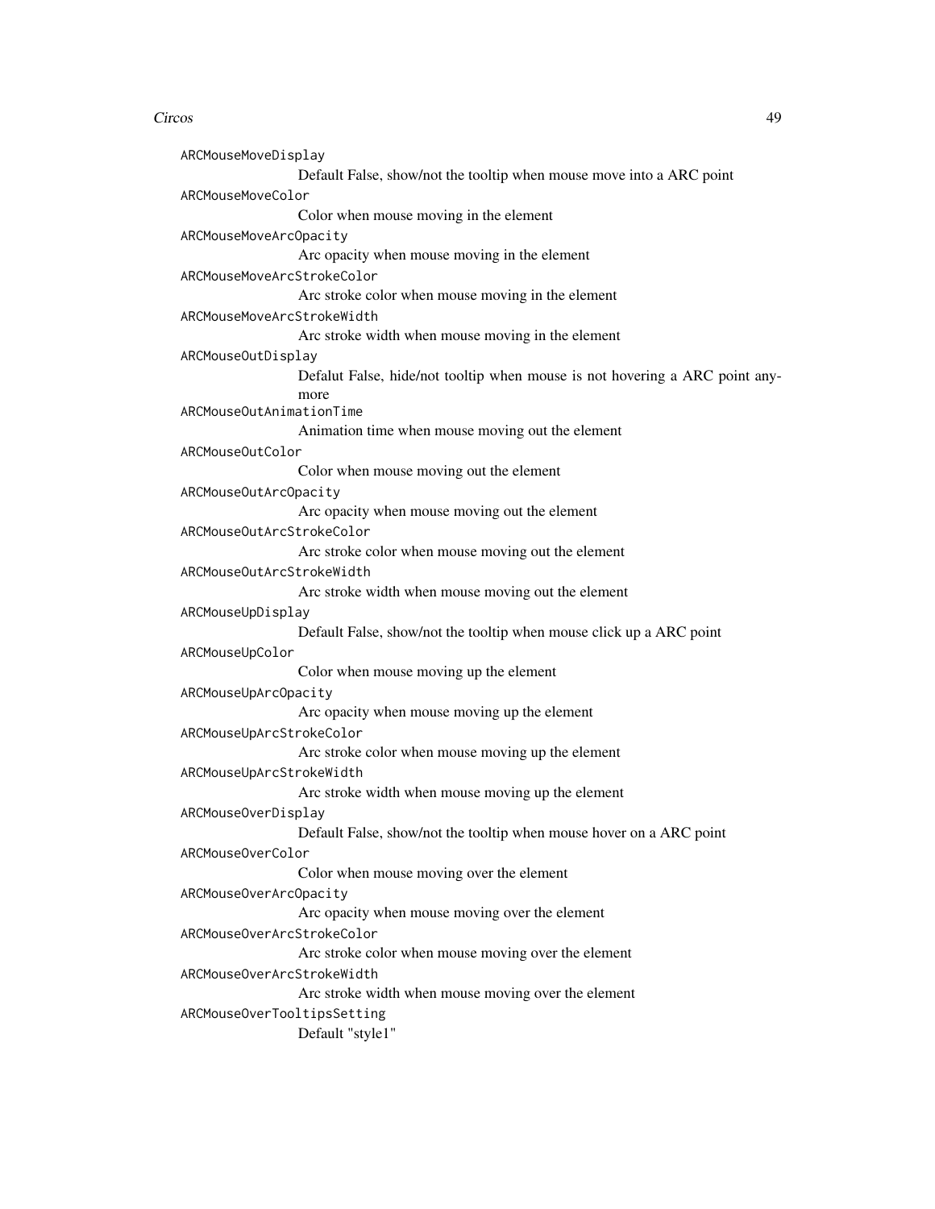`ARCMouseMoveDisplay`
: Default False, show/not the tooltip when mouse move into a ARC point

`ARCMouseMoveColor`
: Color when mouse moving in the element

`ARCMouseMoveArcOpacity`
: Arc opacity when mouse moving in the element

`ARCMouseMoveArcStrokeColor`
: Arc stroke color when mouse moving in the element

`ARCMouseMoveArcStrokeWidth`
: Arc stroke width when mouse moving in the element

`ARCMouseOutDisplay`
: Defalut False, hide/not tooltip when mouse is not hovering a ARC point anymore

`ARCMouseOutAnimationTime`
: Animation time when mouse moving out the element

`ARCMouseOutColor`
: Color when mouse moving out the element

`ARCMouseOutArcOpacity`
: Arc opacity when mouse moving out the element

`ARCMouseOutArcStrokeColor`
: Arc stroke color when mouse moving out the element

`ARCMouseOutArcStrokeWidth`
: Arc stroke width when mouse moving out the element

`ARCMouseUpDisplay`
: Default False, show/not the tooltip when mouse click up a ARC point

`ARCMouseUpColor`
: Color when mouse moving up the element

`ARCMouseUpArcOpacity`
: Arc opacity when mouse moving up the element

`ARCMouseUpArcStrokeColor`
: Arc stroke color when mouse moving up the element

`ARCMouseUpArcStrokeWidth`
: Arc stroke width when mouse moving up the element

`ARCMouseOverDisplay`
: Default False, show/not the tooltip when mouse hover on a ARC point

`ARCMouseOverColor`
: Color when mouse moving over the element

`ARCMouseOverArcOpacity`
: Arc opacity when mouse moving over the element

`ARCMouseOverArcStrokeColor`
: Arc stroke color when mouse moving over the element

`ARCMouseOverArcStrokeWidth`
: Arc stroke width when mouse moving over the element

`ARCMouseOverTooltipsSetting`
: Default "style1"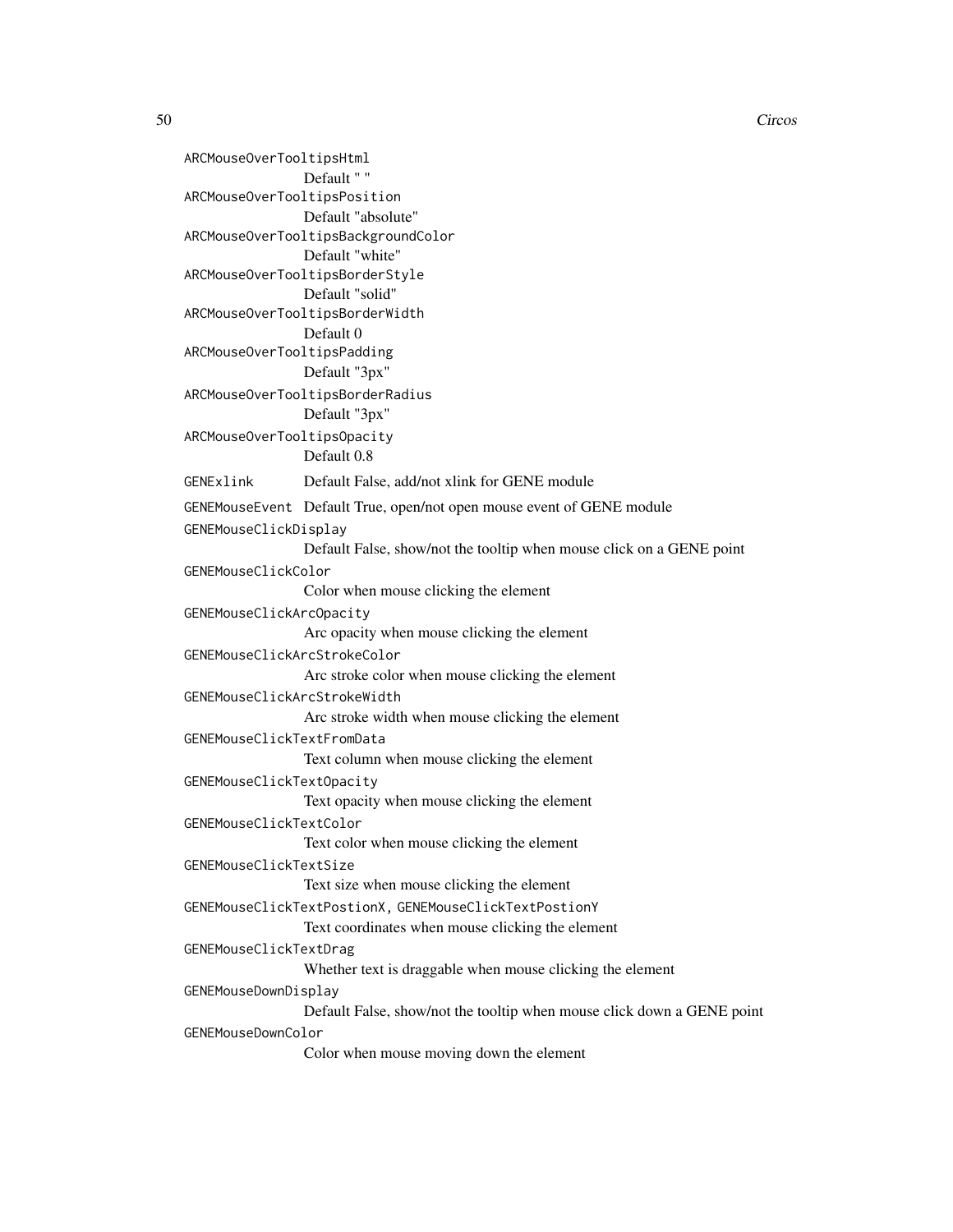`ARCMouseOverTooltipsHtml`
: Default " "

`ARCMouseOverTooltipsPosition`
: Default "absolute"

`ARCMouseOverTooltipsBackgroundColor`
: Default "white"

`ARCMouseOverTooltipsBorderStyle`
: Default "solid"

`ARCMouseOverTooltipsBorderWidth`
: Default 0

`ARCMouseOverTooltipsPadding`
: Default "3px"

`ARCMouseOverTooltipsBorderRadius`
: Default "3px"

`ARCMouseOverTooltipsOpacity`
: Default 0.8

`GENExlink`
: Default False, add/not xlink for GENE module

`GENEMouseEvent`
: Default True, open/not open mouse event of GENE module

`GENEMouseClickDisplay`
: Default False, show/not the tooltip when mouse click on a GENE point

`GENEMouseClickColor`
: Color when mouse clicking the element

`GENEMouseClickArcOpacity`
: Arc opacity when mouse clicking the element

`GENEMouseClickArcStrokeColor`
: Arc stroke color when mouse clicking the element

`GENEMouseClickArcStrokeWidth`
: Arc stroke width when mouse clicking the element

`GENEMouseClickTextFromData`
: Text column when mouse clicking the element

`GENEMouseClickTextOpacity`
: Text opacity when mouse clicking the element

`GENEMouseClickTextColor`
: Text color when mouse clicking the element

`GENEMouseClickTextSize`
: Text size when mouse clicking the element

`GENEMouseClickTextPostionX, GENEMouseClickTextPostionY`
: Text coordinates when mouse clicking the element

`GENEMouseClickTextDrag`
: Whether text is draggable when mouse clicking the element

`GENEMouseDownDisplay`
: Default False, show/not the tooltip when mouse click down a GENE point

`GENEMouseDownColor`
: Color when mouse moving down the element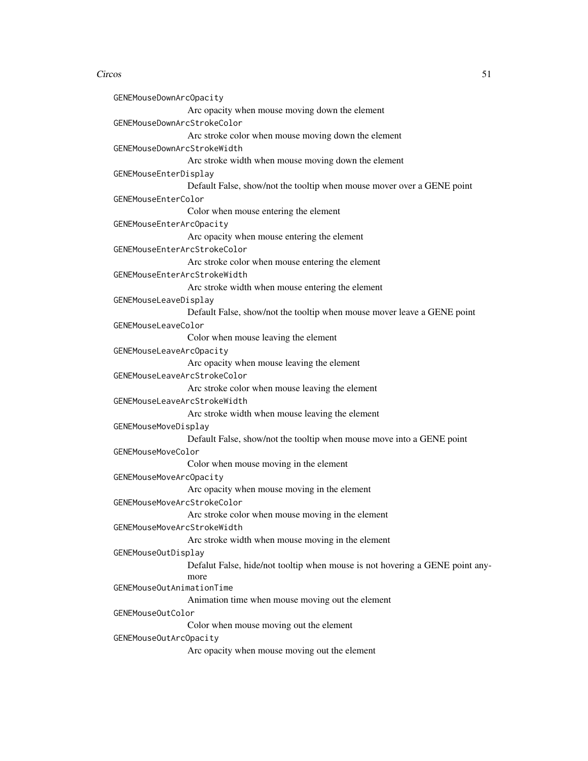GENEMouseDownArcOpacity
: Arc opacity when mouse moving down the element

GENEMouseDownArcStrokeColor
: Arc stroke color when mouse moving down the element

GENEMouseDownArcStrokeWidth
: Arc stroke width when mouse moving down the element

GENEMouseEnterDisplay
: Default False, show/not the tooltip when mouse mover over a GENE point

GENEMouseEnterColor
: Color when mouse entering the element

GENEMouseEnterArcOpacity
: Arc opacity when mouse entering the element

GENEMouseEnterArcStrokeColor
: Arc stroke color when mouse entering the element

GENEMouseEnterArcStrokeWidth
: Arc stroke width when mouse entering the element

GENEMouseLeaveDisplay
: Default False, show/not the tooltip when mouse mover leave a GENE point

GENEMouseLeaveColor
: Color when mouse leaving the element

GENEMouseLeaveArcOpacity
: Arc opacity when mouse leaving the element

GENEMouseLeaveArcStrokeColor
: Arc stroke color when mouse leaving the element

GENEMouseLeaveArcStrokeWidth
: Arc stroke width when mouse leaving the element

GENEMouseMoveDisplay
: Default False, show/not the tooltip when mouse move into a GENE point

GENEMouseMoveColor
: Color when mouse moving in the element

GENEMouseMoveArcOpacity
: Arc opacity when mouse moving in the element

GENEMouseMoveArcStrokeColor
: Arc stroke color when mouse moving in the element

GENEMouseMoveArcStrokeWidth
: Arc stroke width when mouse moving in the element

GENEMouseOutDisplay
: Defalut False, hide/not tooltip when mouse is not hovering a GENE point anymore

GENEMouseOutAnimationTime
: Animation time when mouse moving out the element

GENEMouseOutColor
: Color when mouse moving out the element

GENEMouseOutArcOpacity
: Arc opacity when mouse moving out the element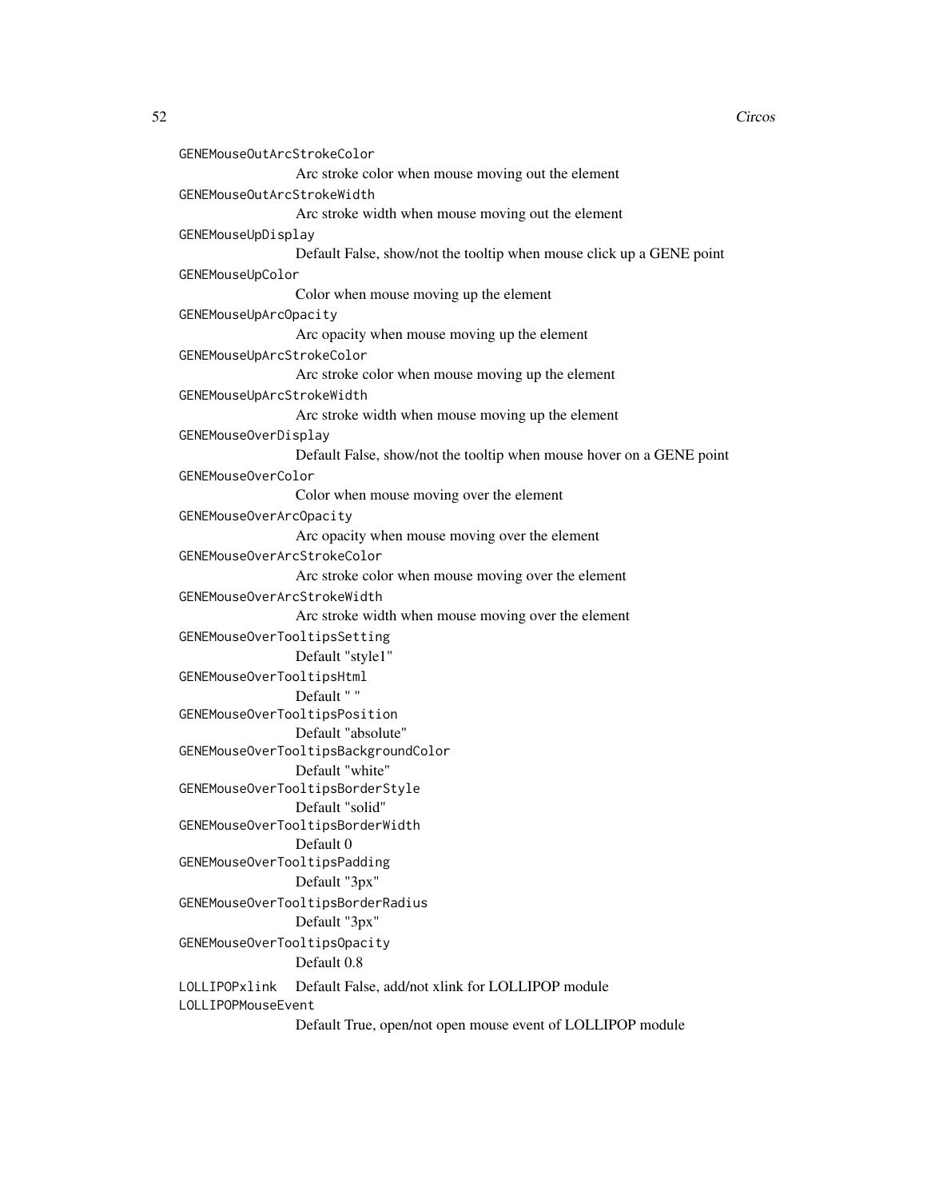GENEMouseOutArcStrokeColor
: Arc stroke color when mouse moving out the element

GENEMouseOutArcStrokeWidth
: Arc stroke width when mouse moving out the element

GENEMouseUpDisplay
: Default False, show/not the tooltip when mouse click up a GENE point

GENEMouseUpColor
: Color when mouse moving up the element

GENEMouseUpArcOpacity
: Arc opacity when mouse moving up the element

GENEMouseUpArcStrokeColor
: Arc stroke color when mouse moving up the element

GENEMouseUpArcStrokeWidth
: Arc stroke width when mouse moving up the element

GENEMouseOverDisplay
: Default False, show/not the tooltip when mouse hover on a GENE point

GENEMouseOverColor
: Color when mouse moving over the element

GENEMouseOverArcOpacity
: Arc opacity when mouse moving over the element

GENEMouseOverArcStrokeColor
: Arc stroke color when mouse moving over the element

GENEMouseOverArcStrokeWidth
: Arc stroke width when mouse moving over the element

GENEMouseOverTooltipsSetting
: Default "style1"

GENEMouseOverTooltipsHtml
: Default " "

GENEMouseOverTooltipsPosition
: Default "absolute"

GENEMouseOverTooltipsBackgroundColor
: Default "white"

GENEMouseOverTooltipsBorderStyle
: Default "solid"

GENEMouseOverTooltipsBorderWidth
: Default 0

GENEMouseOverTooltipsPadding
: Default "3px"

GENEMouseOverTooltipsBorderRadius
: Default "3px"

GENEMouseOverTooltipsOpacity
: Default 0.8

LOLLIPOPxlink
: Default False, add/not xlink for LOLLIPOP module

LOLLIPOPMouseEvent
: Default True, open/not open mouse event of LOLLIPOP module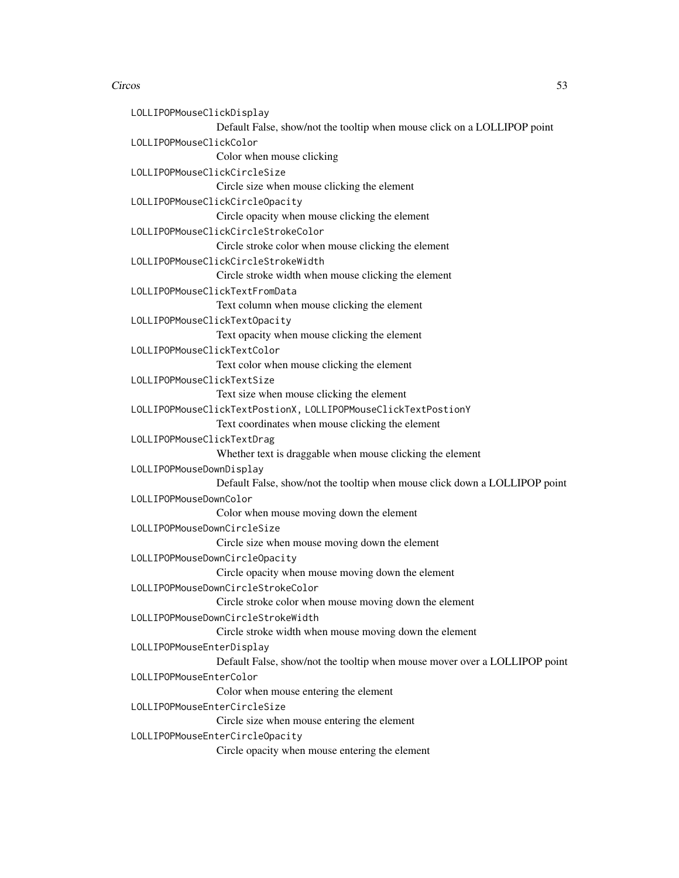`LOLLIPOPMouseClickDisplay`
: Default False, show/not the tooltip when mouse click on a LOLLIPOP point

`LOLLIPOPMouseClickColor`
: Color when mouse clicking

`LOLLIPOPMouseClickCircleSize`
: Circle size when mouse clicking the element

`LOLLIPOPMouseClickCircleOpacity`
: Circle opacity when mouse clicking the element

`LOLLIPOPMouseClickCircleStrokeColor`
: Circle stroke color when mouse clicking the element

`LOLLIPOPMouseClickCircleStrokeWidth`
: Circle stroke width when mouse clicking the element

`LOLLIPOPMouseClickTextFromData`
: Text column when mouse clicking the element

`LOLLIPOPMouseClickTextOpacity`
: Text opacity when mouse clicking the element

`LOLLIPOPMouseClickTextColor`
: Text color when mouse clicking the element

`LOLLIPOPMouseClickTextSize`
: Text size when mouse clicking the element

`LOLLIPOPMouseClickTextPostionX, LOLLIPOPMouseClickTextPostionY`
: Text coordinates when mouse clicking the element

`LOLLIPOPMouseClickTextDrag`
: Whether text is draggable when mouse clicking the element

`LOLLIPOPMouseDownDisplay`
: Default False, show/not the tooltip when mouse click down a LOLLIPOP point

`LOLLIPOPMouseDownColor`
: Color when mouse moving down the element

`LOLLIPOPMouseDownCircleSize`
: Circle size when mouse moving down the element

`LOLLIPOPMouseDownCircleOpacity`
: Circle opacity when mouse moving down the element

`LOLLIPOPMouseDownCircleStrokeColor`
: Circle stroke color when mouse moving down the element

`LOLLIPOPMouseDownCircleStrokeWidth`
: Circle stroke width when mouse moving down the element

`LOLLIPOPMouseEnterDisplay`
: Default False, show/not the tooltip when mouse mover over a LOLLIPOP point

`LOLLIPOPMouseEnterColor`
: Color when mouse entering the element

`LOLLIPOPMouseEnterCircleSize`
: Circle size when mouse entering the element

`LOLLIPOPMouseEnterCircleOpacity`
: Circle opacity when mouse entering the element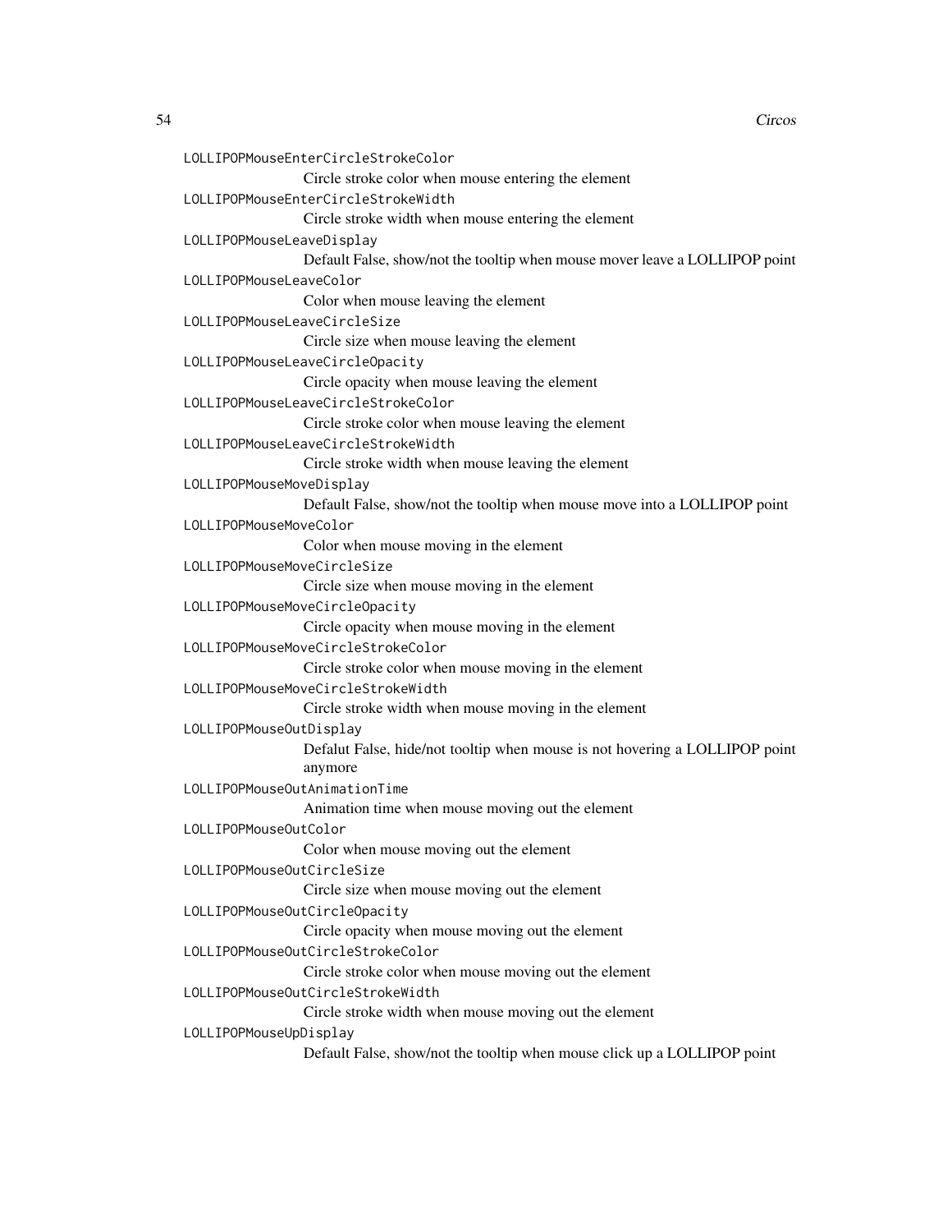`LOLLIPOPMouseEnterCircleStrokeColor`
: Circle stroke color when mouse entering the element

`LOLLIPOPMouseEnterCircleStrokeWidth`
: Circle stroke width when mouse entering the element

`LOLLIPOPMouseLeaveDisplay`
: Default False, show/not the tooltip when mouse mover leave a LOLLIPOP point

`LOLLIPOPMouseLeaveColor`
: Color when mouse leaving the element

`LOLLIPOPMouseLeaveCircleSize`
: Circle size when mouse leaving the element

`LOLLIPOPMouseLeaveCircleOpacity`
: Circle opacity when mouse leaving the element

`LOLLIPOPMouseLeaveCircleStrokeColor`
: Circle stroke color when mouse leaving the element

`LOLLIPOPMouseLeaveCircleStrokeWidth`
: Circle stroke width when mouse leaving the element

`LOLLIPOPMouseMoveDisplay`
: Default False, show/not the tooltip when mouse move into a LOLLIPOP point

`LOLLIPOPMouseMoveColor`
: Color when mouse moving in the element

`LOLLIPOPMouseMoveCircleSize`
: Circle size when mouse moving in the element

`LOLLIPOPMouseMoveCircleOpacity`
: Circle opacity when mouse moving in the element

`LOLLIPOPMouseMoveCircleStrokeColor`
: Circle stroke color when mouse moving in the element

`LOLLIPOPMouseMoveCircleStrokeWidth`
: Circle stroke width when mouse moving in the element

`LOLLIPOPMouseOutDisplay`
: Defalut False, hide/not tooltip when mouse is not hovering a LOLLIPOP point anymore

`LOLLIPOPMouseOutAnimationTime`
: Animation time when mouse moving out the element

`LOLLIPOPMouseOutColor`
: Color when mouse moving out the element

`LOLLIPOPMouseOutCircleSize`
: Circle size when mouse moving out the element

`LOLLIPOPMouseOutCircleOpacity`
: Circle opacity when mouse moving out the element

`LOLLIPOPMouseOutCircleStrokeColor`
: Circle stroke color when mouse moving out the element

`LOLLIPOPMouseOutCircleStrokeWidth`
: Circle stroke width when mouse moving out the element

`LOLLIPOPMouseUpDisplay`
: Default False, show/not the tooltip when mouse click up a LOLLIPOP point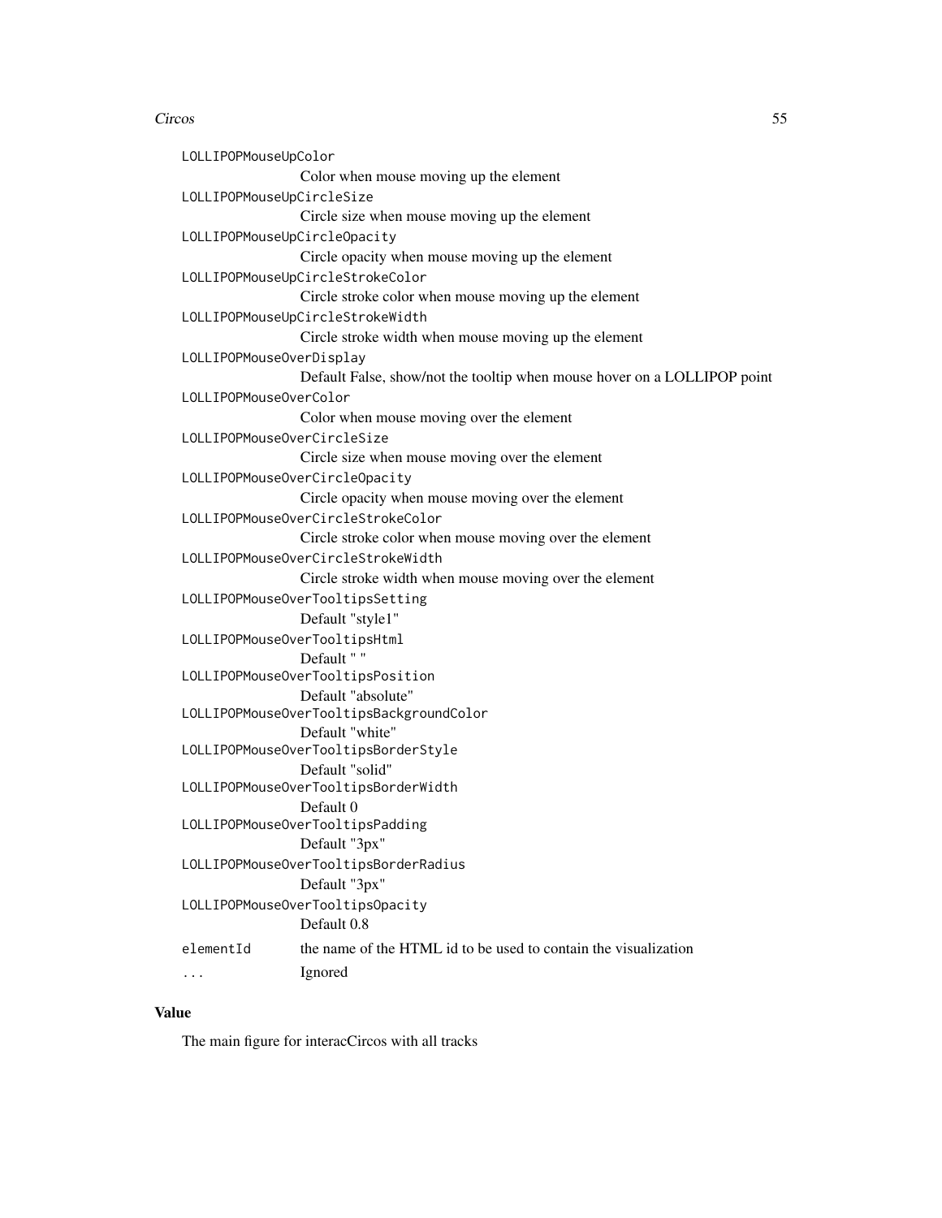LOLLIPOPMouseUpColor
: Color when mouse moving up the element

LOLLIPOPMouseUpCircleSize
: Circle size when mouse moving up the element

LOLLIPOPMouseUpCircleOpacity
: Circle opacity when mouse moving up the element

LOLLIPOPMouseUpCircleStrokeColor
: Circle stroke color when mouse moving up the element

LOLLIPOPMouseUpCircleStrokeWidth
: Circle stroke width when mouse moving up the element

LOLLIPOPMouseOverDisplay
: Default False, show/not the tooltip when mouse hover on a LOLLIPOP point

LOLLIPOPMouseOverColor
: Color when mouse moving over the element

LOLLIPOPMouseOverCircleSize
: Circle size when mouse moving over the element

LOLLIPOPMouseOverCircleOpacity
: Circle opacity when mouse moving over the element

LOLLIPOPMouseOverCircleStrokeColor
: Circle stroke color when mouse moving over the element

LOLLIPOPMouseOverCircleStrokeWidth
: Circle stroke width when mouse moving over the element

LOLLIPOPMouseOverTooltipsSetting
: Default "style1"

LOLLIPOPMouseOverTooltipsHtml
: Default " "

LOLLIPOPMouseOverTooltipsPosition
: Default "absolute"

LOLLIPOPMouseOverTooltipsBackgroundColor
: Default "white"

LOLLIPOPMouseOverTooltipsBorderStyle
: Default "solid"

LOLLIPOPMouseOverTooltipsBorderWidth
: Default 0

LOLLIPOPMouseOverTooltipsPadding
: Default "3px"

LOLLIPOPMouseOverTooltipsBorderRadius
: Default "3px"

LOLLIPOPMouseOverTooltipsOpacity
: Default 0.8

elementId
: the name of the HTML id to be used to contain the visualization

...
: Ignored

## Value

The main figure for interacCircos with all tracks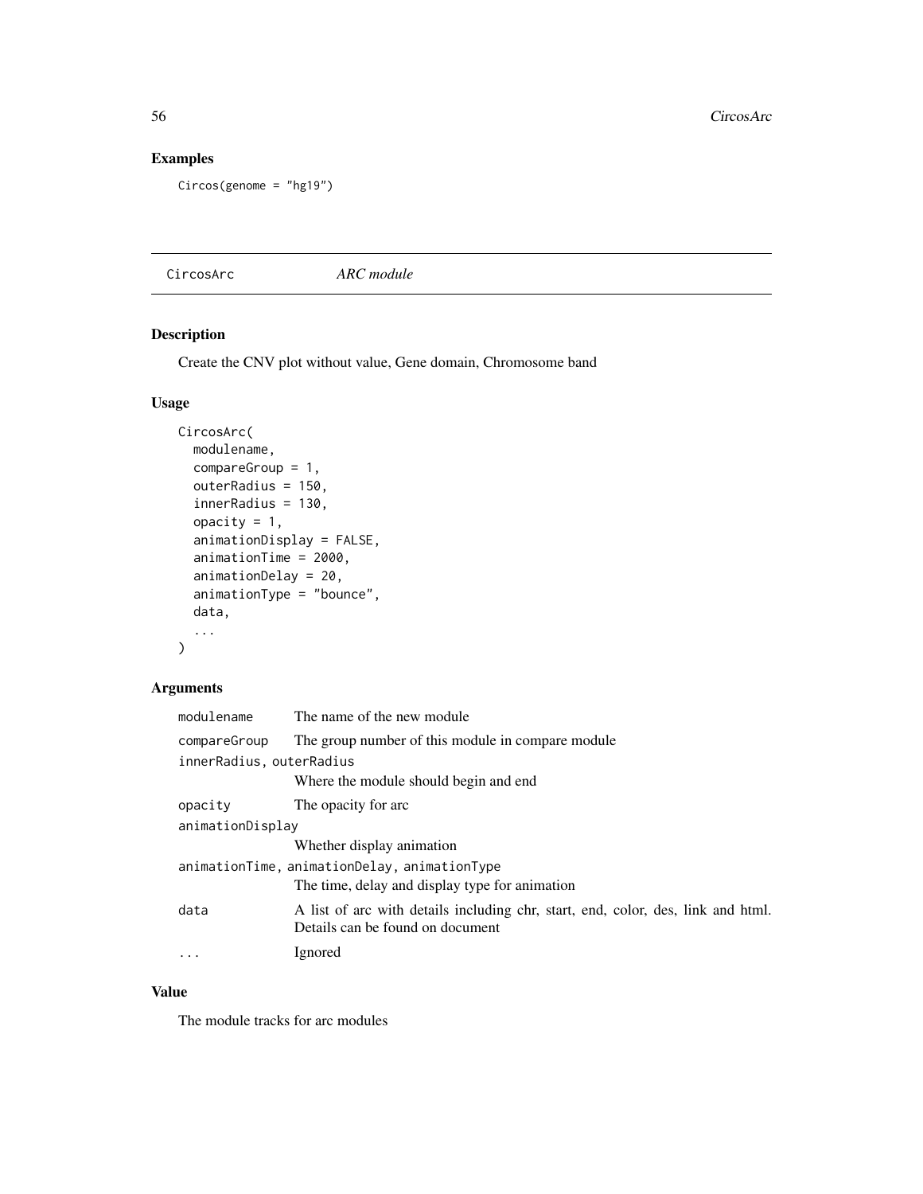## Examples

```
Circos(genome = "hg19")
```

---

CircosArc — *ARC module*

---

## Description

Create the CNV plot without value, Gene domain, Chromosome band

## Usage

```
CircosArc(
  modulename,
  compareGroup = 1,
  outerRadius = 150,
  innerRadius = 130,
  opacity = 1,
  animationDisplay = FALSE,
  animationTime = 2000,
  animationDelay = 20,
  animationType = "bounce",
  data,
  ...
)
```

## Arguments

| Argument | Description |
|---|---|
| modulename | The name of the new module |
| compareGroup | The group number of this module in compare module |
| innerRadius, outerRadius | Where the module should begin and end |
| opacity | The opacity for arc |
| animationDisplay | Whether display animation |
| animationTime, animationDelay, animationType | The time, delay and display type for animation |
| data | A list of arc with details including chr, start, end, color, des, link and html. Details can be found on document |
| ... | Ignored |

## Value

The module tracks for arc modules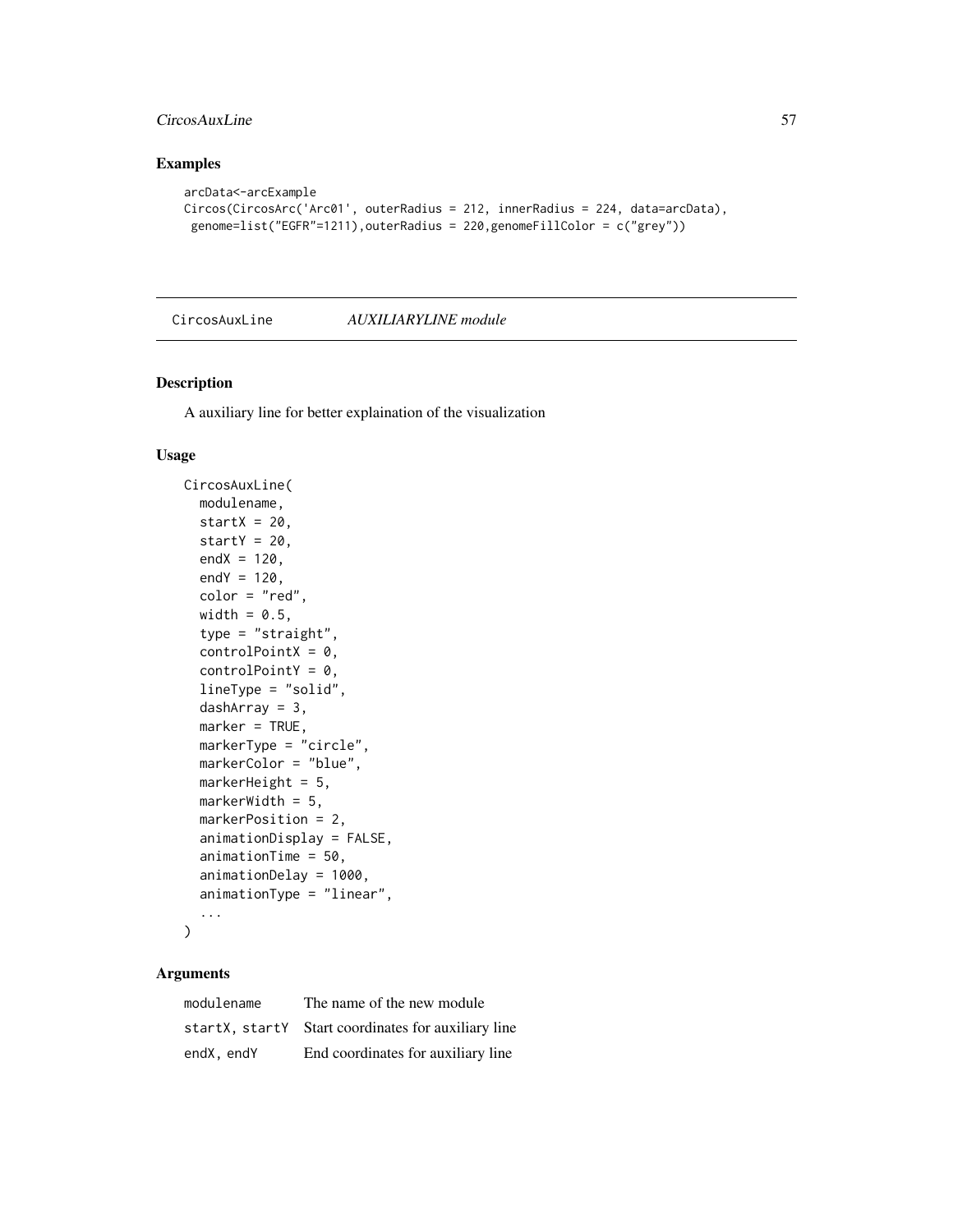## Examples

```
arcData<-arcExample
Circos(CircosArc('Arc01', outerRadius = 212, innerRadius = 224, data=arcData),
 genome=list("EGFR"=1211),outerRadius = 220,genomeFillColor = c("grey"))
```

---

CircosAuxLine *AUXILIARYLINE module*

---

## Description

A auxiliary line for better explaination of the visualization

## Usage

```
CircosAuxLine(
  modulename,
  startX = 20,
  startY = 20,
  endX = 120,
  endY = 120,
  color = "red",
  width = 0.5,
  type = "straight",
  controlPointX = 0,
  controlPointY = 0,
  lineType = "solid",
  dashArray = 3,
  marker = TRUE,
  markerType = "circle",
  markerColor = "blue",
  markerHeight = 5,
  markerWidth = 5,
  markerPosition = 2,
  animationDisplay = FALSE,
  animationTime = 50,
  animationDelay = 1000,
  animationType = "linear",
  ...
)
```

## Arguments

| | |
|---|---|
| modulename | The name of the new module |
| startX, startY | Start coordinates for auxiliary line |
| endX, endY | End coordinates for auxiliary line |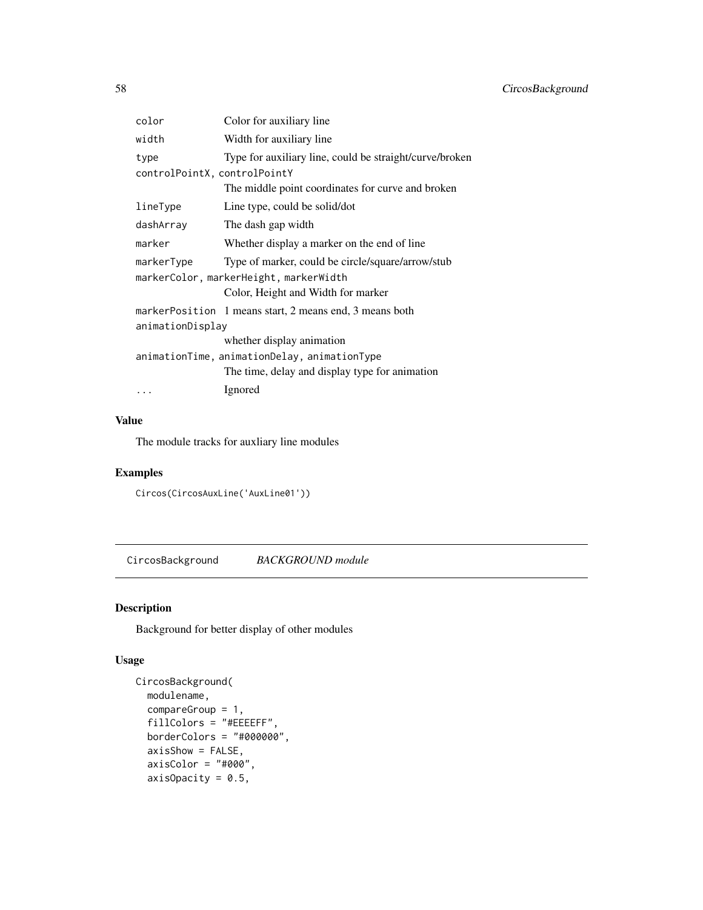| | |
|---|---|
| color | Color for auxiliary line |
| width | Width for auxiliary line |
| type | Type for auxiliary line, could be straight/curve/broken |
| controlPointX, controlPointY | The middle point coordinates for curve and broken |
| lineType | Line type, could be solid/dot |
| dashArray | The dash gap width |
| marker | Whether display a marker on the end of line |
| markerType | Type of marker, could be circle/square/arrow/stub |
| markerColor, markerHeight, markerWidth | Color, Height and Width for marker |
| markerPosition | 1 means start, 2 means end, 3 means both |
| animationDisplay | whether display animation |
| animationTime, animationDelay, animationType | The time, delay and display type for animation |
| ... | Ignored |

## Value

The module tracks for auxliary line modules

## Examples

```
Circos(CircosAuxLine('AuxLine01'))
```

---

# CircosBackground *BACKGROUND module*

## Description

Background for better display of other modules

## Usage

```
CircosBackground(
  modulename,
  compareGroup = 1,
  fillColors = "#EEEEFF",
  borderColors = "#000000",
  axisShow = FALSE,
  axisColor = "#000",
  axisOpacity = 0.5,
```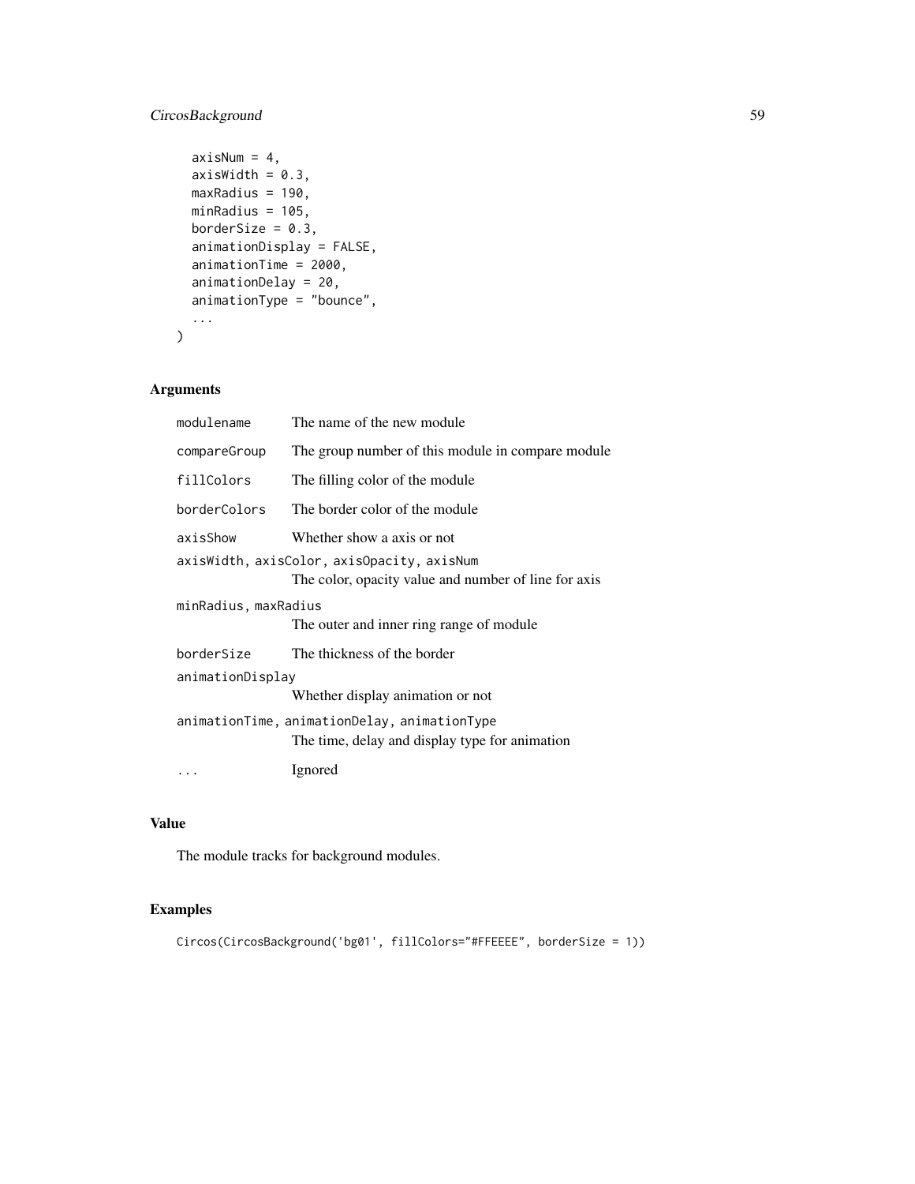```
  axisNum = 4,
  axisWidth = 0.3,
  maxRadius = 190,
  minRadius = 105,
  borderSize = 0.3,
  animationDisplay = FALSE,
  animationTime = 2000,
  animationDelay = 20,
  animationType = "bounce",
  ...
)
```

## Arguments

| | |
|---|---|
| `modulename` | The name of the new module |
| `compareGroup` | The group number of this module in compare module |
| `fillColors` | The filling color of the module |
| `borderColors` | The border color of the module |
| `axisShow` | Whether show a axis or not |
| `axisWidth, axisColor, axisOpacity, axisNum` | The color, opacity value and number of line for axis |
| `minRadius, maxRadius` | The outer and inner ring range of module |
| `borderSize` | The thickness of the border |
| `animationDisplay` | Whether display animation or not |
| `animationTime, animationDelay, animationType` | The time, delay and display type for animation |
| `...` | Ignored |

## Value

The module tracks for background modules.

## Examples

```
Circos(CircosBackground('bg01', fillColors="#FFEEEE", borderSize = 1))
```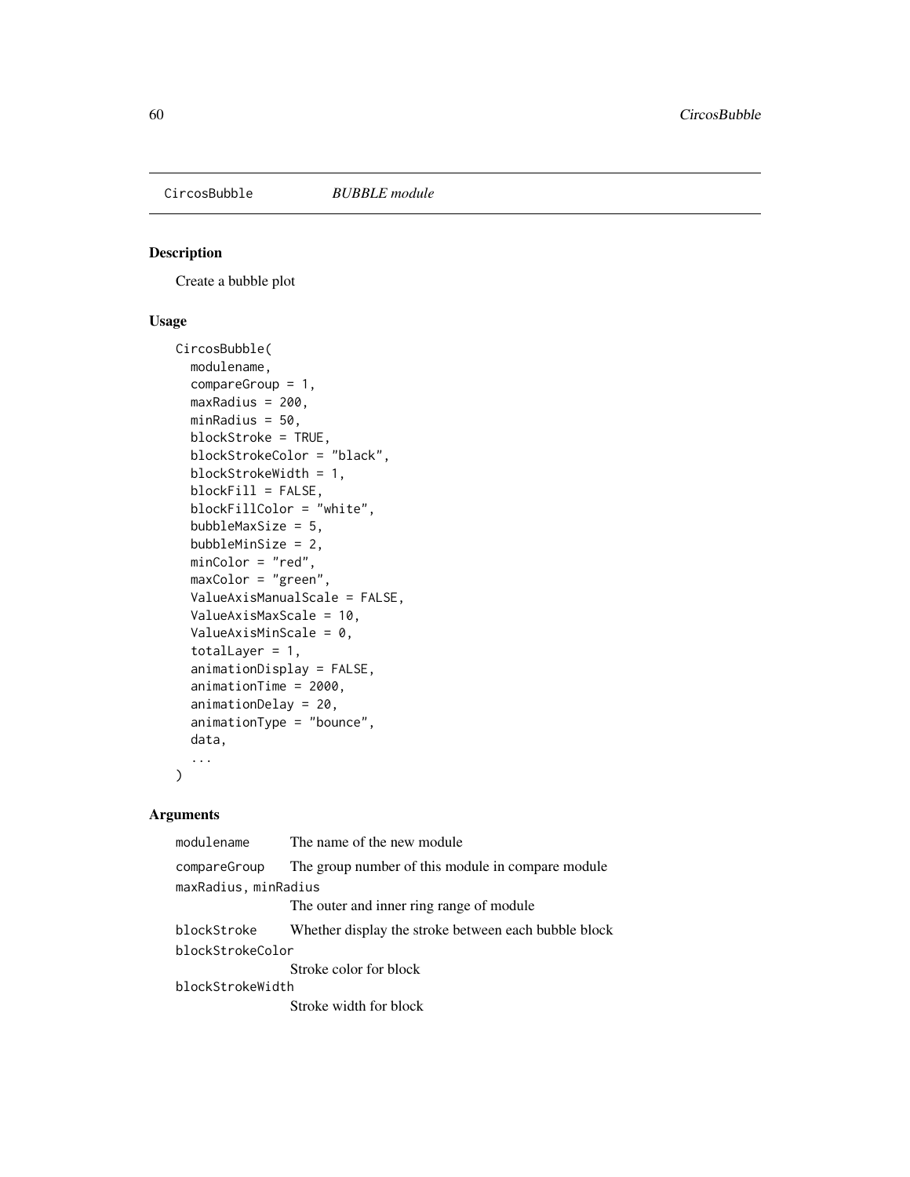CircosBubble *BUBBLE module*

## Description

Create a bubble plot

## Usage

```
CircosBubble(
  modulename,
  compareGroup = 1,
  maxRadius = 200,
  minRadius = 50,
  blockStroke = TRUE,
  blockStrokeColor = "black",
  blockStrokeWidth = 1,
  blockFill = FALSE,
  blockFillColor = "white",
  bubbleMaxSize = 5,
  bubbleMinSize = 2,
  minColor = "red",
  maxColor = "green",
  ValueAxisManualScale = FALSE,
  ValueAxisMaxScale = 10,
  ValueAxisMinScale = 0,
  totalLayer = 1,
  animationDisplay = FALSE,
  animationTime = 2000,
  animationDelay = 20,
  animationType = "bounce",
  data,
  ...
)
```

## Arguments

| | |
|---|---|
| `modulename` | The name of the new module |
| `compareGroup` | The group number of this module in compare module |
| `maxRadius, minRadius` | The outer and inner ring range of module |
| `blockStroke` | Whether display the stroke between each bubble block |
| `blockStrokeColor` | Stroke color for block |
| `blockStrokeWidth` | Stroke width for block |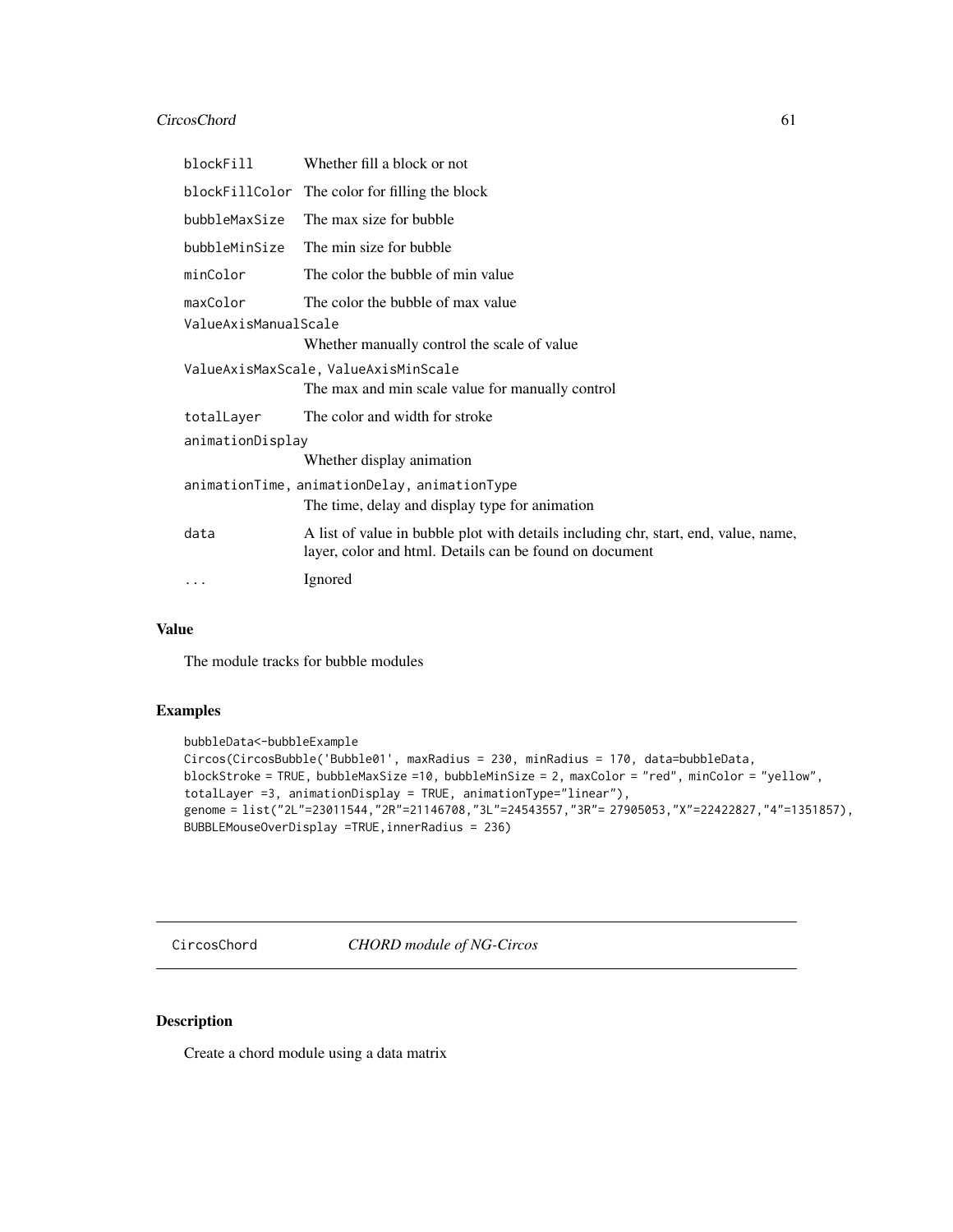| | |
|---|---|
| `blockFill` | Whether fill a block or not |
| `blockFillColor` | The color for filling the block |
| `bubbleMaxSize` | The max size for bubble |
| `bubbleMinSize` | The min size for bubble |
| `minColor` | The color the bubble of min value |
| `maxColor` | The color the bubble of max value |
| `ValueAxisManualScale` | Whether manually control the scale of value |
| `ValueAxisMaxScale, ValueAxisMinScale` | The max and min scale value for manually control |
| `totalLayer` | The color and width for stroke |
| `animationDisplay` | Whether display animation |
| `animationTime, animationDelay, animationType` | The time, delay and display type for animation |
| `data` | A list of value in bubble plot with details including chr, start, end, value, name, layer, color and html. Details can be found on document |
| `...` | Ignored |

## Value

The module tracks for bubble modules

## Examples

```
bubbleData<-bubbleExample
Circos(CircosBubble('Bubble01', maxRadius = 230, minRadius = 170, data=bubbleData,
blockStroke = TRUE, bubbleMaxSize =10, bubbleMinSize = 2, maxColor = "red", minColor = "yellow",
totalLayer =3, animationDisplay = TRUE, animationType="linear"),
genome = list("2L"=23011544,"2R"=21146708,"3L"=24543557,"3R"= 27905053,"X"=22422827,"4"=1351857),
BUBBLEMouseOverDisplay =TRUE,innerRadius = 236)
```

---

# CircosChord — *CHORD module of NG-Circos*

## Description

Create a chord module using a data matrix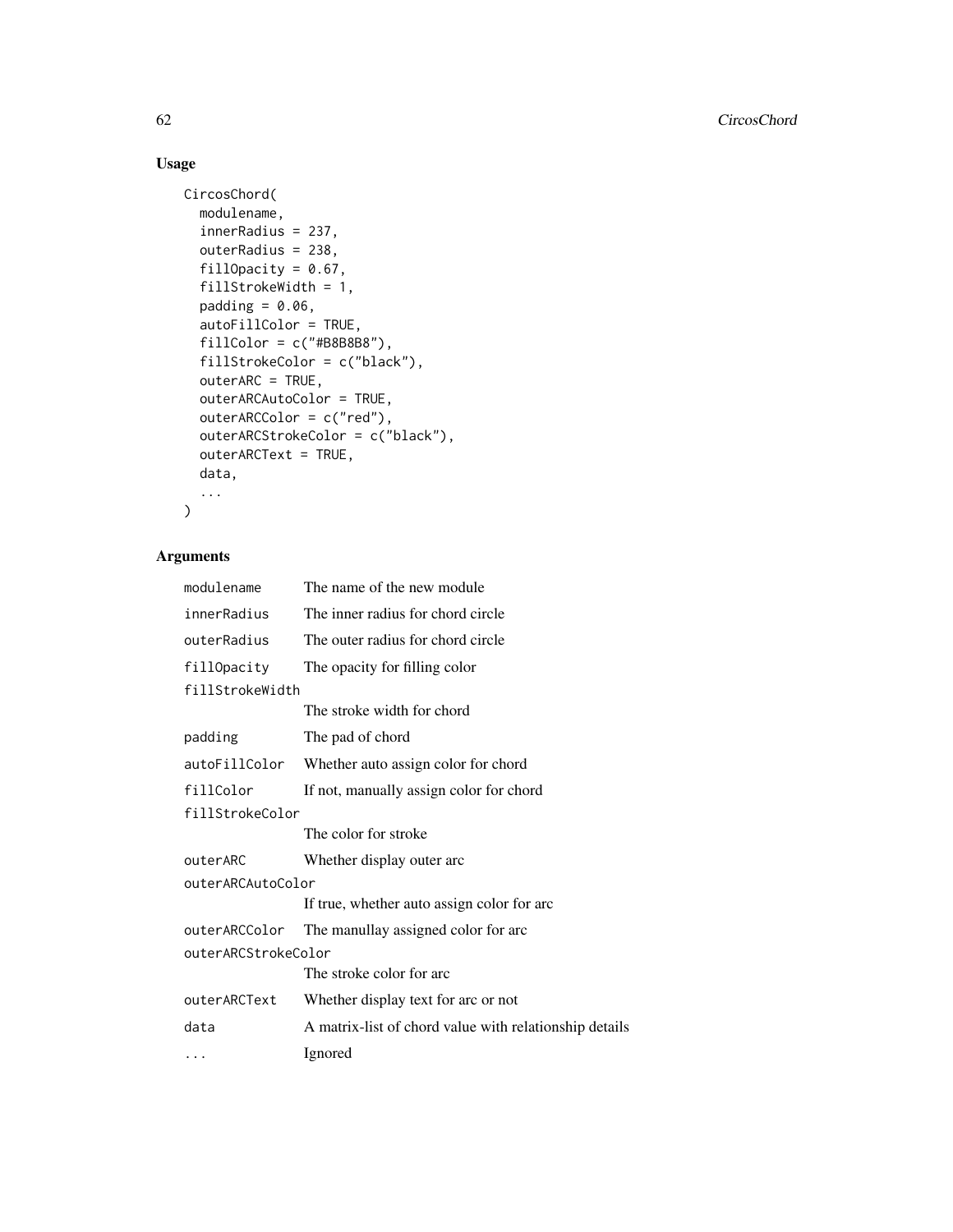## Usage

```
CircosChord(
  modulename,
  innerRadius = 237,
  outerRadius = 238,
  fillOpacity = 0.67,
  fillStrokeWidth = 1,
  padding = 0.06,
  autoFillColor = TRUE,
  fillColor = c("#B8B8B8"),
  fillStrokeColor = c("black"),
  outerARC = TRUE,
  outerARCAutoColor = TRUE,
  outerARCColor = c("red"),
  outerARCStrokeColor = c("black"),
  outerARCText = TRUE,
  data,
  ...
)
```

## Arguments

| | |
|---|---|
| `modulename` | The name of the new module |
| `innerRadius` | The inner radius for chord circle |
| `outerRadius` | The outer radius for chord circle |
| `fillOpacity` | The opacity for filling color |
| `fillStrokeWidth` | The stroke width for chord |
| `padding` | The pad of chord |
| `autoFillColor` | Whether auto assign color for chord |
| `fillColor` | If not, manually assign color for chord |
| `fillStrokeColor` | The color for stroke |
| `outerARC` | Whether display outer arc |
| `outerARCAutoColor` | If true, whether auto assign color for arc |
| `outerARCColor` | The manullay assigned color for arc |
| `outerARCStrokeColor` | The stroke color for arc |
| `outerARCText` | Whether display text for arc or not |
| `data` | A matrix-list of chord value with relationship details |
| `...` | Ignored |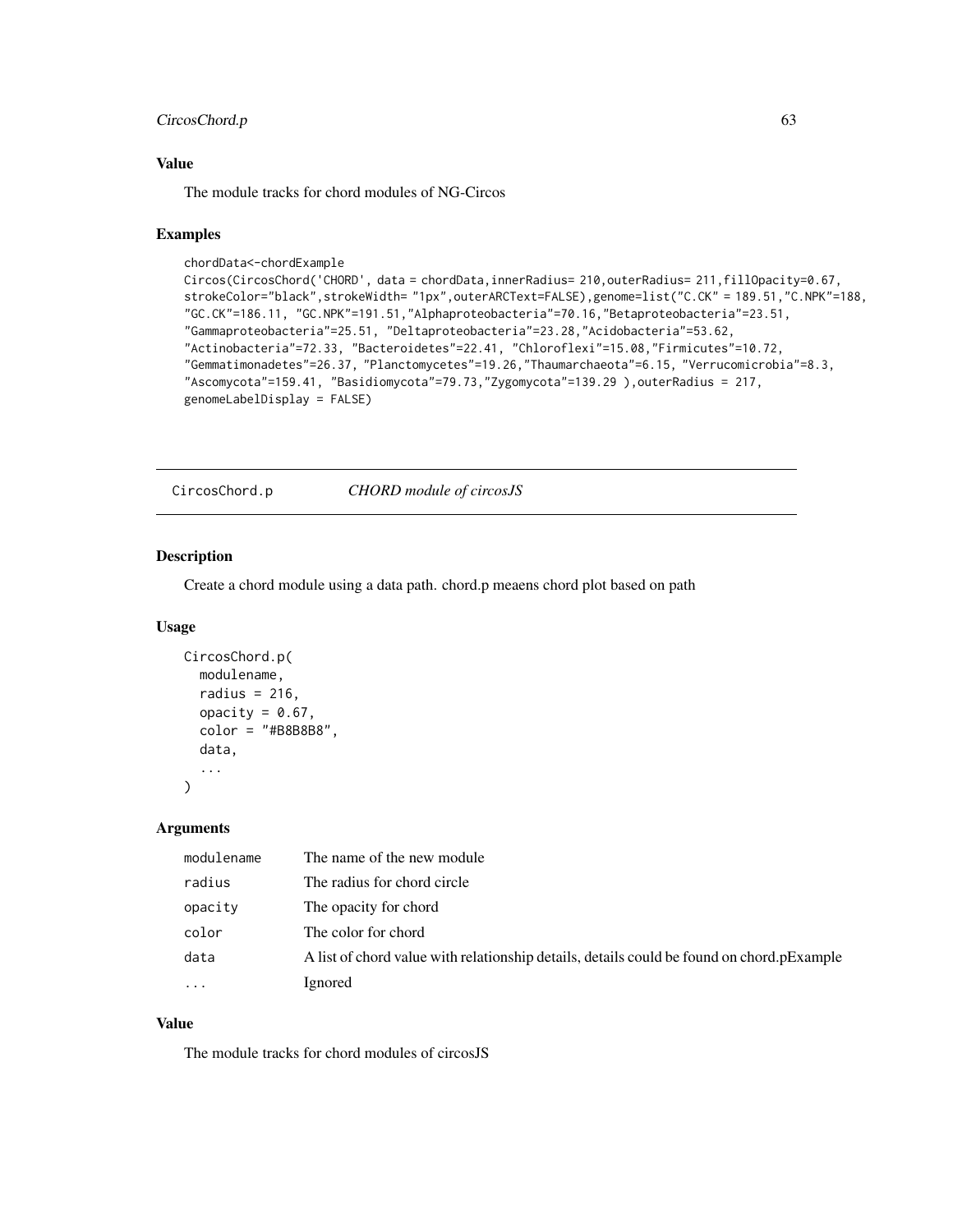## Value

The module tracks for chord modules of NG-Circos

## Examples

```
chordData<-chordExample
Circos(CircosChord('CHORD', data = chordData,innerRadius= 210,outerRadius= 211,fillOpacity=0.67,
strokeColor="black",strokeWidth= "1px",outerARCText=FALSE),genome=list("C.CK" = 189.51,"C.NPK"=188,
"GC.CK"=186.11, "GC.NPK"=191.51,"Alphaproteobacteria"=70.16,"Betaproteobacteria"=23.51,
"Gammaproteobacteria"=25.51, "Deltaproteobacteria"=23.28,"Acidobacteria"=53.62,
"Actinobacteria"=72.33, "Bacteroidetes"=22.41, "Chloroflexi"=15.08,"Firmicutes"=10.72,
"Gemmatimonadetes"=26.37, "Planctomycetes"=19.26,"Thaumarchaeota"=6.15, "Verrucomicrobia"=8.3,
"Ascomycota"=159.41, "Basidiomycota"=79.73,"Zygomycota"=139.29 ),outerRadius = 217,
genomeLabelDisplay = FALSE)
```

---

# CircosChord.p    *CHORD module of circosJS*

## Description

Create a chord module using a data path. chord.p meaens chord plot based on path

## Usage

```
CircosChord.p(
  modulename,
  radius = 216,
  opacity = 0.67,
  color = "#B8B8B8",
  data,
  ...
)
```

## Arguments

| | |
|---|---|
| modulename | The name of the new module |
| radius | The radius for chord circle |
| opacity | The opacity for chord |
| color | The color for chord |
| data | A list of chord value with relationship details, details could be found on chord.pExample |
| ... | Ignored |

## Value

The module tracks for chord modules of circosJS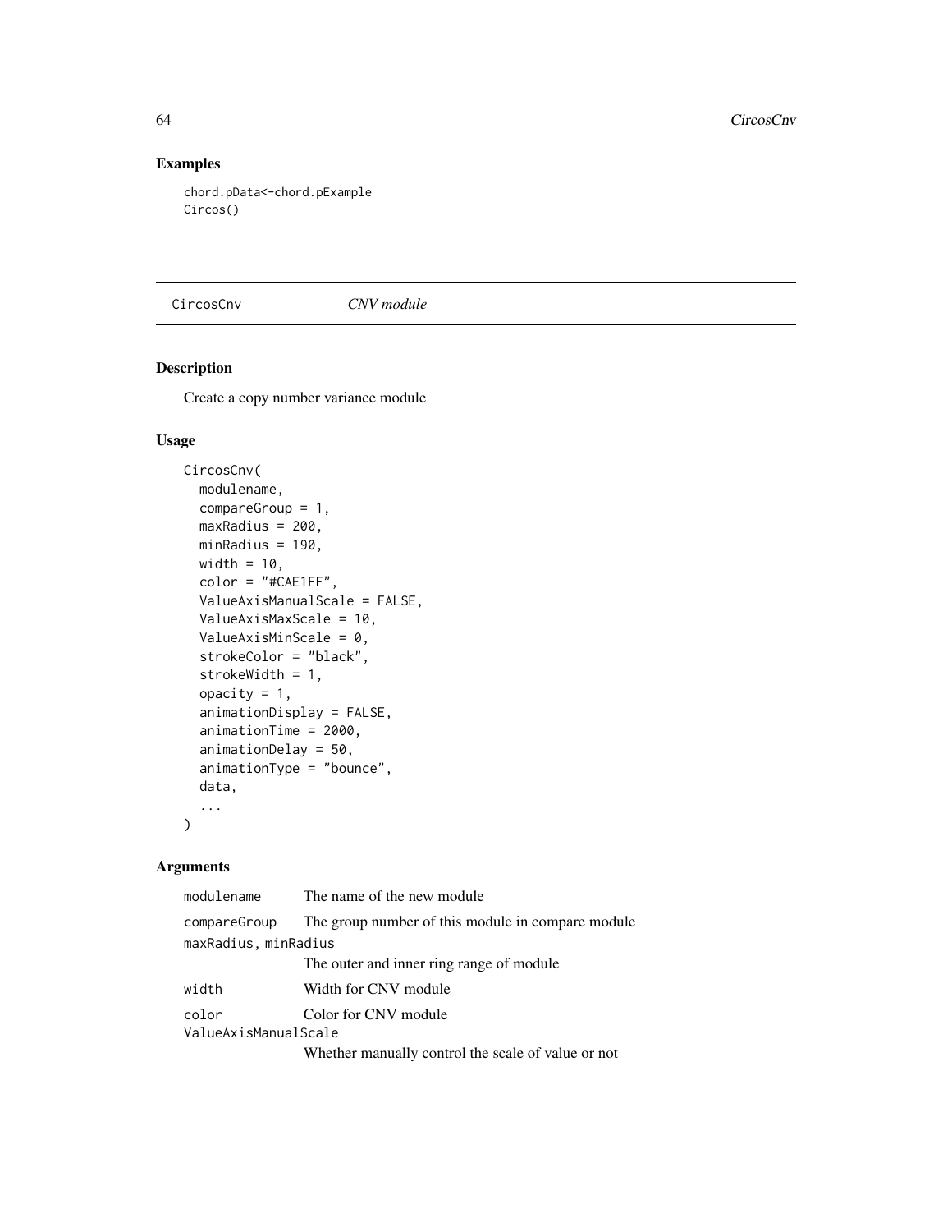## Examples

```
chord.pData<-chord.pExample
Circos()
```

---

CircosCnv *CNV module*

---

## Description

Create a copy number variance module

## Usage

```
CircosCnv(
  modulename,
  compareGroup = 1,
  maxRadius = 200,
  minRadius = 190,
  width = 10,
  color = "#CAE1FF",
  ValueAxisManualScale = FALSE,
  ValueAxisMaxScale = 10,
  ValueAxisMinScale = 0,
  strokeColor = "black",
  strokeWidth = 1,
  opacity = 1,
  animationDisplay = FALSE,
  animationTime = 2000,
  animationDelay = 50,
  animationType = "bounce",
  data,
  ...
)
```

## Arguments

| | |
|---|---|
| `modulename` | The name of the new module |
| `compareGroup` | The group number of this module in compare module |
| `maxRadius, minRadius` | The outer and inner ring range of module |
| `width` | Width for CNV module |
| `color` | Color for CNV module |
| `ValueAxisManualScale` | Whether manually control the scale of value or not |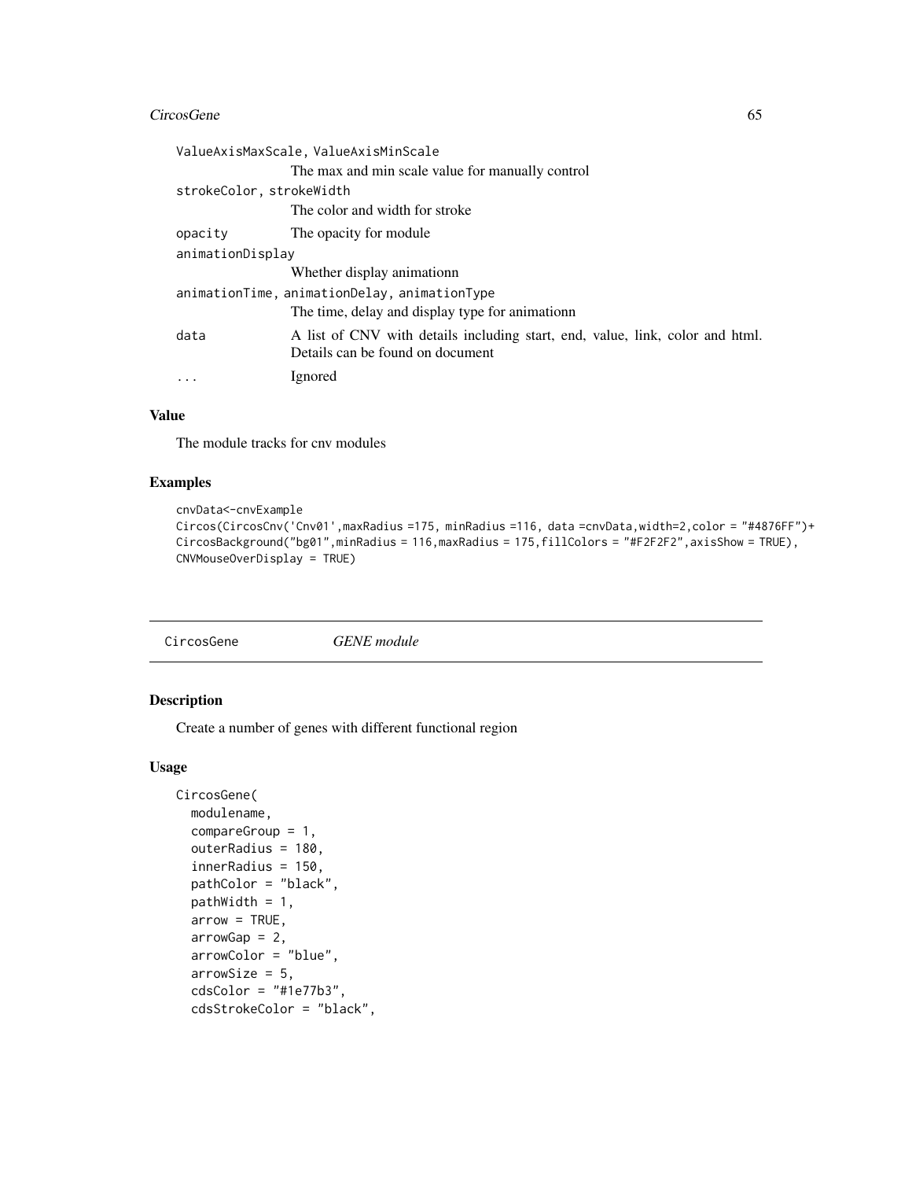ValueAxisMaxScale, ValueAxisMinScale
: The max and min scale value for manually control

strokeColor, strokeWidth
: The color and width for stroke

opacity
: The opacity for module

animationDisplay
: Whether display animationn

animationTime, animationDelay, animationType
: The time, delay and display type for animationn

data
: A list of CNV with details including start, end, value, link, color and html. Details can be found on document

...
: Ignored

### Value

The module tracks for cnv modules

### Examples

```
cnvData<-cnvExample
Circos(CircosCnv('Cnv01',maxRadius =175, minRadius =116, data =cnvData,width=2,color = "#4876FF")+
CircosBackground("bg01",minRadius = 116,maxRadius = 175,fillColors = "#F2F2F2",axisShow = TRUE),
CNVMouseOverDisplay = TRUE)
```

## CircosGene    *GENE module*

### Description

Create a number of genes with different functional region

### Usage

```
CircosGene(
  modulename,
  compareGroup = 1,
  outerRadius = 180,
  innerRadius = 150,
  pathColor = "black",
  pathWidth = 1,
  arrow = TRUE,
  arrowGap = 2,
  arrowColor = "blue",
  arrowSize = 5,
  cdsColor = "#1e77b3",
  cdsStrokeColor = "black",
```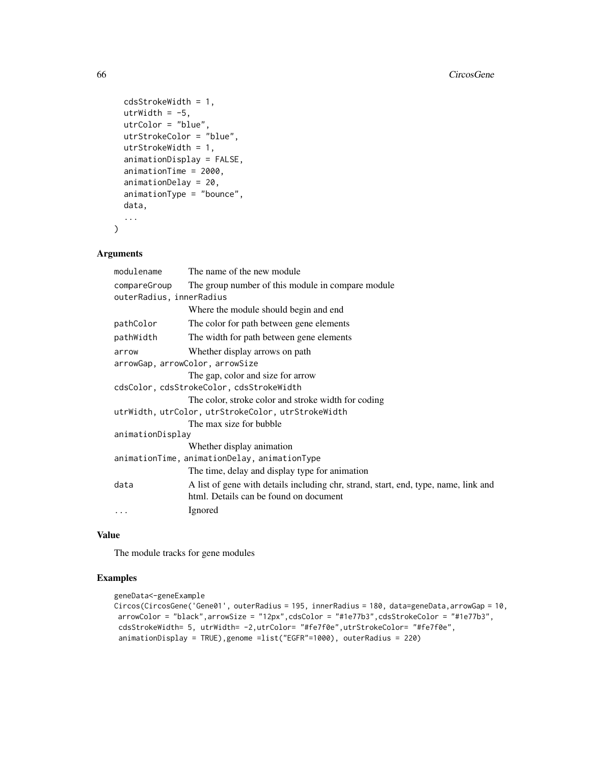```
  cdsStrokeWidth = 1,
  utrWidth = -5,
  utrColor = "blue",
  utrStrokeColor = "blue",
  utrStrokeWidth = 1,
  animationDisplay = FALSE,
  animationTime = 2000,
  animationDelay = 20,
  animationType = "bounce",
  data,
  ...
)
```

## Arguments

| | |
|---|---|
| modulename | The name of the new module |
| compareGroup | The group number of this module in compare module |
| outerRadius, innerRadius | Where the module should begin and end |
| pathColor | The color for path between gene elements |
| pathWidth | The width for path between gene elements |
| arrow | Whether display arrows on path |
| arrowGap, arrowColor, arrowSize | The gap, color and size for arrow |
| cdsColor, cdsStrokeColor, cdsStrokeWidth | The color, stroke color and stroke width for coding |
| utrWidth, utrColor, utrStrokeColor, utrStrokeWidth | The max size for bubble |
| animationDisplay | Whether display animation |
| animationTime, animationDelay, animationType | The time, delay and display type for animation |
| data | A list of gene with details including chr, strand, start, end, type, name, link and html. Details can be found on document |
| ... | Ignored |

## Value

The module tracks for gene modules

## Examples

```
geneData<-geneExample
Circos(CircosGene('Gene01', outerRadius = 195, innerRadius = 180, data=geneData,arrowGap = 10,
 arrowColor = "black",arrowSize = "12px",cdsColor = "#1e77b3",cdsStrokeColor = "#1e77b3",
 cdsStrokeWidth= 5, utrWidth= -2,utrColor= "#fe7f0e",utrStrokeColor= "#fe7f0e",
 animationDisplay = TRUE),genome =list("EGFR"=1000), outerRadius = 220)
```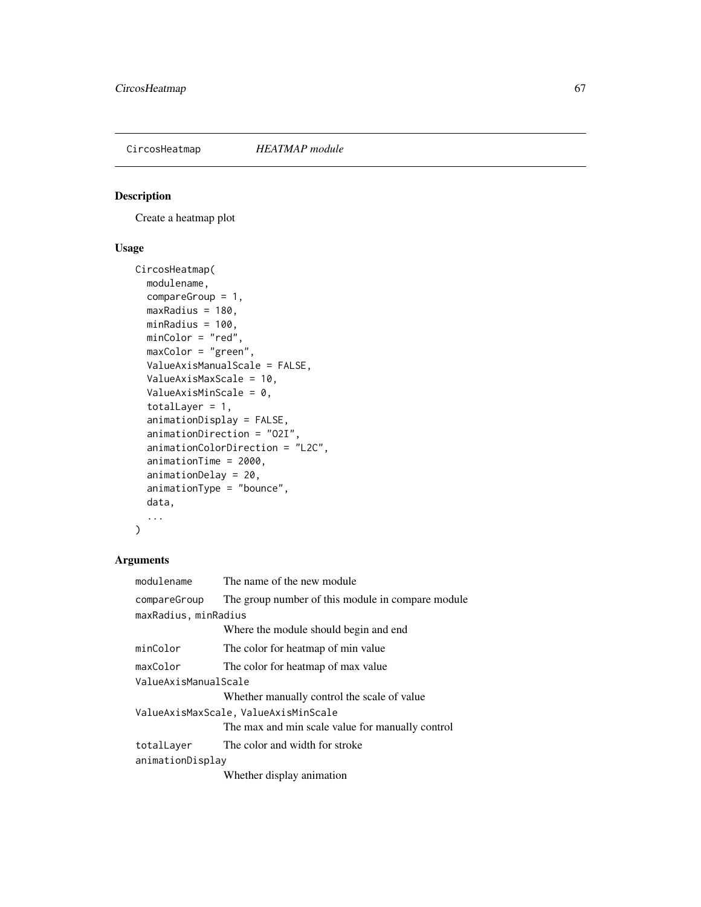CircosHeatmap *HEATMAP module*

## Description

Create a heatmap plot

## Usage

```
CircosHeatmap(
  modulename,
  compareGroup = 1,
  maxRadius = 180,
  minRadius = 100,
  minColor = "red",
  maxColor = "green",
  ValueAxisManualScale = FALSE,
  ValueAxisMaxScale = 10,
  ValueAxisMinScale = 0,
  totalLayer = 1,
  animationDisplay = FALSE,
  animationDirection = "O2I",
  animationColorDirection = "L2C",
  animationTime = 2000,
  animationDelay = 20,
  animationType = "bounce",
  data,
  ...
)
```

## Arguments

| | |
|---|---|
| `modulename` | The name of the new module |
| `compareGroup` | The group number of this module in compare module |
| `maxRadius, minRadius` | Where the module should begin and end |
| `minColor` | The color for heatmap of min value |
| `maxColor` | The color for heatmap of max value |
| `ValueAxisManualScale` | Whether manually control the scale of value |
| `ValueAxisMaxScale, ValueAxisMinScale` | The max and min scale value for manually control |
| `totalLayer` | The color and width for stroke |
| `animationDisplay` | Whether display animation |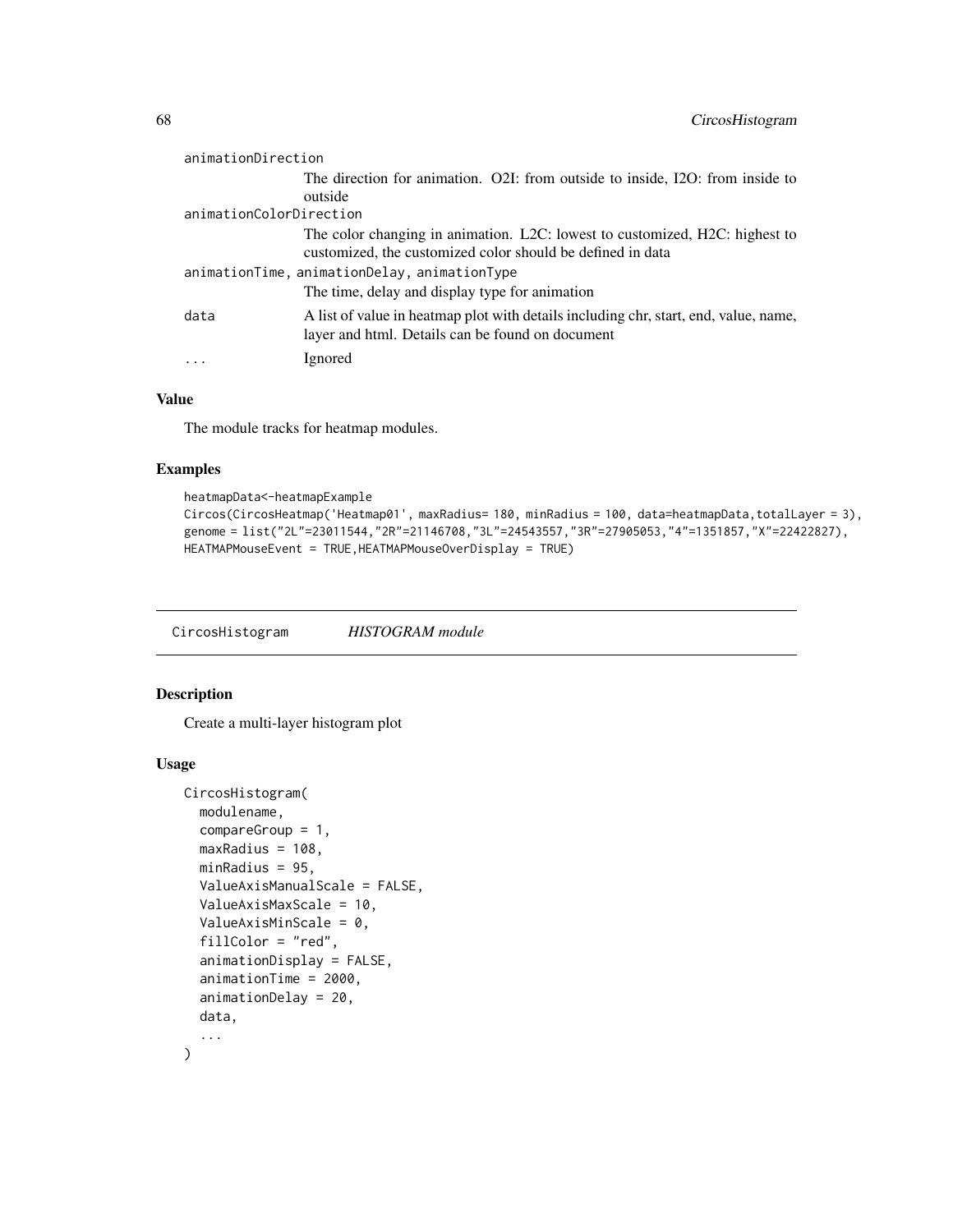| | |
|---|---|
| animationDirection | The direction for animation. O2I: from outside to inside, I2O: from inside to outside |
| animationColorDirection | The color changing in animation. L2C: lowest to customized, H2C: highest to customized, the customized color should be defined in data |
| animationTime, animationDelay, animationType | The time, delay and display type for animation |
| data | A list of value in heatmap plot with details including chr, start, end, value, name, layer and html. Details can be found on document |
| ... | Ignored |

### Value

The module tracks for heatmap modules.

### Examples

```
heatmapData<-heatmapExample
Circos(CircosHeatmap('Heatmap01', maxRadius= 180, minRadius = 100, data=heatmapData,totalLayer = 3),
genome = list("2L"=23011544,"2R"=21146708,"3L"=24543557,"3R"=27905053,"4"=1351857,"X"=22422827),
HEATMAPMouseEvent = TRUE,HEATMAPMouseOverDisplay = TRUE)
```

---

## CircosHistogram *HISTOGRAM module*

### Description

Create a multi-layer histogram plot

### Usage

```
CircosHistogram(
  modulename,
  compareGroup = 1,
  maxRadius = 108,
  minRadius = 95,
  ValueAxisManualScale = FALSE,
  ValueAxisMaxScale = 10,
  ValueAxisMinScale = 0,
  fillColor = "red",
  animationDisplay = FALSE,
  animationTime = 2000,
  animationDelay = 20,
  data,
  ...
)
```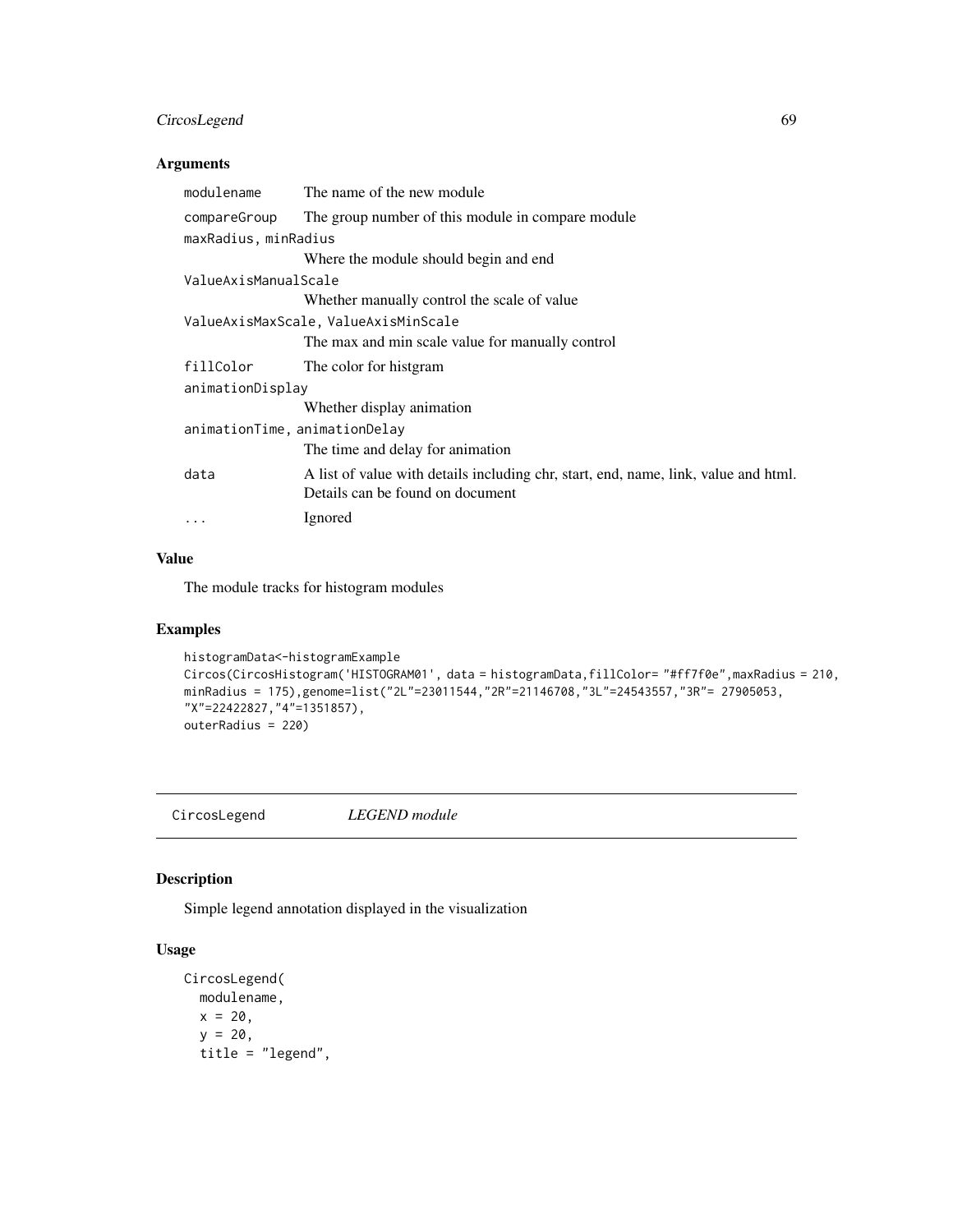### Arguments

| | |
|---|---|
| modulename | The name of the new module |
| compareGroup | The group number of this module in compare module |
| maxRadius, minRadius | Where the module should begin and end |
| ValueAxisManualScale | Whether manually control the scale of value |
| ValueAxisMaxScale, ValueAxisMinScale | The max and min scale value for manually control |
| fillColor | The color for histgram |
| animationDisplay | Whether display animation |
| animationTime, animationDelay | The time and delay for animation |
| data | A list of value with details including chr, start, end, name, link, value and html. Details can be found on document |
| ... | Ignored |

### Value

The module tracks for histogram modules

### Examples

```
histogramData<-histogramExample
Circos(CircosHistogram('HISTOGRAM01', data = histogramData,fillColor= "#ff7f0e",maxRadius = 210,
minRadius = 175),genome=list("2L"=23011544,"2R"=21146708,"3L"=24543557,"3R"= 27905053,
"X"=22422827,"4"=1351857),
outerRadius = 220)
```

## CircosLegend *LEGEND module*

### Description

Simple legend annotation displayed in the visualization

### Usage

```
CircosLegend(
  modulename,
  x = 20,
  y = 20,
  title = "legend",
```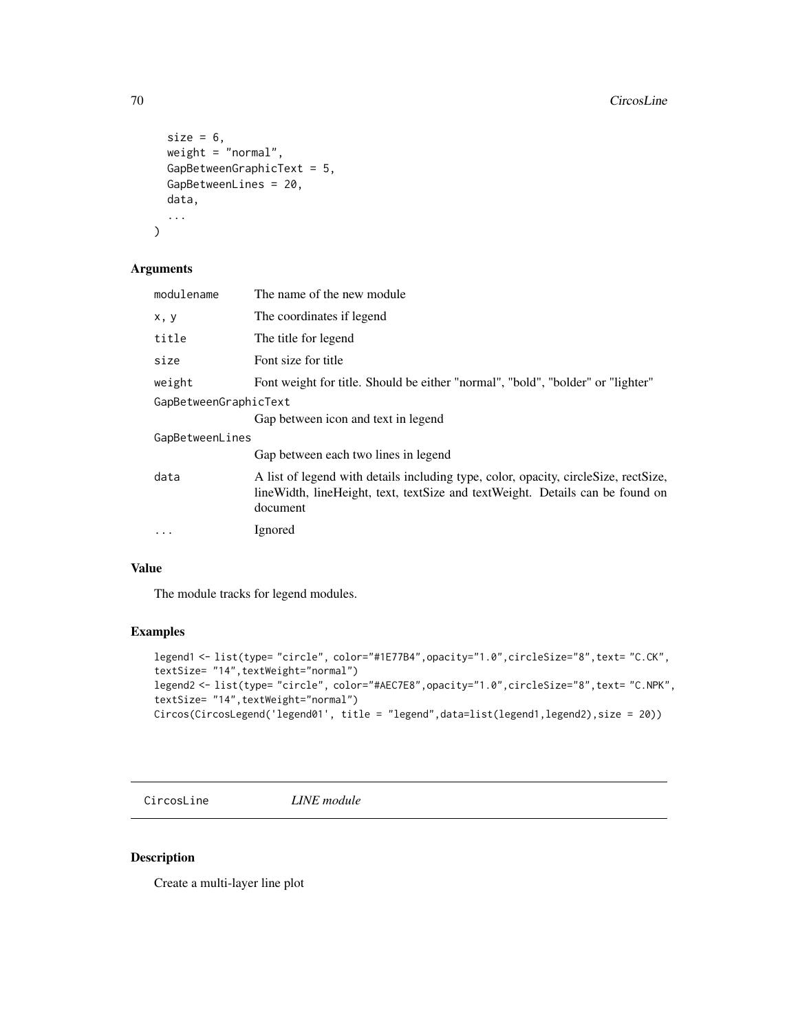```
  size = 6,
  weight = "normal",
  GapBetweenGraphicText = 5,
  GapBetweenLines = 20,
  data,
  ...
)
```

## Arguments

| | |
|---|---|
| modulename | The name of the new module |
| x, y | The coordinates if legend |
| title | The title for legend |
| size | Font size for title |
| weight | Font weight for title. Should be either "normal", "bold", "bolder" or "lighter" |
| GapBetweenGraphicText | Gap between icon and text in legend |
| GapBetweenLines | Gap between each two lines in legend |
| data | A list of legend with details including type, color, opacity, circleSize, rectSize, lineWidth, lineHeight, text, textSize and textWeight. Details can be found on document |
| ... | Ignored |

## Value

The module tracks for legend modules.

## Examples

```
legend1 <- list(type= "circle", color="#1E77B4",opacity="1.0",circleSize="8",text= "C.CK",
textSize= "14",textWeight="normal")
legend2 <- list(type= "circle", color="#AEC7E8",opacity="1.0",circleSize="8",text= "C.NPK",
textSize= "14",textWeight="normal")
Circos(CircosLegend('legend01', title = "legend",data=list(legend1,legend2),size = 20))
```

---

# CircosLine *LINE module*

## Description

Create a multi-layer line plot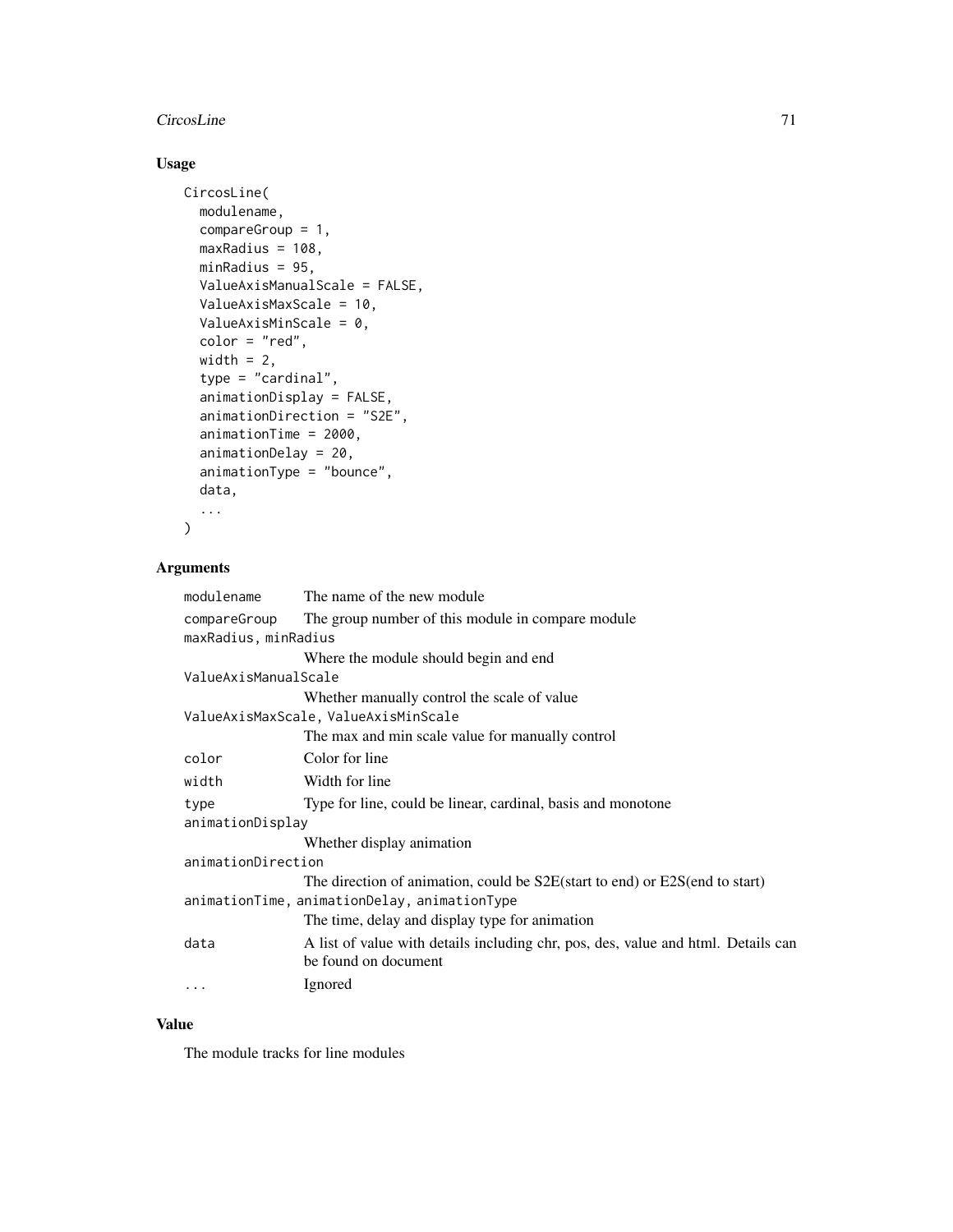## Usage

```
CircosLine(
  modulename,
  compareGroup = 1,
  maxRadius = 108,
  minRadius = 95,
  ValueAxisManualScale = FALSE,
  ValueAxisMaxScale = 10,
  ValueAxisMinScale = 0,
  color = "red",
  width = 2,
  type = "cardinal",
  animationDisplay = FALSE,
  animationDirection = "S2E",
  animationTime = 2000,
  animationDelay = 20,
  animationType = "bounce",
  data,
  ...
)
```

## Arguments

| Argument | Description |
|---|---|
| `modulename` | The name of the new module |
| `compareGroup` | The group number of this module in compare module |
| `maxRadius, minRadius` | Where the module should begin and end |
| `ValueAxisManualScale` | Whether manually control the scale of value |
| `ValueAxisMaxScale, ValueAxisMinScale` | The max and min scale value for manually control |
| `color` | Color for line |
| `width` | Width for line |
| `type` | Type for line, could be linear, cardinal, basis and monotone |
| `animationDisplay` | Whether display animation |
| `animationDirection` | The direction of animation, could be S2E(start to end) or E2S(end to start) |
| `animationTime, animationDelay, animationType` | The time, delay and display type for animation |
| `data` | A list of value with details including chr, pos, des, value and html. Details can be found on document |
| `...` | Ignored |

## Value

The module tracks for line modules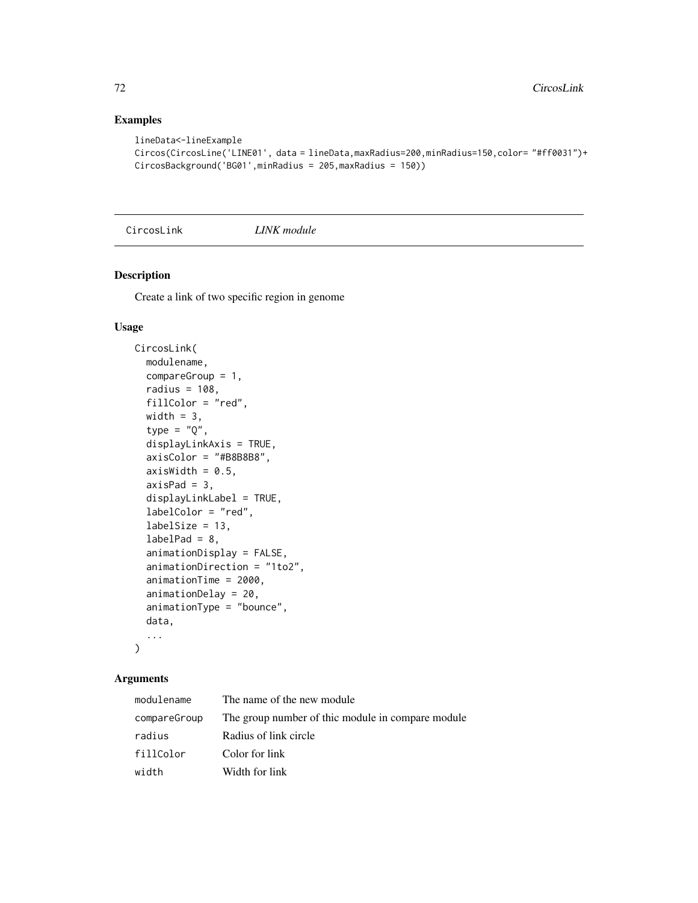## Examples

```
lineData<-lineExample
Circos(CircosLine('LINE01', data = lineData,maxRadius=200,minRadius=150,color= "#ff0031")+
CircosBackground('BG01',minRadius = 205,maxRadius = 150))
```

---

CircosLink *LINK module*

---

## Description

Create a link of two specific region in genome

## Usage

```
CircosLink(
  modulename,
  compareGroup = 1,
  radius = 108,
  fillColor = "red",
  width = 3,
  type = "Q",
  displayLinkAxis = TRUE,
  axisColor = "#B8B8B8",
  axisWidth = 0.5,
  axisPad = 3,
  displayLinkLabel = TRUE,
  labelColor = "red",
  labelSize = 13,
  labelPad = 8,
  animationDisplay = FALSE,
  animationDirection = "1to2",
  animationTime = 2000,
  animationDelay = 20,
  animationType = "bounce",
  data,
  ...
)
```

## Arguments

| | |
|---|---|
| modulename | The name of the new module |
| compareGroup | The group number of thic module in compare module |
| radius | Radius of link circle |
| fillColor | Color for link |
| width | Width for link |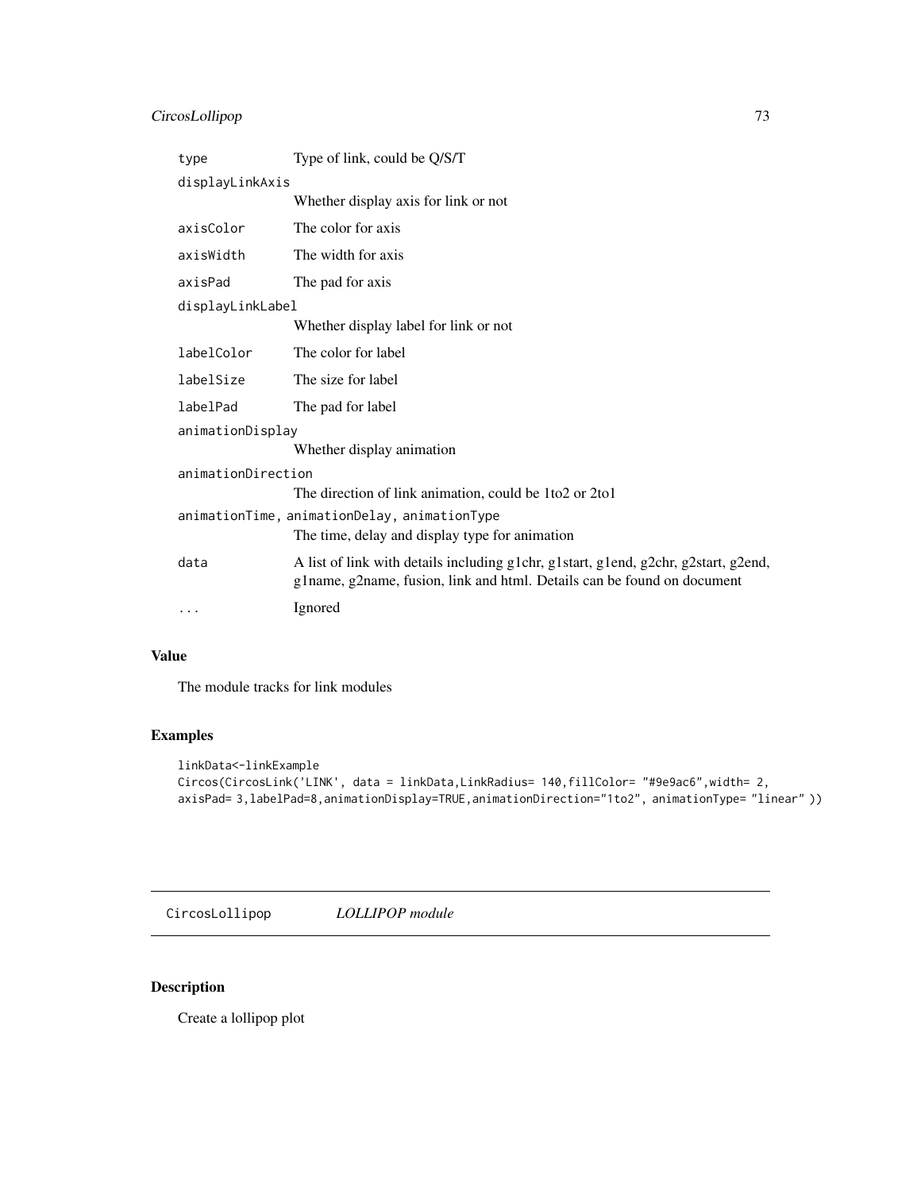| | |
|---|---|
| `type` | Type of link, could be Q/S/T |
| `displayLinkAxis` | Whether display axis for link or not |
| `axisColor` | The color for axis |
| `axisWidth` | The width for axis |
| `axisPad` | The pad for axis |
| `displayLinkLabel` | Whether display label for link or not |
| `labelColor` | The color for label |
| `labelSize` | The size for label |
| `labelPad` | The pad for label |
| `animationDisplay` | Whether display animation |
| `animationDirection` | The direction of link animation, could be 1to2 or 2to1 |
| `animationTime, animationDelay, animationType` | The time, delay and display type for animation |
| `data` | A list of link with details including g1chr, g1start, g1end, g2chr, g2start, g2end, g1name, g2name, fusion, link and html. Details can be found on document |
| `...` | Ignored |

## Value

The module tracks for link modules

## Examples

```
linkData<-linkExample
Circos(CircosLink('LINK', data = linkData,LinkRadius= 140,fillColor= "#9e9ac6",width= 2,
axisPad= 3,labelPad=8,animationDisplay=TRUE,animationDirection="1to2", animationType= "linear" ))
```

---

# `CircosLollipop` *LOLLIPOP module*

## Description

Create a lollipop plot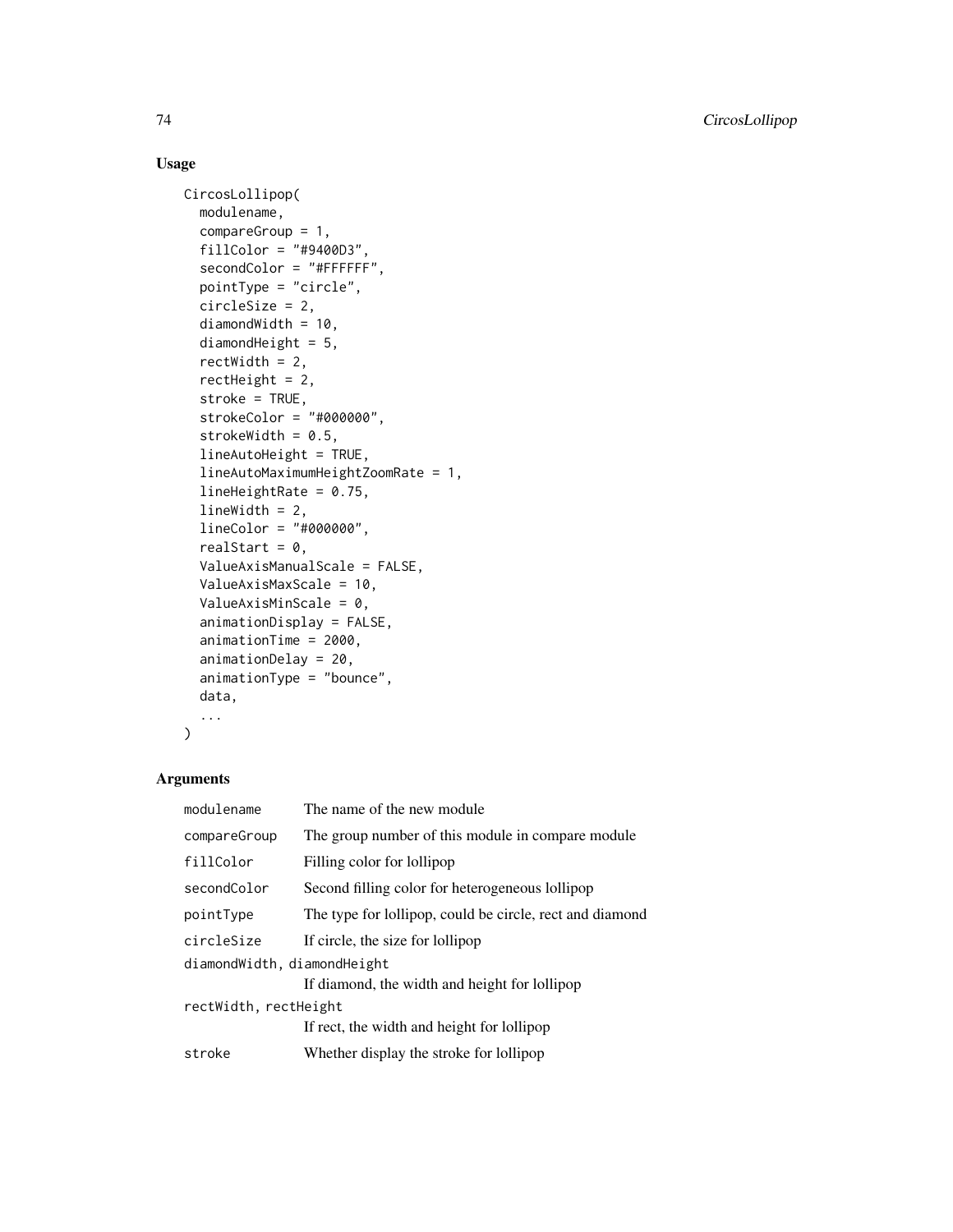## Usage

```
CircosLollipop(
  modulename,
  compareGroup = 1,
  fillColor = "#9400D3",
  secondColor = "#FFFFFF",
  pointType = "circle",
  circleSize = 2,
  diamondWidth = 10,
  diamondHeight = 5,
  rectWidth = 2,
  rectHeight = 2,
  stroke = TRUE,
  strokeColor = "#000000",
  strokeWidth = 0.5,
  lineAutoHeight = TRUE,
  lineAutoMaximumHeightZoomRate = 1,
  lineHeightRate = 0.75,
  lineWidth = 2,
  lineColor = "#000000",
  realStart = 0,
  ValueAxisManualScale = FALSE,
  ValueAxisMaxScale = 10,
  ValueAxisMinScale = 0,
  animationDisplay = FALSE,
  animationTime = 2000,
  animationDelay = 20,
  animationType = "bounce",
  data,
  ...
)
```

## Arguments

| Argument | Description |
|---|---|
| `modulename` | The name of the new module |
| `compareGroup` | The group number of this module in compare module |
| `fillColor` | Filling color for lollipop |
| `secondColor` | Second filling color for heterogeneous lollipop |
| `pointType` | The type for lollipop, could be circle, rect and diamond |
| `circleSize` | If circle, the size for lollipop |
| `diamondWidth, diamondHeight` | If diamond, the width and height for lollipop |
| `rectWidth, rectHeight` | If rect, the width and height for lollipop |
| `stroke` | Whether display the stroke for lollipop |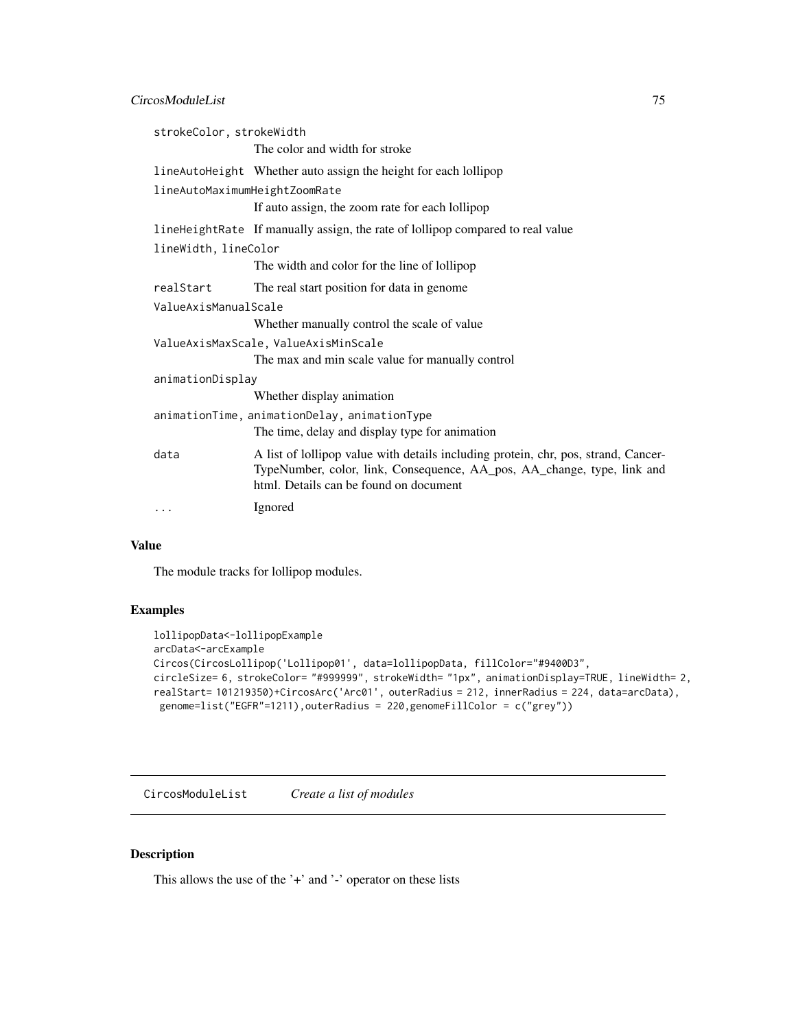| | |
|---|---|
| strokeColor, strokeWidth | The color and width for stroke |
| lineAutoHeight | Whether auto assign the height for each lollipop |
| lineAutoMaximumHeightZoomRate | If auto assign, the zoom rate for each lollipop |
| lineHeightRate | If manually assign, the rate of lollipop compared to real value |
| lineWidth, lineColor | The width and color for the line of lollipop |
| realStart | The real start position for data in genome |
| ValueAxisManualScale | Whether manually control the scale of value |
| ValueAxisMaxScale, ValueAxisMinScale | The max and min scale value for manually control |
| animationDisplay | Whether display animation |
| animationTime, animationDelay, animationType | The time, delay and display type for animation |
| data | A list of lollipop value with details including protein, chr, pos, strand, CancerTypeNumber, color, link, Consequence, AA_pos, AA_change, type, link and html. Details can be found on document |
| ... | Ignored |

### Value

The module tracks for lollipop modules.

### Examples

```
lollipopData<-lollipopExample
arcData<-arcExample
Circos(CircosLollipop('Lollipop01', data=lollipopData, fillColor="#9400D3",
circleSize= 6, strokeColor= "#999999", strokeWidth= "1px", animationDisplay=TRUE, lineWidth= 2,
realStart= 101219350)+CircosArc('Arc01', outerRadius = 212, innerRadius = 224, data=arcData),
 genome=list("EGFR"=1211),outerRadius = 220,genomeFillColor = c("grey"))
```

---

## CircosModuleList *Create a list of modules*

### Description

This allows the use of the '+' and '-' operator on these lists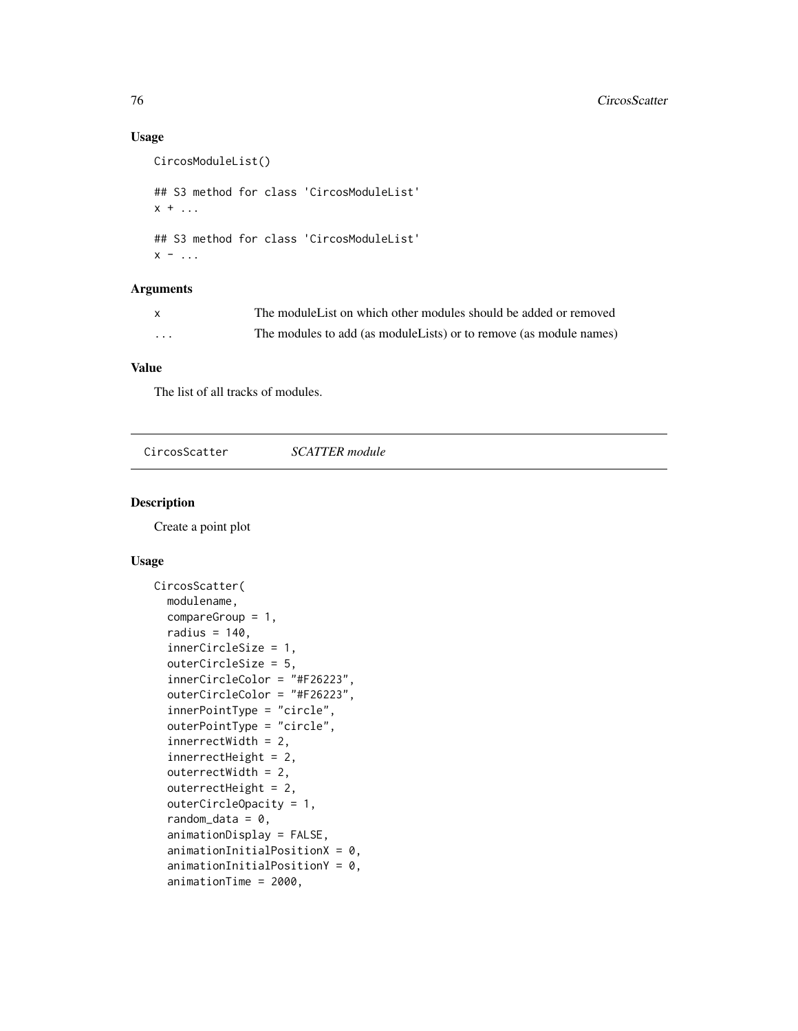## Usage

```
CircosModuleList()

## S3 method for class 'CircosModuleList'
x + ...

## S3 method for class 'CircosModuleList'
x - ...
```

## Arguments

| | |
|---|---|
| x | The moduleList on which other modules should be added or removed |
| ... | The modules to add (as moduleLists) or to remove (as module names) |

## Value

The list of all tracks of modules.

---

# CircosScatter &nbsp;&nbsp;&nbsp; *SCATTER module*

## Description

Create a point plot

## Usage

```
CircosScatter(
  modulename,
  compareGroup = 1,
  radius = 140,
  innerCircleSize = 1,
  outerCircleSize = 5,
  innerCircleColor = "#F26223",
  outerCircleColor = "#F26223",
  innerPointType = "circle",
  outerPointType = "circle",
  innerrectWidth = 2,
  innerrectHeight = 2,
  outerrectWidth = 2,
  outerrectHeight = 2,
  outerCircleOpacity = 1,
  random_data = 0,
  animationDisplay = FALSE,
  animationInitialPositionX = 0,
  animationInitialPositionY = 0,
  animationTime = 2000,
```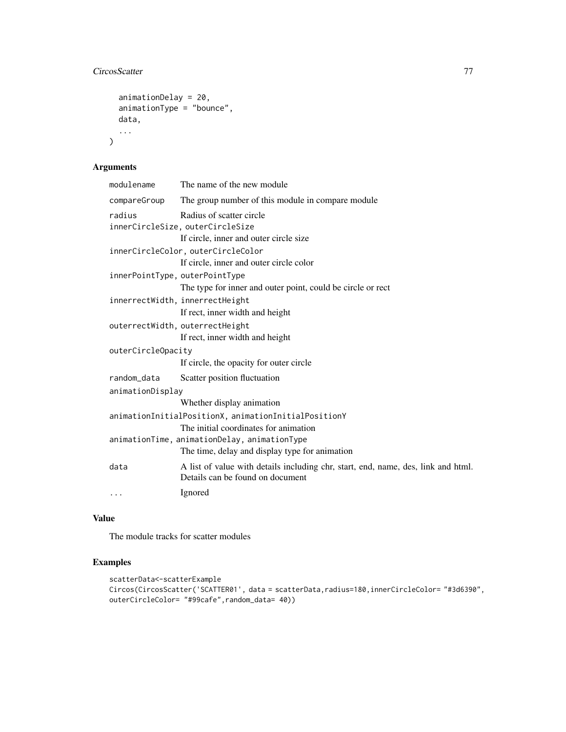```
  animationDelay = 20,
  animationType = "bounce",
  data,
  ...
)
```

## Arguments

| | |
|---|---|
| modulename | The name of the new module |
| compareGroup | The group number of this module in compare module |
| radius | Radius of scatter circle |
| innerCircleSize, outerCircleSize | If circle, inner and outer circle size |
| innerCircleColor, outerCircleColor | If circle, inner and outer circle color |
| innerPointType, outerPointType | The type for inner and outer point, could be circle or rect |
| innerrectWidth, innerrectHeight | If rect, inner width and height |
| outerrectWidth, outerrectHeight | If rect, inner width and height |
| outerCircleOpacity | If circle, the opacity for outer circle |
| random_data | Scatter position fluctuation |
| animationDisplay | Whether display animation |
| animationInitialPositionX, animationInitialPositionY | The initial coordinates for animation |
| animationTime, animationDelay, animationType | The time, delay and display type for animation |
| data | A list of value with details including chr, start, end, name, des, link and html. Details can be found on document |
| ... | Ignored |

## Value

The module tracks for scatter modules

## Examples

```
scatterData<-scatterExample
Circos(CircosScatter('SCATTER01', data = scatterData,radius=180,innerCircleColor= "#3d6390",
outerCircleColor= "#99cafe",random_data= 40))
```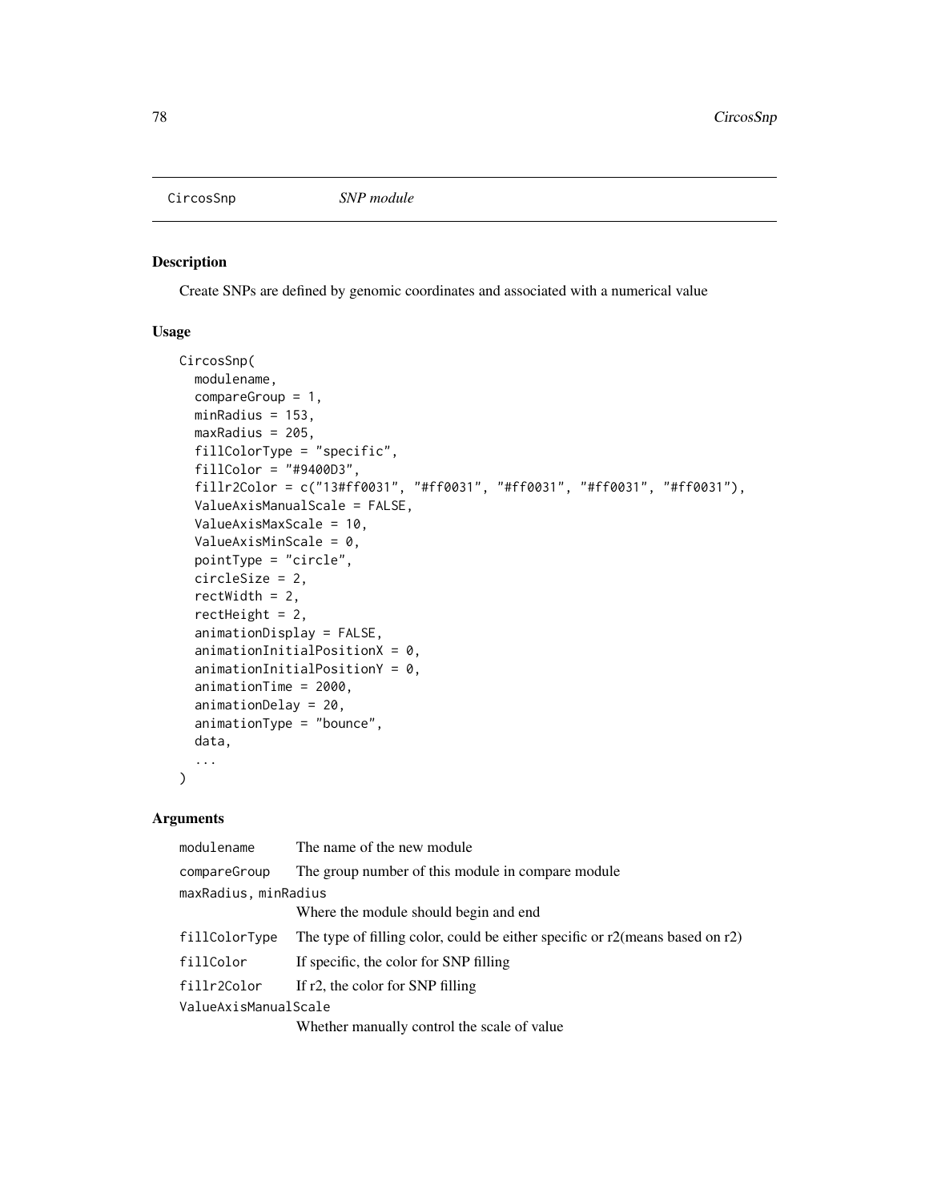CircosSnp *SNP module*

## Description

Create SNPs are defined by genomic coordinates and associated with a numerical value

## Usage

```
CircosSnp(
  modulename,
  compareGroup = 1,
  minRadius = 153,
  maxRadius = 205,
  fillColorType = "specific",
  fillColor = "#9400D3",
  fillr2Color = c("13#ff0031", "#ff0031", "#ff0031", "#ff0031", "#ff0031"),
  ValueAxisManualScale = FALSE,
  ValueAxisMaxScale = 10,
  ValueAxisMinScale = 0,
  pointType = "circle",
  circleSize = 2,
  rectWidth = 2,
  rectHeight = 2,
  animationDisplay = FALSE,
  animationInitialPositionX = 0,
  animationInitialPositionY = 0,
  animationTime = 2000,
  animationDelay = 20,
  animationType = "bounce",
  data,
  ...
)
```

## Arguments

| | |
|---|---|
| modulename | The name of the new module |
| compareGroup | The group number of this module in compare module |
| maxRadius, minRadius | Where the module should begin and end |
| fillColorType | The type of filling color, could be either specific or r2(means based on r2) |
| fillColor | If specific, the color for SNP filling |
| fillr2Color | If r2, the color for SNP filling |
| ValueAxisManualScale | Whether manually control the scale of value |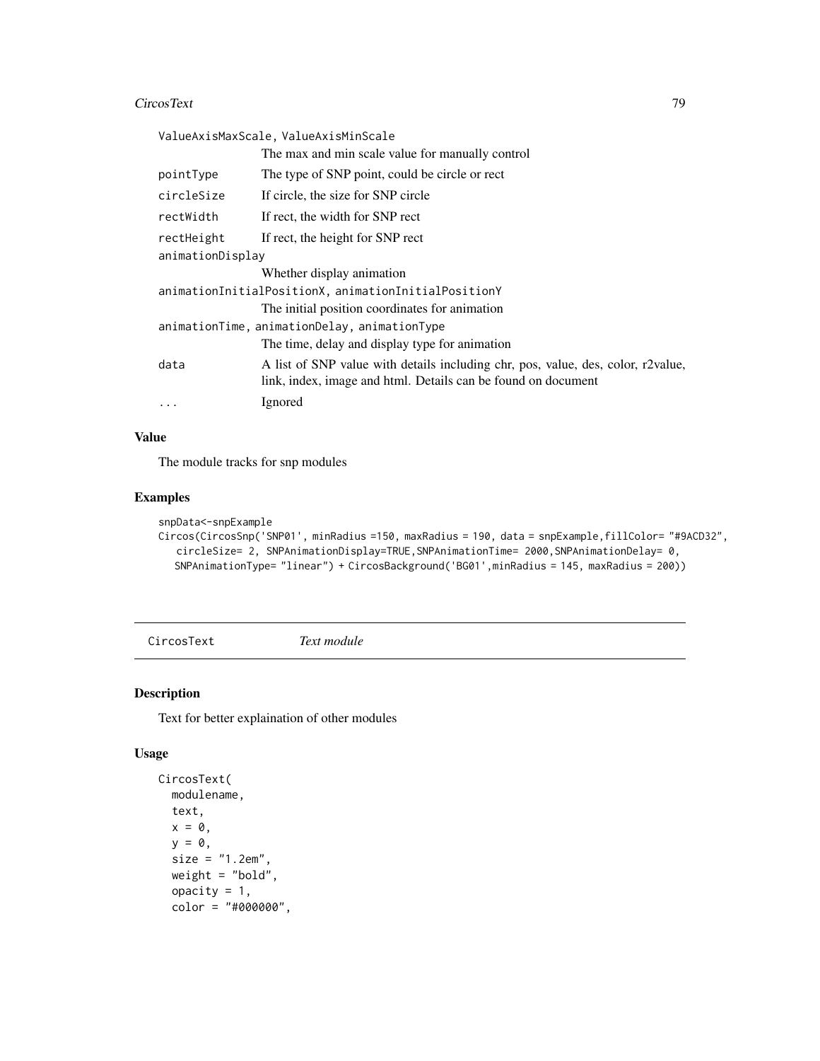| | |
|---|---|
| ValueAxisMaxScale, ValueAxisMinScale | The max and min scale value for manually control |
| pointType | The type of SNP point, could be circle or rect |
| circleSize | If circle, the size for SNP circle |
| rectWidth | If rect, the width for SNP rect |
| rectHeight | If rect, the height for SNP rect |
| animationDisplay | Whether display animation |
| animationInitialPositionX, animationInitialPositionY | The initial position coordinates for animation |
| animationTime, animationDelay, animationType | The time, delay and display type for animation |
| data | A list of SNP value with details including chr, pos, value, des, color, r2value, link, index, image and html. Details can be found on document |
| ... | Ignored |

## Value

The module tracks for snp modules

## Examples

```
snpData<-snpExample
Circos(CircosSnp('SNP01', minRadius =150, maxRadius = 190, data = snpExample,fillColor= "#9ACD32",
   circleSize= 2, SNPAnimationDisplay=TRUE,SNPAnimationTime= 2000,SNPAnimationDelay= 0,
   SNPAnimationType= "linear") + CircosBackground('BG01',minRadius = 145, maxRadius = 200))
```

---

# CircosText — *Text module*

## Description

Text for better explaination of other modules

## Usage

```
CircosText(
  modulename,
  text,
  x = 0,
  y = 0,
  size = "1.2em",
  weight = "bold",
  opacity = 1,
  color = "#000000",
```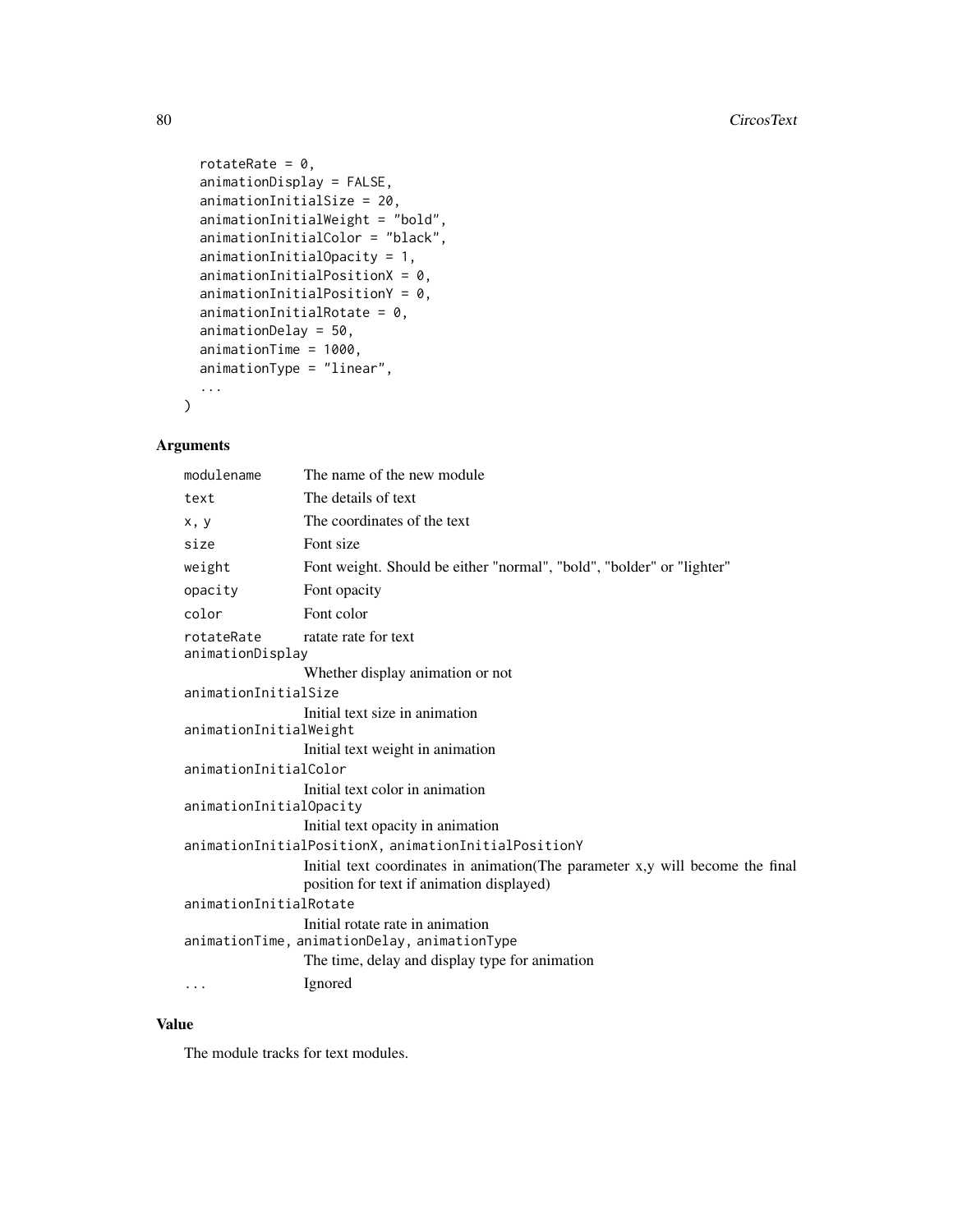```
  rotateRate = 0,
  animationDisplay = FALSE,
  animationInitialSize = 20,
  animationInitialWeight = "bold",
  animationInitialColor = "black",
  animationInitialOpacity = 1,
  animationInitialPositionX = 0,
  animationInitialPositionY = 0,
  animationInitialRotate = 0,
  animationDelay = 50,
  animationTime = 1000,
  animationType = "linear",
  ...
)
```

## Arguments

| | |
|---|---|
| `modulename` | The name of the new module |
| `text` | The details of text |
| `x, y` | The coordinates of the text |
| `size` | Font size |
| `weight` | Font weight. Should be either "normal", "bold", "bolder" or "lighter" |
| `opacity` | Font opacity |
| `color` | Font color |
| `rotateRate` | ratate rate for text |
| `animationDisplay` | Whether display animation or not |
| `animationInitialSize` | Initial text size in animation |
| `animationInitialWeight` | Initial text weight in animation |
| `animationInitialColor` | Initial text color in animation |
| `animationInitialOpacity` | Initial text opacity in animation |
| `animationInitialPositionX, animationInitialPositionY` | Initial text coordinates in animation(The parameter x,y will become the final position for text if animation displayed) |
| `animationInitialRotate` | Initial rotate rate in animation |
| `animationTime, animationDelay, animationType` | The time, delay and display type for animation |
| `...` | Ignored |

## Value

The module tracks for text modules.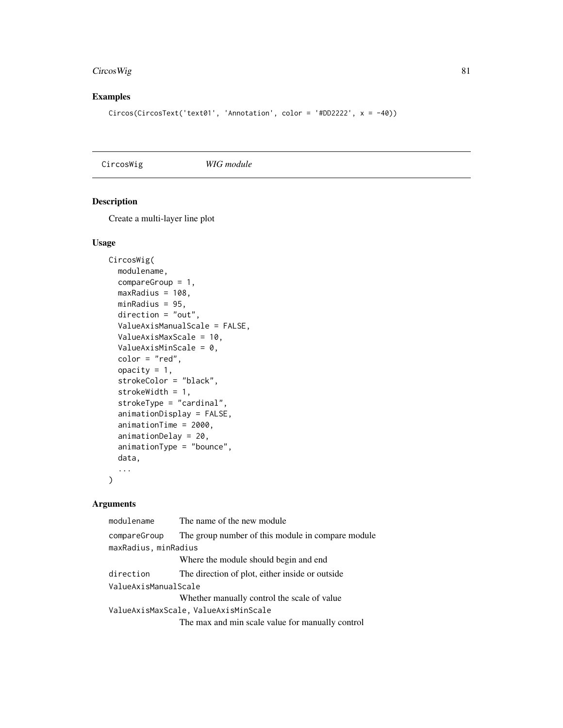## Examples

```
Circos(CircosText('text01', 'Annotation', color = '#DD2222', x = -40))
```

---

# CircosWig        *WIG module*

## Description

Create a multi-layer line plot

## Usage

```
CircosWig(
  modulename,
  compareGroup = 1,
  maxRadius = 108,
  minRadius = 95,
  direction = "out",
  ValueAxisManualScale = FALSE,
  ValueAxisMaxScale = 10,
  ValueAxisMinScale = 0,
  color = "red",
  opacity = 1,
  strokeColor = "black",
  strokeWidth = 1,
  strokeType = "cardinal",
  animationDisplay = FALSE,
  animationTime = 2000,
  animationDelay = 20,
  animationType = "bounce",
  data,
  ...
)
```

## Arguments

| | |
|---|---|
| modulename | The name of the new module |
| compareGroup | The group number of this module in compare module |
| maxRadius, minRadius | Where the module should begin and end |
| direction | The direction of plot, either inside or outside |
| ValueAxisManualScale | Whether manually control the scale of value |
| ValueAxisMaxScale, ValueAxisMinScale | The max and min scale value for manually control |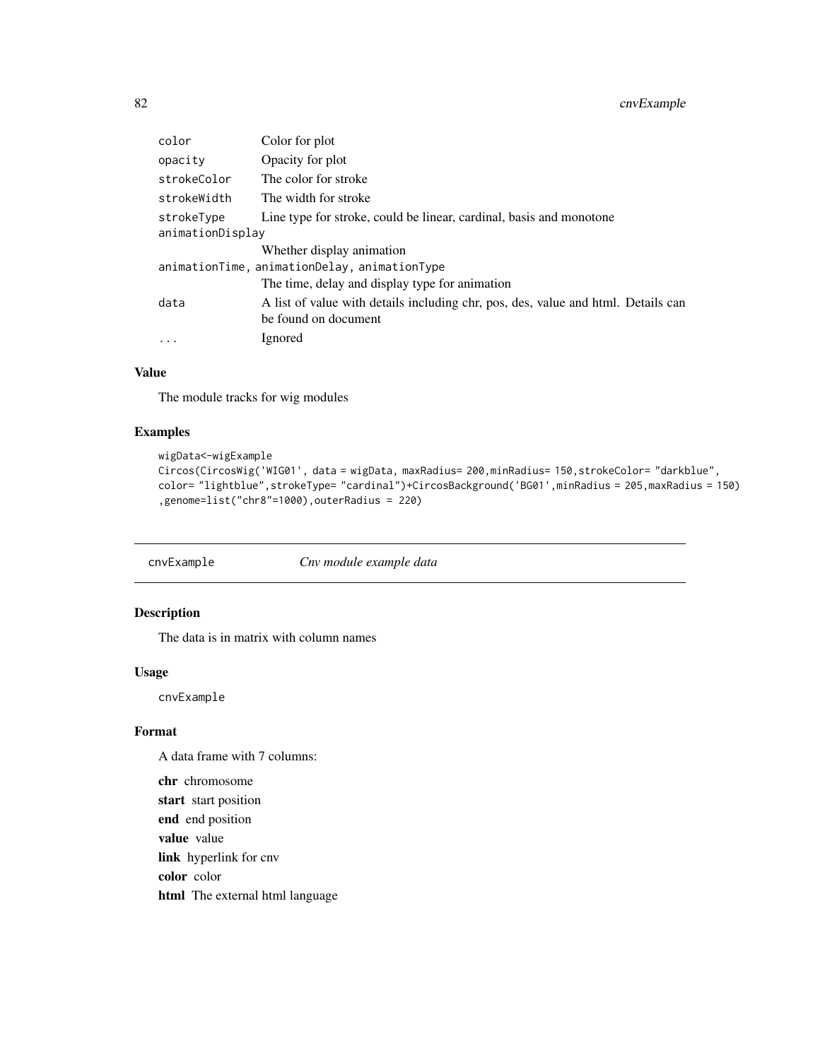| | |
|---|---|
| `color` | Color for plot |
| `opacity` | Opacity for plot |
| `strokeColor` | The color for stroke |
| `strokeWidth` | The width for stroke |
| `strokeType` | Line type for stroke, could be linear, cardinal, basis and monotone |
| `animationDisplay` | Whether display animation |
| `animationTime, animationDelay, animationType` | The time, delay and display type for animation |
| `data` | A list of value with details including chr, pos, des, value and html. Details can be found on document |
| `...` | Ignored |

### Value

The module tracks for wig modules

### Examples

```
wigData<-wigExample
Circos(CircosWig('WIG01', data = wigData, maxRadius= 200,minRadius= 150,strokeColor= "darkblue",
color= "lightblue",strokeType= "cardinal")+CircosBackground('BG01',minRadius = 205,maxRadius = 150)
,genome=list("chr8"=1000),outerRadius = 220)
```

---

## cnvExample &nbsp;&nbsp;&nbsp; *Cnv module example data*

### Description

The data is in matrix with column names

### Usage

```
cnvExample
```

### Format

A data frame with 7 columns:

**chr** chromosome
**start** start position
**end** end position
**value** value
**link** hyperlink for cnv
**color** color
**html** The external html language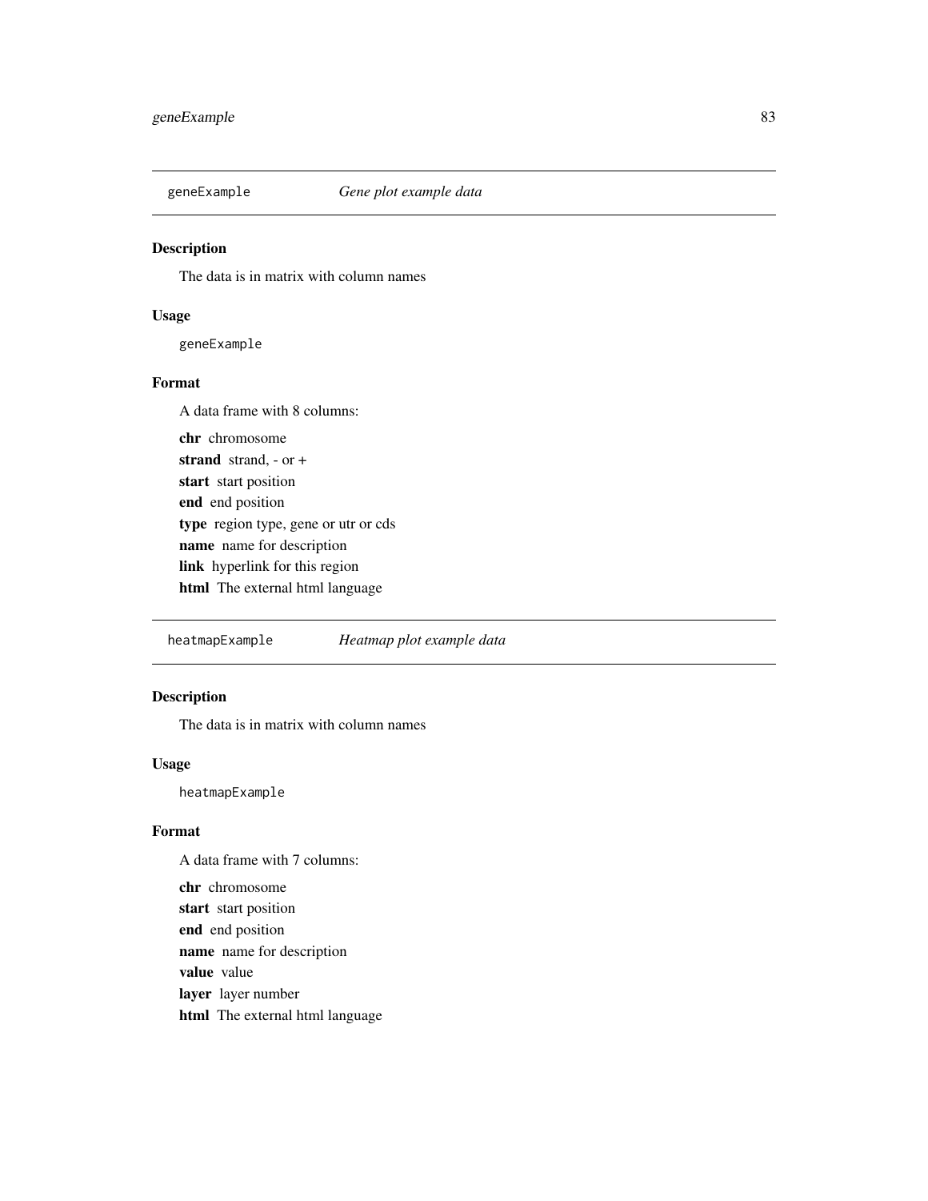## geneExample *Gene plot example data*

### Description

The data is in matrix with column names

### Usage

```
geneExample
```

### Format

A data frame with 8 columns:

**chr** chromosome
**strand** strand, - or +
**start** start position
**end** end position
**type** region type, gene or utr or cds
**name** name for description
**link** hyperlink for this region
**html** The external html language

## heatmapExample *Heatmap plot example data*

### Description

The data is in matrix with column names

### Usage

```
heatmapExample
```

### Format

A data frame with 7 columns:

**chr** chromosome
**start** start position
**end** end position
**name** name for description
**value** value
**layer** layer number
**html** The external html language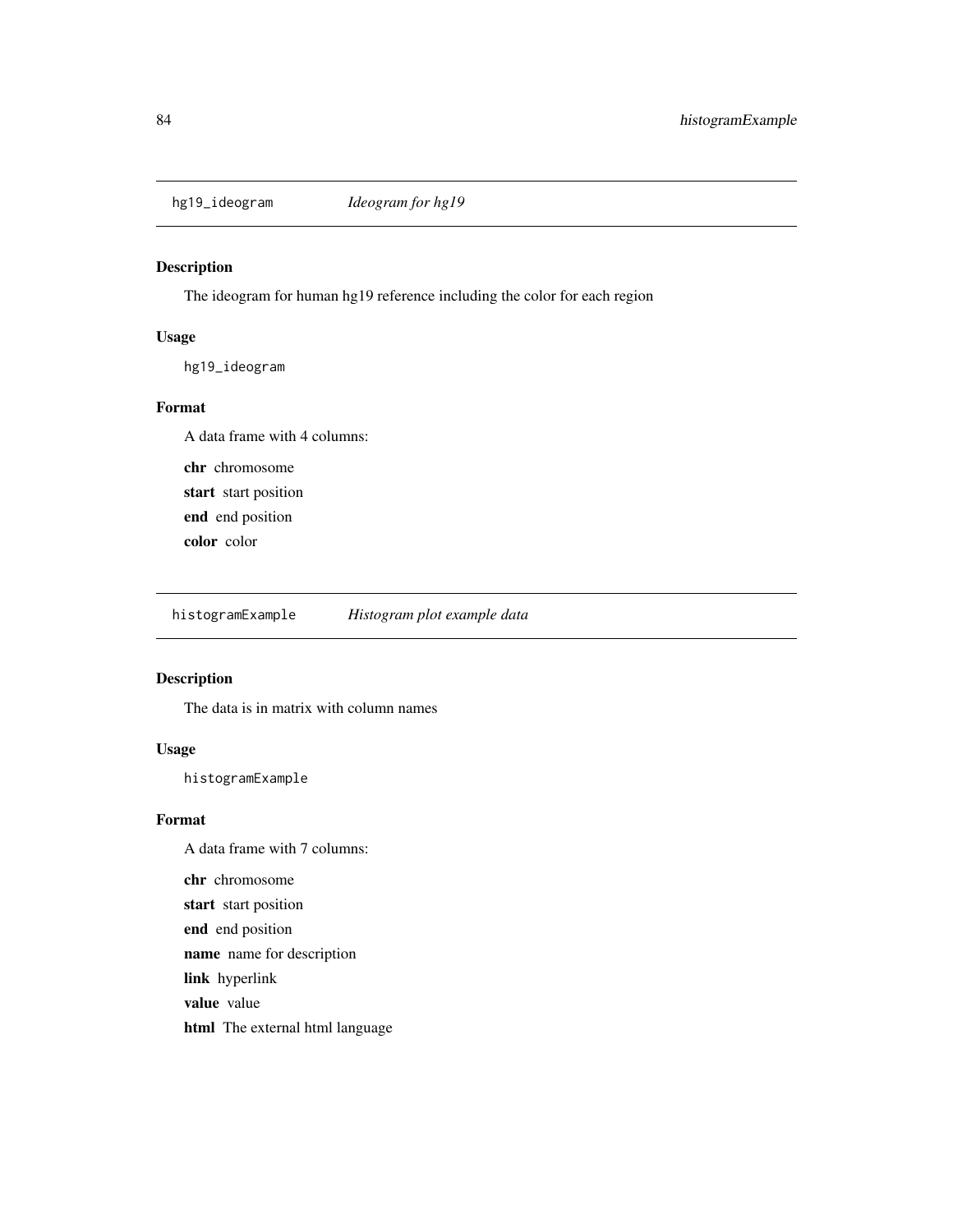## hg19_ideogram *Ideogram for hg19*

### Description

The ideogram for human hg19 reference including the color for each region

### Usage

```
hg19_ideogram
```

### Format

A data frame with 4 columns:

**chr** chromosome

**start** start position

**end** end position

**color** color

## histogramExample *Histogram plot example data*

### Description

The data is in matrix with column names

### Usage

```
histogramExample
```

### Format

A data frame with 7 columns:

**chr** chromosome

**start** start position

**end** end position

**name** name for description

**link** hyperlink

**value** value

**html** The external html language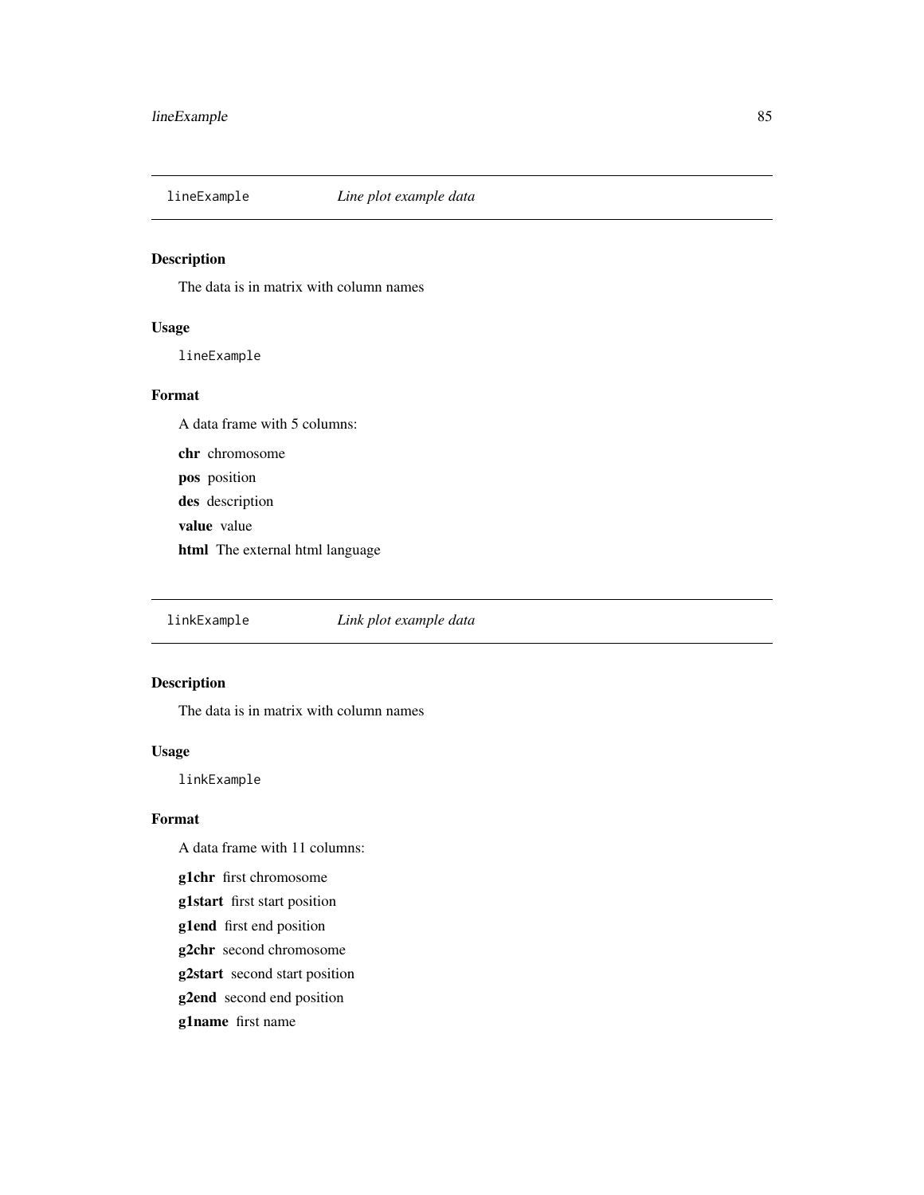## lineExample *Line plot example data*

### Description

The data is in matrix with column names

### Usage

```
lineExample
```

### Format

A data frame with 5 columns:

**chr** chromosome

**pos** position

**des** description

**value** value

**html** The external html language

## linkExample *Link plot example data*

### Description

The data is in matrix with column names

### Usage

```
linkExample
```

### Format

A data frame with 11 columns:

**g1chr** first chromosome

**g1start** first start position

**g1end** first end position

**g2chr** second chromosome

**g2start** second start position

**g2end** second end position

**g1name** first name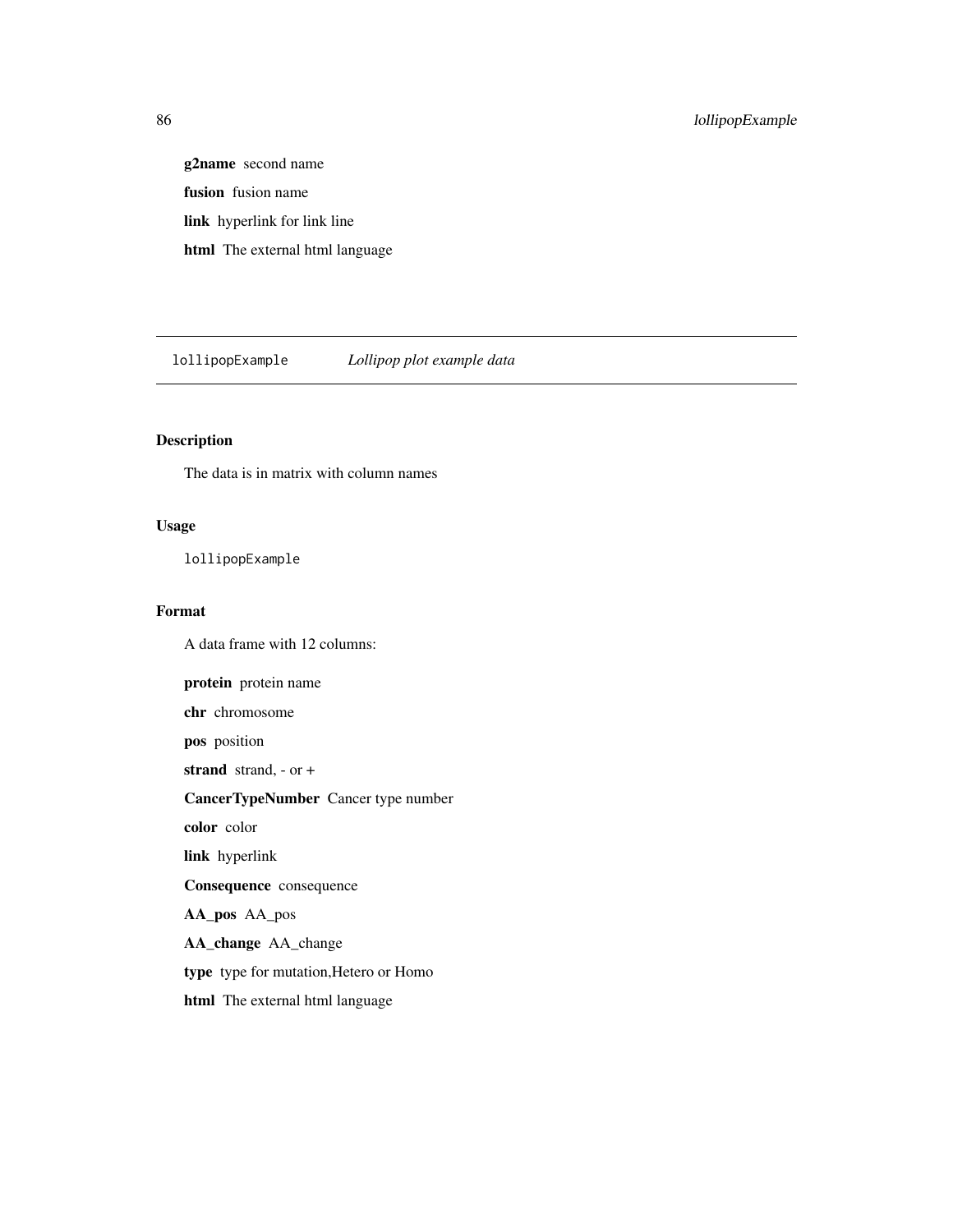**g2name** second name

**fusion** fusion name

**link** hyperlink for link line

**html** The external html language

---

`lollipopExample` *Lollipop plot example data*

---

## Description

The data is in matrix with column names

## Usage

```
lollipopExample
```

## Format

A data frame with 12 columns:

**protein** protein name

**chr** chromosome

**pos** position

**strand** strand, - or +

**CancerTypeNumber** Cancer type number

**color** color

**link** hyperlink

**Consequence** consequence

**AA_pos** AA_pos

**AA_change** AA_change

**type** type for mutation,Hetero or Homo

**html** The external html language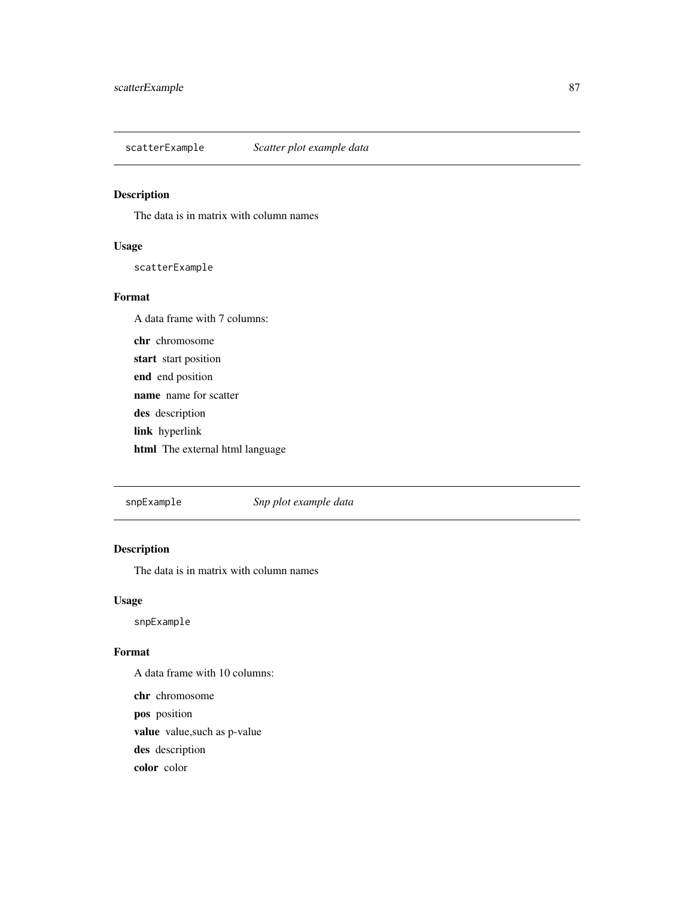## scatterExample — *Scatter plot example data*

### Description

The data is in matrix with column names

### Usage

```
scatterExample
```

### Format

A data frame with 7 columns:

**chr** chromosome

**start** start position

**end** end position

**name** name for scatter

**des** description

**link** hyperlink

**html** The external html language

## snpExample — *Snp plot example data*

### Description

The data is in matrix with column names

### Usage

```
snpExample
```

### Format

A data frame with 10 columns:

**chr** chromosome

**pos** position

**value** value,such as p-value

**des** description

**color** color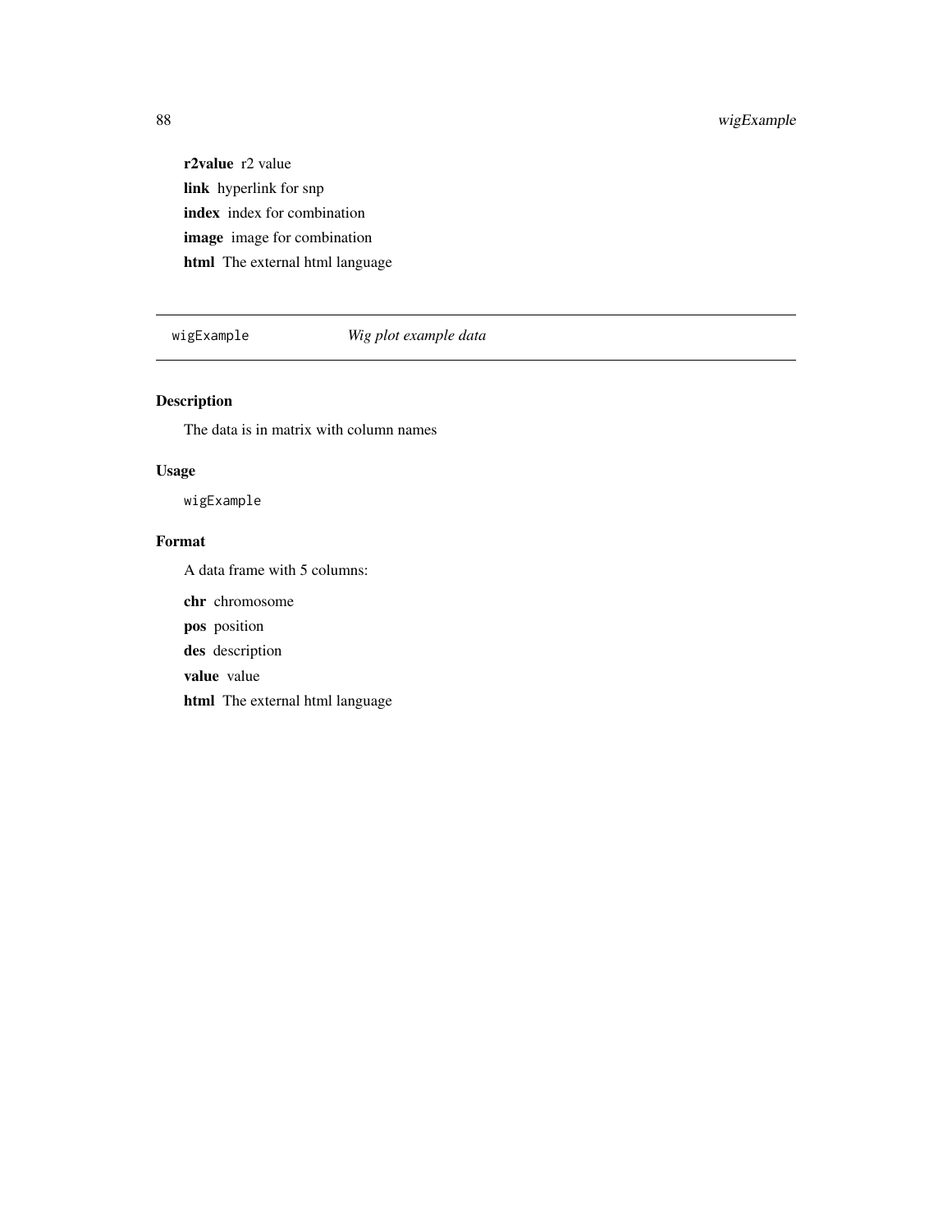**r2value** r2 value

**link** hyperlink for snp

**index** index for combination

**image** image for combination

**html** The external html language

---

## wigExample *Wig plot example data*

---

### Description

The data is in matrix with column names

### Usage

```
wigExample
```

### Format

A data frame with 5 columns:

**chr** chromosome

**pos** position

**des** description

**value** value

**html** The external html language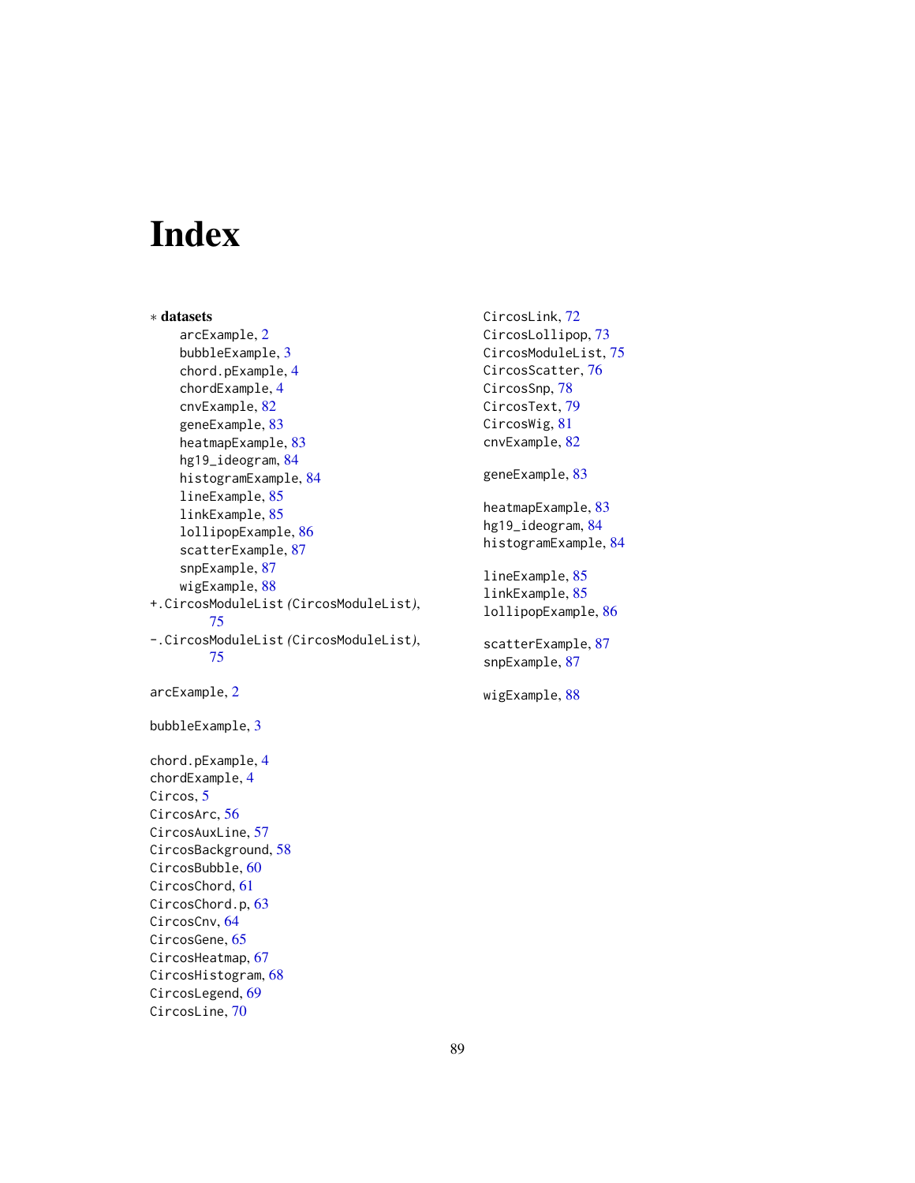# Index

∗ **datasets**
- arcExample, 2
- bubbleExample, 3
- chord.pExample, 4
- chordExample, 4
- cnvExample, 82
- geneExample, 83
- heatmapExample, 83
- hg19_ideogram, 84
- histogramExample, 84
- lineExample, 85
- linkExample, 85
- lollipopExample, 86
- scatterExample, 87
- snpExample, 87
- wigExample, 88

+.CircosModuleList *(*CircosModuleList*)*, 75

-.CircosModuleList *(*CircosModuleList*)*, 75

arcExample, 2

bubbleExample, 3

chord.pExample, 4
chordExample, 4
Circos, 5
CircosArc, 56
CircosAuxLine, 57
CircosBackground, 58
CircosBubble, 60
CircosChord, 61
CircosChord.p, 63
CircosCnv, 64
CircosGene, 65
CircosHeatmap, 67
CircosHistogram, 68
CircosLegend, 69
CircosLine, 70
CircosLink, 72
CircosLollipop, 73
CircosModuleList, 75
CircosScatter, 76
CircosSnp, 78
CircosText, 79
CircosWig, 81
cnvExample, 82

geneExample, 83

heatmapExample, 83
hg19_ideogram, 84
histogramExample, 84

lineExample, 85
linkExample, 85
lollipopExample, 86

scatterExample, 87
snpExample, 87

wigExample, 88